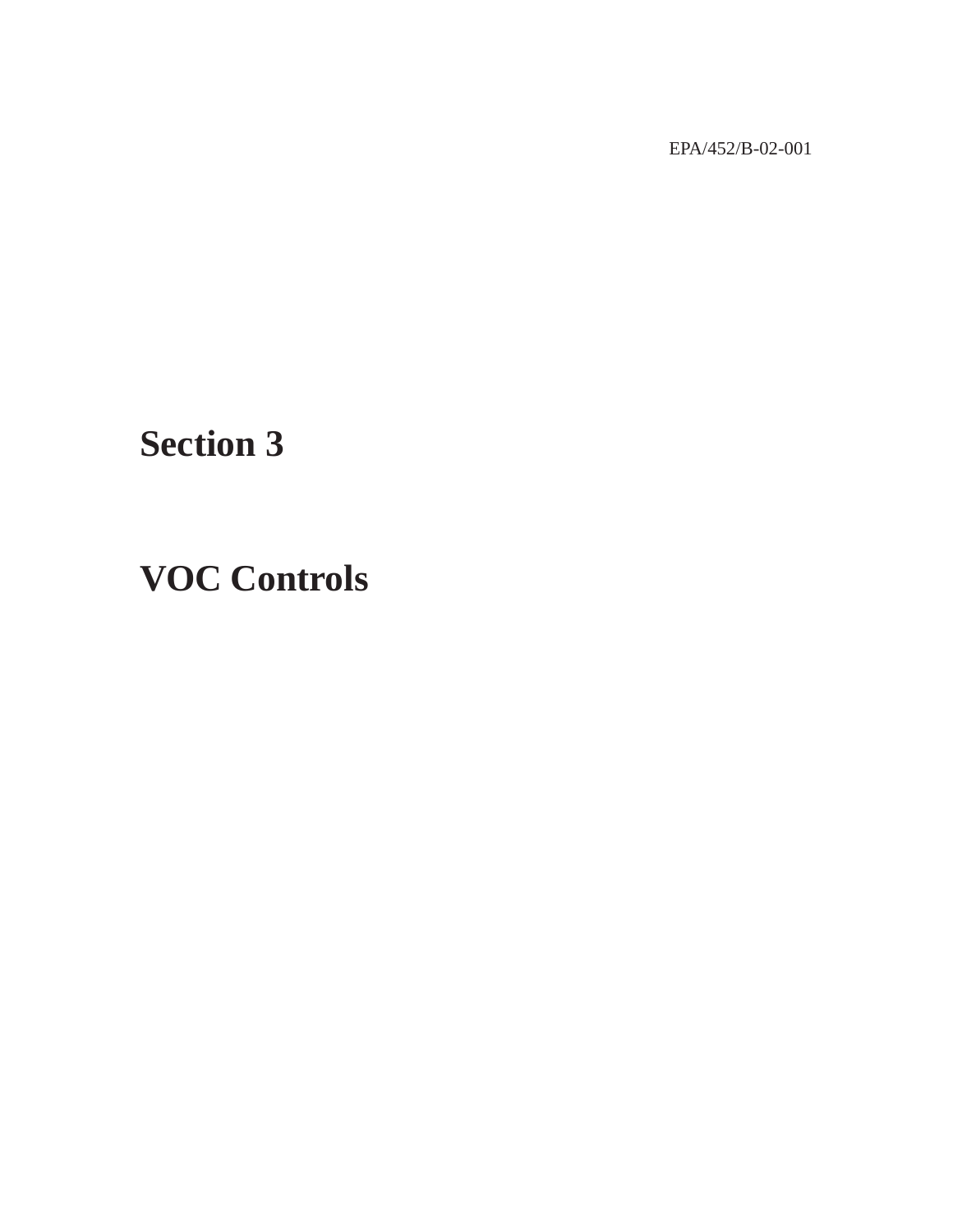EPA/452/B-02-001

# Section 3

# VOC Controls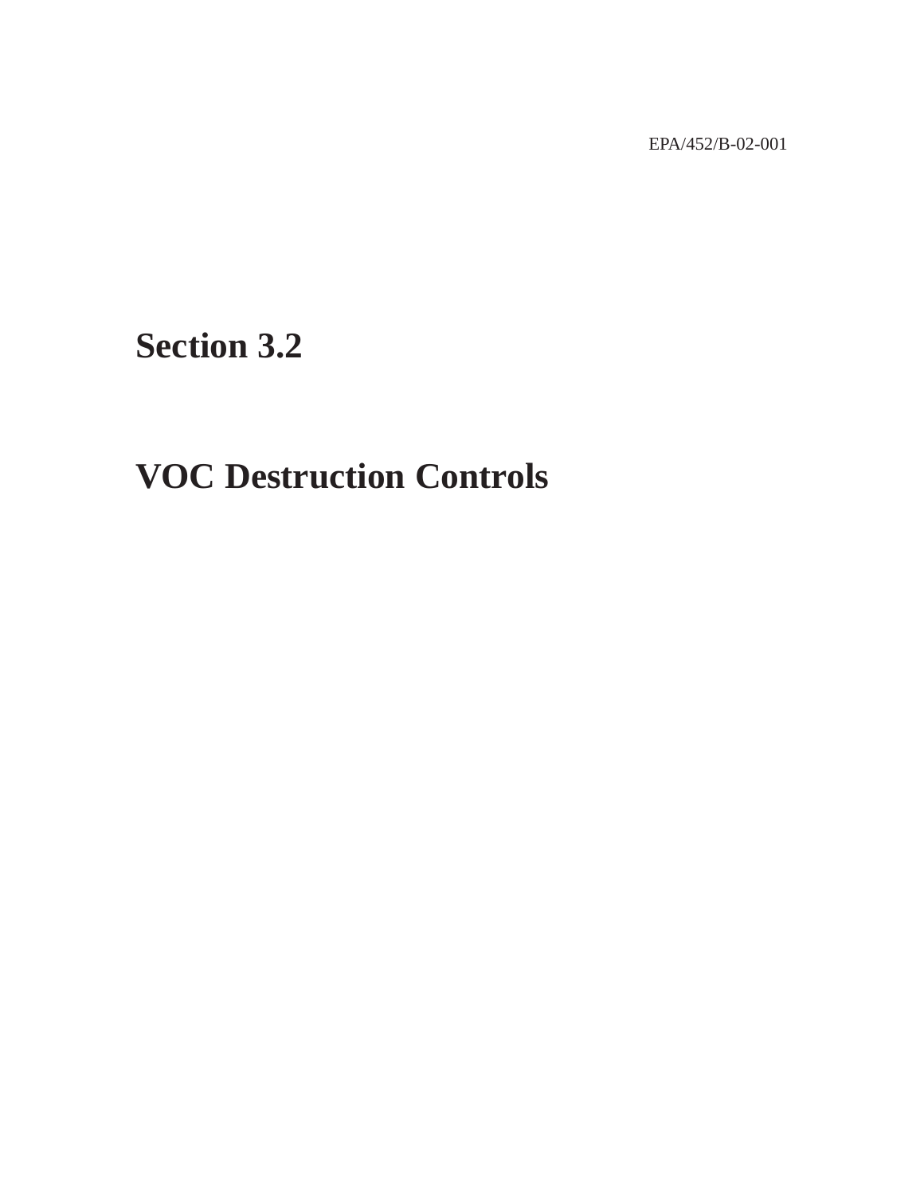EPA/452/B-02-001

# Section 3.2

# VOC Destruction Controls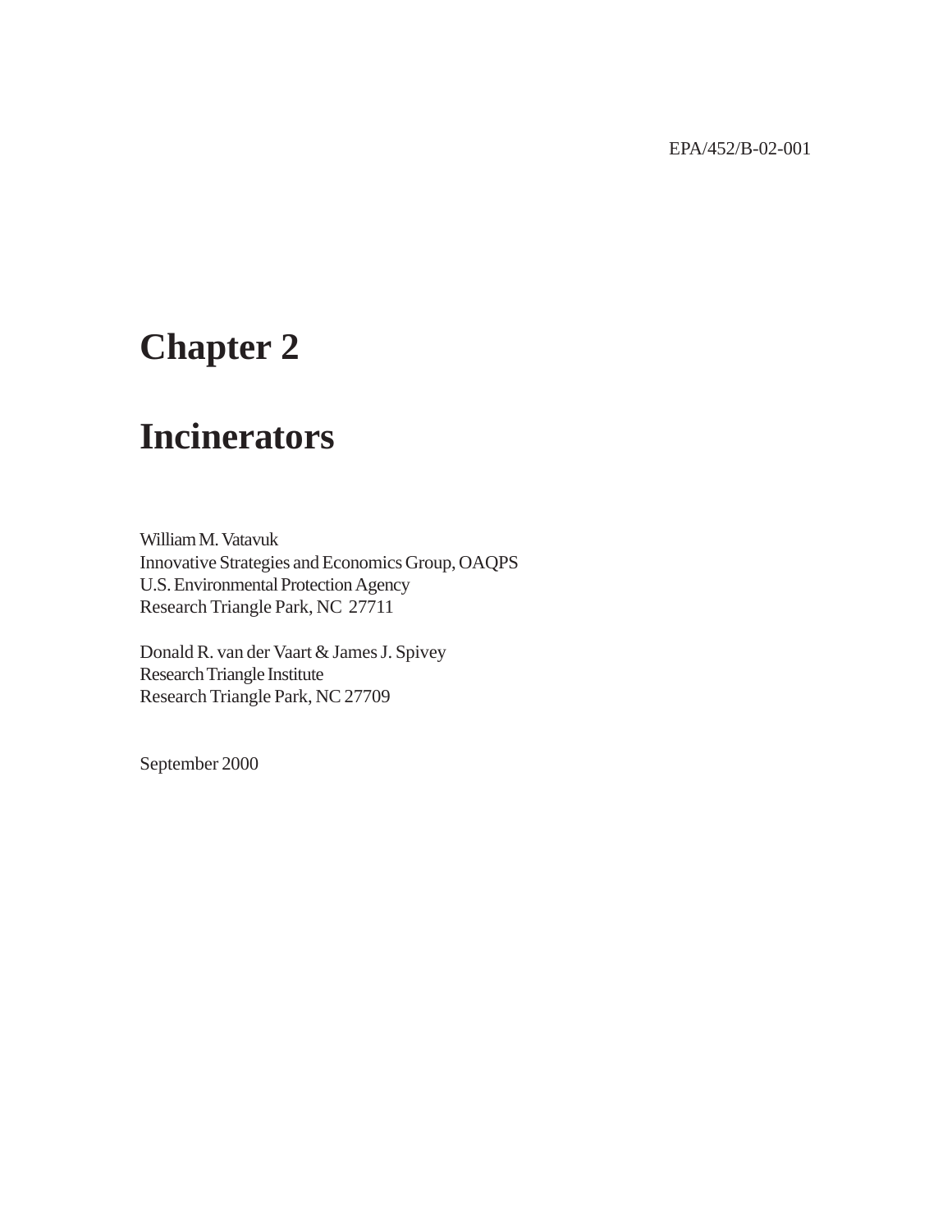EPA/452/B-02-001

# Chapter 2

# Incinerators

William M. Vatavuk
Innovative Strategies and Economics Group, OAQPS
U.S. Environmental Protection Agency
Research Triangle Park, NC 27711

Donald R. van der Vaart & James J. Spivey
Research Triangle Institute
Research Triangle Park, NC 27709

September 2000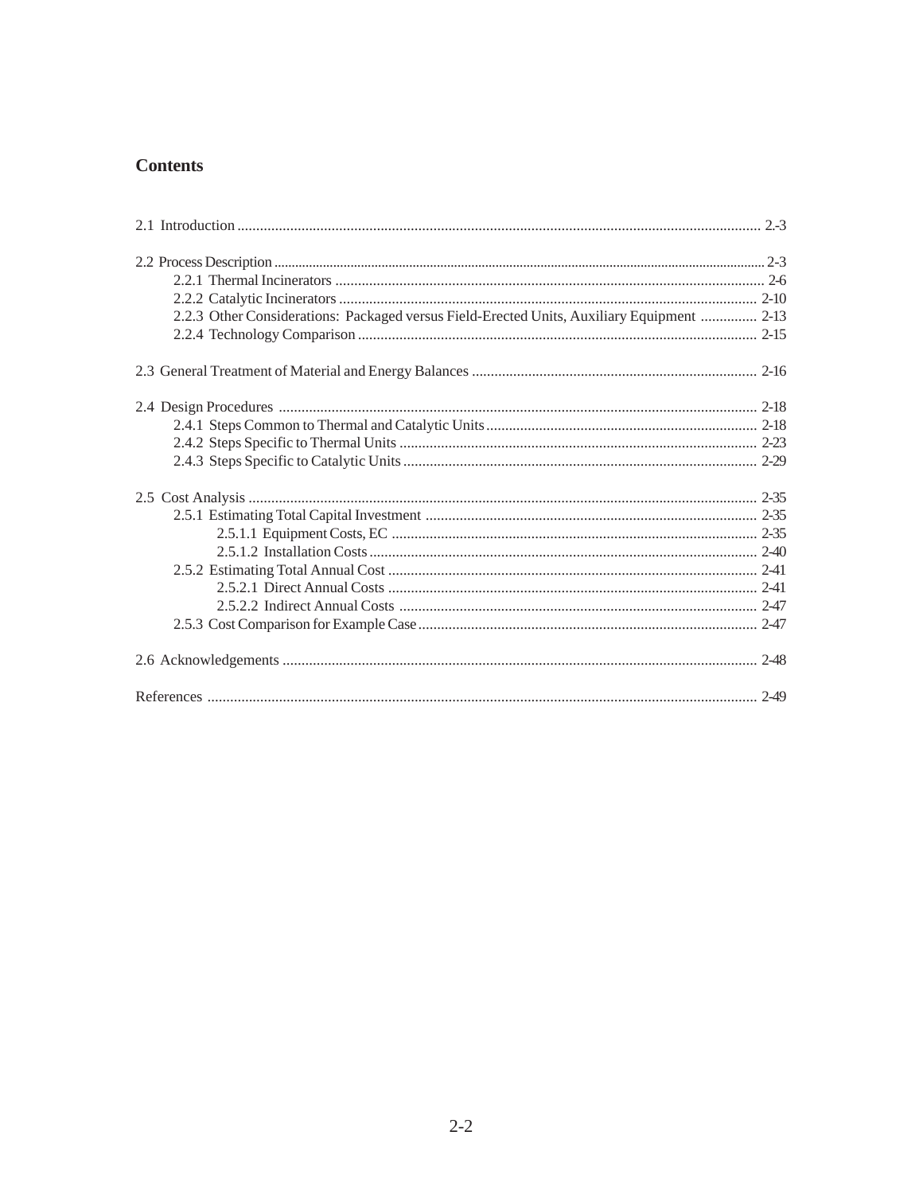## Contents

2.1 Introduction .......... 2.-3

2.2 Process Description .......... 2-3
- 2.2.1 Thermal Incinerators .......... 2-6
- 2.2.2 Catalytic Incinerators .......... 2-10
- 2.2.3 Other Considerations: Packaged versus Field-Erected Units, Auxiliary Equipment .......... 2-13
- 2.2.4 Technology Comparison .......... 2-15

2.3 General Treatment of Material and Energy Balances .......... 2-16

2.4 Design Procedures .......... 2-18
- 2.4.1 Steps Common to Thermal and Catalytic Units .......... 2-18
- 2.4.2 Steps Specific to Thermal Units .......... 2-23
- 2.4.3 Steps Specific to Catalytic Units .......... 2-29

2.5 Cost Analysis .......... 2-35
- 2.5.1 Estimating Total Capital Investment .......... 2-35
  - 2.5.1.1 Equipment Costs, EC .......... 2-35
  - 2.5.1.2 Installation Costs .......... 2-40
- 2.5.2 Estimating Total Annual Cost .......... 2-41
  - 2.5.2.1 Direct Annual Costs .......... 2-41
  - 2.5.2.2 Indirect Annual Costs .......... 2-47
- 2.5.3 Cost Comparison for Example Case .......... 2-47

2.6 Acknowledgements .......... 2-48

References .......... 2-49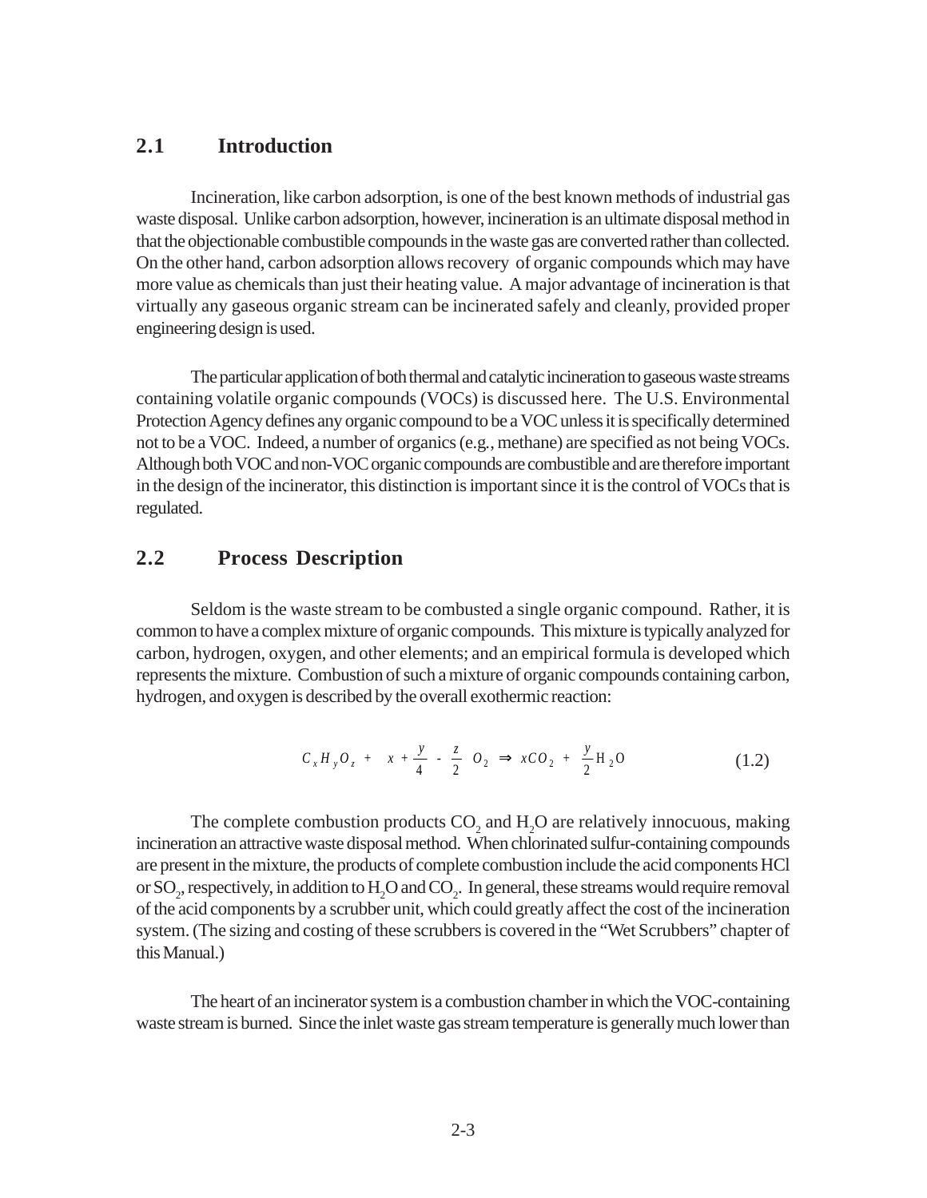## 2.1 Introduction

Incineration, like carbon adsorption, is one of the best known methods of industrial gas waste disposal. Unlike carbon adsorption, however, incineration is an ultimate disposal method in that the objectionable combustible compounds in the waste gas are converted rather than collected. On the other hand, carbon adsorption allows recovery of organic compounds which may have more value as chemicals than just their heating value. A major advantage of incineration is that virtually any gaseous organic stream can be incinerated safely and cleanly, provided proper engineering design is used.

The particular application of both thermal and catalytic incineration to gaseous waste streams containing volatile organic compounds (VOCs) is discussed here. The U.S. Environmental Protection Agency defines any organic compound to be a VOC unless it is specifically determined not to be a VOC. Indeed, a number of organics (e.g., methane) are specified as not being VOCs. Although both VOC and non-VOC organic compounds are combustible and are therefore important in the design of the incinerator, this distinction is important since it is the control of VOCs that is regulated.

## 2.2 Process Description

Seldom is the waste stream to be combusted a single organic compound. Rather, it is common to have a complex mixture of organic compounds. This mixture is typically analyzed for carbon, hydrogen, oxygen, and other elements; and an empirical formula is developed which represents the mixture. Combustion of such a mixture of organic compounds containing carbon, hydrogen, and oxygen is described by the overall exothermic reaction:

$$C_xH_yO_z + \left(x + \frac{y}{4} - \frac{z}{2}\right)O_2 \Rightarrow xCO_2 + \frac{y}{2}H_2O \tag{1.2}$$

The complete combustion products $CO_2$ and $H_2O$ are relatively innocuous, making incineration an attractive waste disposal method. When chlorinated sulfur-containing compounds are present in the mixture, the products of complete combustion include the acid components HCl or $SO_2$, respectively, in addition to $H_2O$ and $CO_2$. In general, these streams would require removal of the acid components by a scrubber unit, which could greatly affect the cost of the incineration system. (The sizing and costing of these scrubbers is covered in the "Wet Scrubbers" chapter of this Manual.)

The heart of an incinerator system is a combustion chamber in which the VOC-containing waste stream is burned. Since the inlet waste gas stream temperature is generally much lower than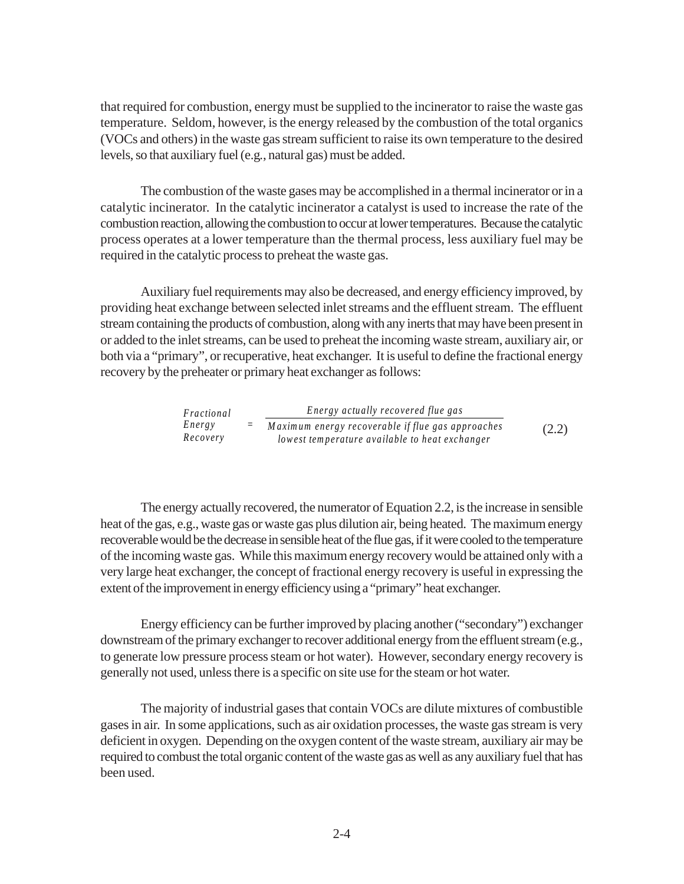that required for combustion, energy must be supplied to the incinerator to raise the waste gas temperature. Seldom, however, is the energy released by the combustion of the total organics (VOCs and others) in the waste gas stream sufficient to raise its own temperature to the desired levels, so that auxiliary fuel (e.g., natural gas) must be added.

The combustion of the waste gases may be accomplished in a thermal incinerator or in a catalytic incinerator. In the catalytic incinerator a catalyst is used to increase the rate of the combustion reaction, allowing the combustion to occur at lower temperatures. Because the catalytic process operates at a lower temperature than the thermal process, less auxiliary fuel may be required in the catalytic process to preheat the waste gas.

Auxiliary fuel requirements may also be decreased, and energy efficiency improved, by providing heat exchange between selected inlet streams and the effluent stream. The effluent stream containing the products of combustion, along with any inerts that may have been present in or added to the inlet streams, can be used to preheat the incoming waste stream, auxiliary air, or both via a "primary", or recuperative, heat exchanger. It is useful to define the fractional energy recovery by the preheater or primary heat exchanger as follows:

$$\begin{array}{l}\textit{Fractional} \\ \textit{Energy} \\ \textit{Recovery}\end{array} = \frac{\textit{Energy actually recovered flue gas}}{\begin{array}{c}\textit{Maximum energy recoverable if flue gas approaches} \\ \textit{lowest temperature available to heat exchanger}\end{array}} \tag{2.2}$$

The energy actually recovered, the numerator of Equation 2.2, is the increase in sensible heat of the gas, e.g., waste gas or waste gas plus dilution air, being heated. The maximum energy recoverable would be the decrease in sensible heat of the flue gas, if it were cooled to the temperature of the incoming waste gas. While this maximum energy recovery would be attained only with a very large heat exchanger, the concept of fractional energy recovery is useful in expressing the extent of the improvement in energy efficiency using a "primary" heat exchanger.

Energy efficiency can be further improved by placing another ("secondary") exchanger downstream of the primary exchanger to recover additional energy from the effluent stream (e.g., to generate low pressure process steam or hot water). However, secondary energy recovery is generally not used, unless there is a specific on site use for the steam or hot water.

The majority of industrial gases that contain VOCs are dilute mixtures of combustible gases in air. In some applications, such as air oxidation processes, the waste gas stream is very deficient in oxygen. Depending on the oxygen content of the waste stream, auxiliary air may be required to combust the total organic content of the waste gas as well as any auxiliary fuel that has been used.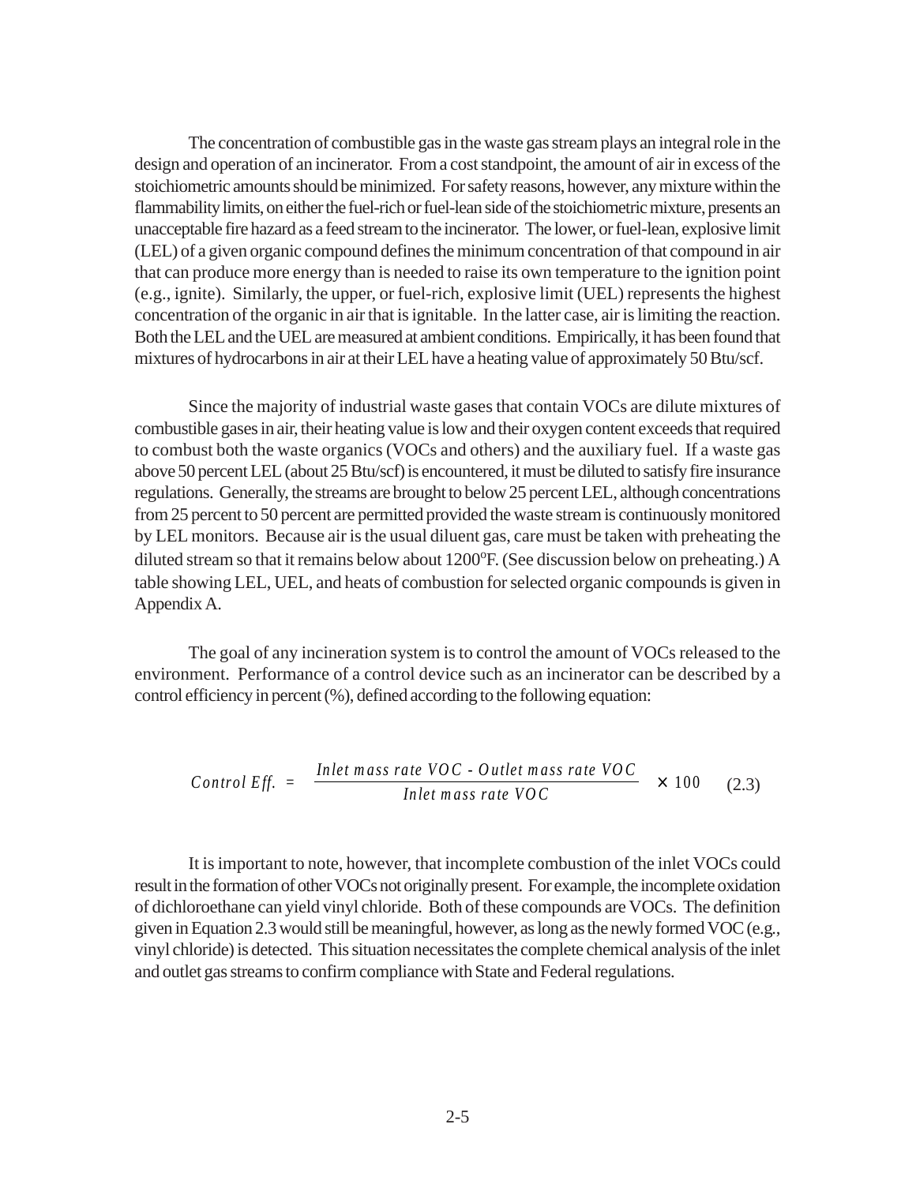The concentration of combustible gas in the waste gas stream plays an integral role in the design and operation of an incinerator. From a cost standpoint, the amount of air in excess of the stoichiometric amounts should be minimized. For safety reasons, however, any mixture within the flammability limits, on either the fuel-rich or fuel-lean side of the stoichiometric mixture, presents an unacceptable fire hazard as a feed stream to the incinerator. The lower, or fuel-lean, explosive limit (LEL) of a given organic compound defines the minimum concentration of that compound in air that can produce more energy than is needed to raise its own temperature to the ignition point (e.g., ignite). Similarly, the upper, or fuel-rich, explosive limit (UEL) represents the highest concentration of the organic in air that is ignitable. In the latter case, air is limiting the reaction. Both the LEL and the UEL are measured at ambient conditions. Empirically, it has been found that mixtures of hydrocarbons in air at their LEL have a heating value of approximately 50 Btu/scf.

Since the majority of industrial waste gases that contain VOCs are dilute mixtures of combustible gases in air, their heating value is low and their oxygen content exceeds that required to combust both the waste organics (VOCs and others) and the auxiliary fuel. If a waste gas above 50 percent LEL (about 25 Btu/scf) is encountered, it must be diluted to satisfy fire insurance regulations. Generally, the streams are brought to below 25 percent LEL, although concentrations from 25 percent to 50 percent are permitted provided the waste stream is continuously monitored by LEL monitors. Because air is the usual diluent gas, care must be taken with preheating the diluted stream so that it remains below about 1200°F. (See discussion below on preheating.) A table showing LEL, UEL, and heats of combustion for selected organic compounds is given in Appendix A.

The goal of any incineration system is to control the amount of VOCs released to the environment. Performance of a control device such as an incinerator can be described by a control efficiency in percent (%), defined according to the following equation:

$$\text{Control Eff.} = \frac{\text{Inlet mass rate VOC - Outlet mass rate VOC}}{\text{Inlet mass rate VOC}} \times 100 \qquad (2.3)$$

It is important to note, however, that incomplete combustion of the inlet VOCs could result in the formation of other VOCs not originally present. For example, the incomplete oxidation of dichloroethane can yield vinyl chloride. Both of these compounds are VOCs. The definition given in Equation 2.3 would still be meaningful, however, as long as the newly formed VOC (e.g., vinyl chloride) is detected. This situation necessitates the complete chemical analysis of the inlet and outlet gas streams to confirm compliance with State and Federal regulations.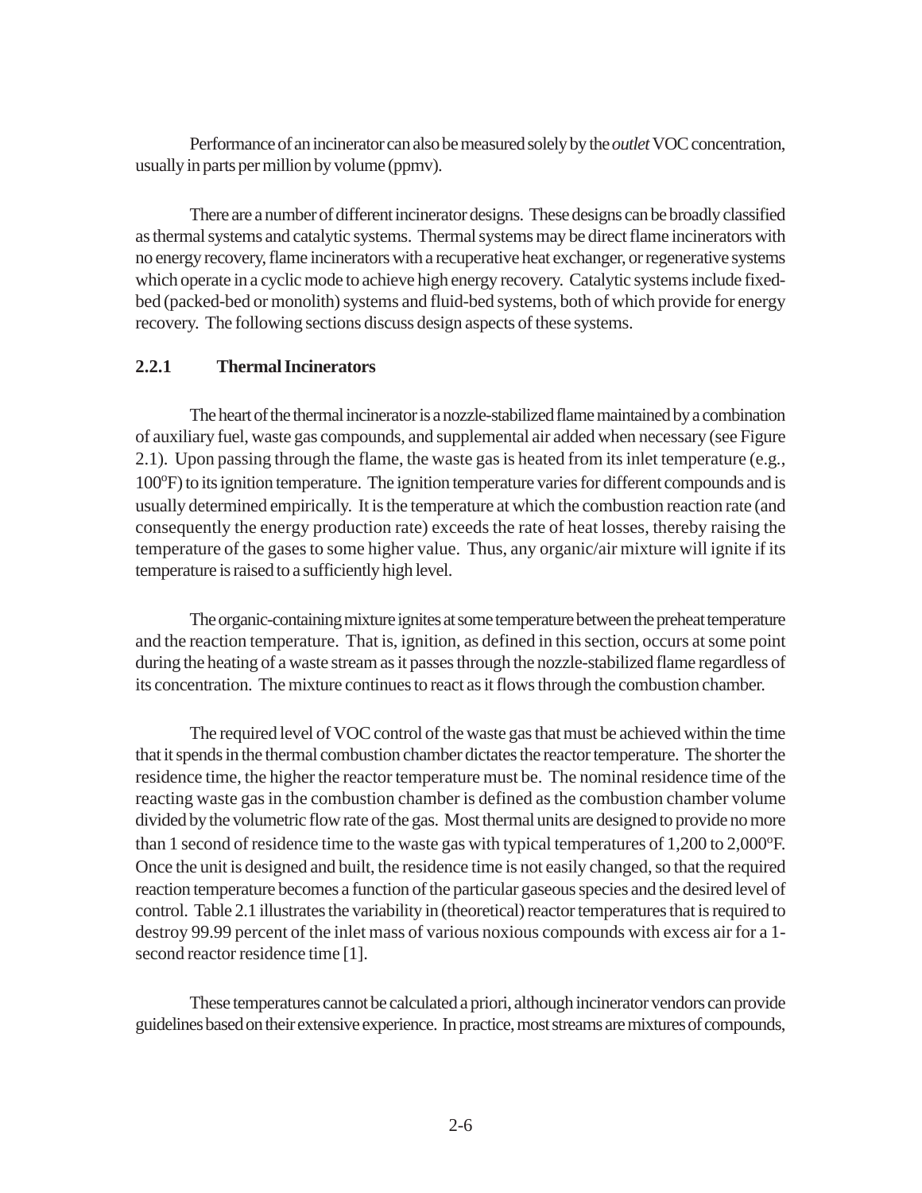Performance of an incinerator can also be measured solely by the *outlet* VOC concentration, usually in parts per million by volume (ppmv).

There are a number of different incinerator designs. These designs can be broadly classified as thermal systems and catalytic systems. Thermal systems may be direct flame incinerators with no energy recovery, flame incinerators with a recuperative heat exchanger, or regenerative systems which operate in a cyclic mode to achieve high energy recovery. Catalytic systems include fixed-bed (packed-bed or monolith) systems and fluid-bed systems, both of which provide for energy recovery. The following sections discuss design aspects of these systems.

### 2.2.1 Thermal Incinerators

The heart of the thermal incinerator is a nozzle-stabilized flame maintained by a combination of auxiliary fuel, waste gas compounds, and supplemental air added when necessary (see Figure 2.1). Upon passing through the flame, the waste gas is heated from its inlet temperature (e.g., $100^{o}$F) to its ignition temperature. The ignition temperature varies for different compounds and is usually determined empirically. It is the temperature at which the combustion reaction rate (and consequently the energy production rate) exceeds the rate of heat losses, thereby raising the temperature of the gases to some higher value. Thus, any organic/air mixture will ignite if its temperature is raised to a sufficiently high level.

The organic-containing mixture ignites at some temperature between the preheat temperature and the reaction temperature. That is, ignition, as defined in this section, occurs at some point during the heating of a waste stream as it passes through the nozzle-stabilized flame regardless of its concentration. The mixture continues to react as it flows through the combustion chamber.

The required level of VOC control of the waste gas that must be achieved within the time that it spends in the thermal combustion chamber dictates the reactor temperature. The shorter the residence time, the higher the reactor temperature must be. The nominal residence time of the reacting waste gas in the combustion chamber is defined as the combustion chamber volume divided by the volumetric flow rate of the gas. Most thermal units are designed to provide no more than 1 second of residence time to the waste gas with typical temperatures of 1,200 to $2,000^{o}$F. Once the unit is designed and built, the residence time is not easily changed, so that the required reaction temperature becomes a function of the particular gaseous species and the desired level of control. Table 2.1 illustrates the variability in (theoretical) reactor temperatures that is required to destroy 99.99 percent of the inlet mass of various noxious compounds with excess air for a 1-second reactor residence time [1].

These temperatures cannot be calculated a priori, although incinerator vendors can provide guidelines based on their extensive experience. In practice, most streams are mixtures of compounds,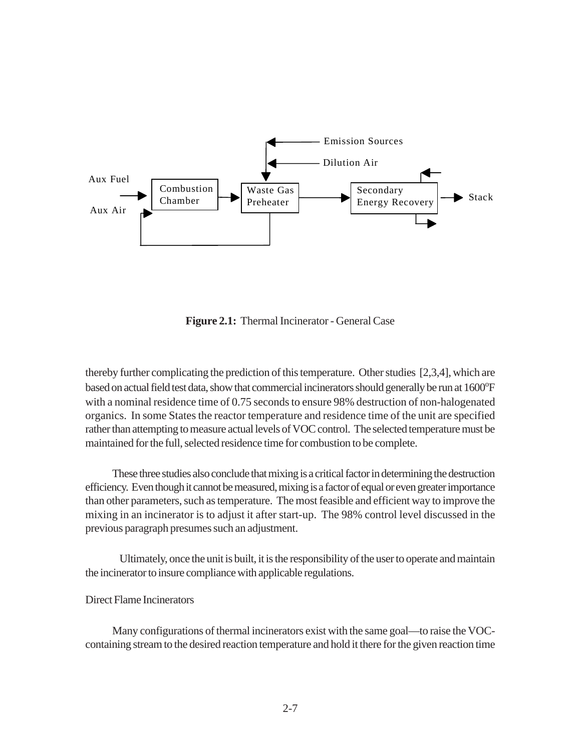**Figure 2.1:** Thermal Incinerator - General Case

thereby further complicating the prediction of this temperature. Other studies [2,3,4], which are based on actual field test data, show that commercial incinerators should generally be run at 1600°F with a nominal residence time of 0.75 seconds to ensure 98% destruction of non-halogenated organics. In some States the reactor temperature and residence time of the unit are specified rather than attempting to measure actual levels of VOC control. The selected temperature must be maintained for the full, selected residence time for combustion to be complete.

These three studies also conclude that mixing is a critical factor in determining the destruction efficiency. Even though it cannot be measured, mixing is a factor of equal or even greater importance than other parameters, such as temperature. The most feasible and efficient way to improve the mixing in an incinerator is to adjust it after start-up. The 98% control level discussed in the previous paragraph presumes such an adjustment.

Ultimately, once the unit is built, it is the responsibility of the user to operate and maintain the incinerator to insure compliance with applicable regulations.

Direct Flame Incinerators

Many configurations of thermal incinerators exist with the same goal—to raise the VOC-containing stream to the desired reaction temperature and hold it there for the given reaction time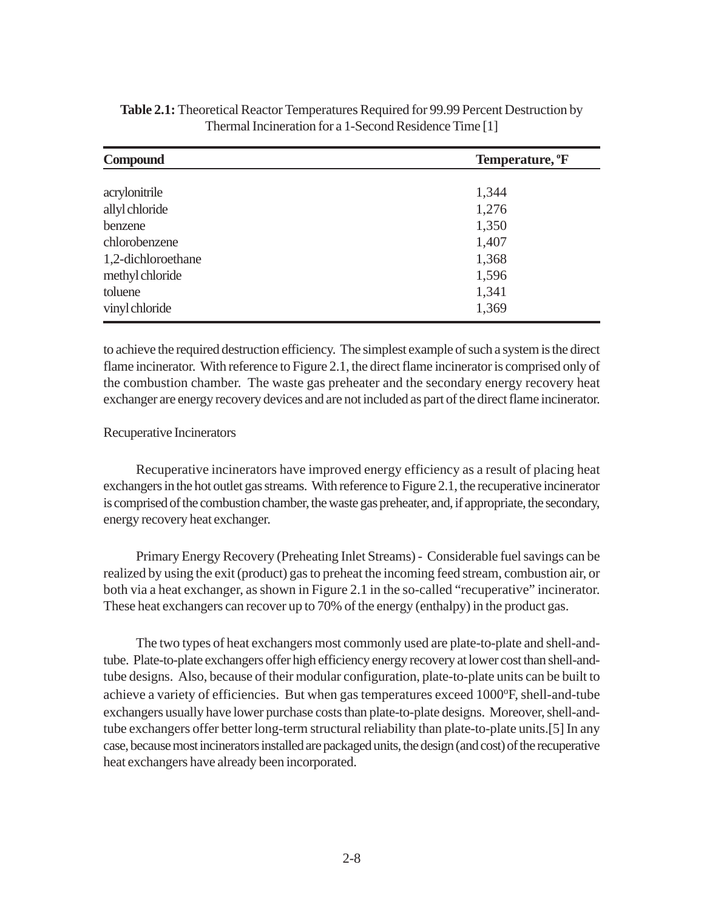**Table 2.1:** Theoretical Reactor Temperatures Required for 99.99 Percent Destruction by Thermal Incineration for a 1-Second Residence Time [1]

| Compound | Temperature, ºF |
|---|---|
| acrylonitrile | 1,344 |
| allyl chloride | 1,276 |
| benzene | 1,350 |
| chlorobenzene | 1,407 |
| 1,2-dichloroethane | 1,368 |
| methyl chloride | 1,596 |
| toluene | 1,341 |
| vinyl chloride | 1,369 |

to achieve the required destruction efficiency. The simplest example of such a system is the direct flame incinerator. With reference to Figure 2.1, the direct flame incinerator is comprised only of the combustion chamber. The waste gas preheater and the secondary energy recovery heat exchanger are energy recovery devices and are not included as part of the direct flame incinerator.

Recuperative Incinerators

Recuperative incinerators have improved energy efficiency as a result of placing heat exchangers in the hot outlet gas streams. With reference to Figure 2.1, the recuperative incinerator is comprised of the combustion chamber, the waste gas preheater, and, if appropriate, the secondary, energy recovery heat exchanger.

Primary Energy Recovery (Preheating Inlet Streams) - Considerable fuel savings can be realized by using the exit (product) gas to preheat the incoming feed stream, combustion air, or both via a heat exchanger, as shown in Figure 2.1 in the so-called "recuperative" incinerator. These heat exchangers can recover up to 70% of the energy (enthalpy) in the product gas.

The two types of heat exchangers most commonly used are plate-to-plate and shell-and-tube. Plate-to-plate exchangers offer high efficiency energy recovery at lower cost than shell-and-tube designs. Also, because of their modular configuration, plate-to-plate units can be built to achieve a variety of efficiencies. But when gas temperatures exceed 1000ºF, shell-and-tube exchangers usually have lower purchase costs than plate-to-plate designs. Moreover, shell-and-tube exchangers offer better long-term structural reliability than plate-to-plate units.[5] In any case, because most incinerators installed are packaged units, the design (and cost) of the recuperative heat exchangers have already been incorporated.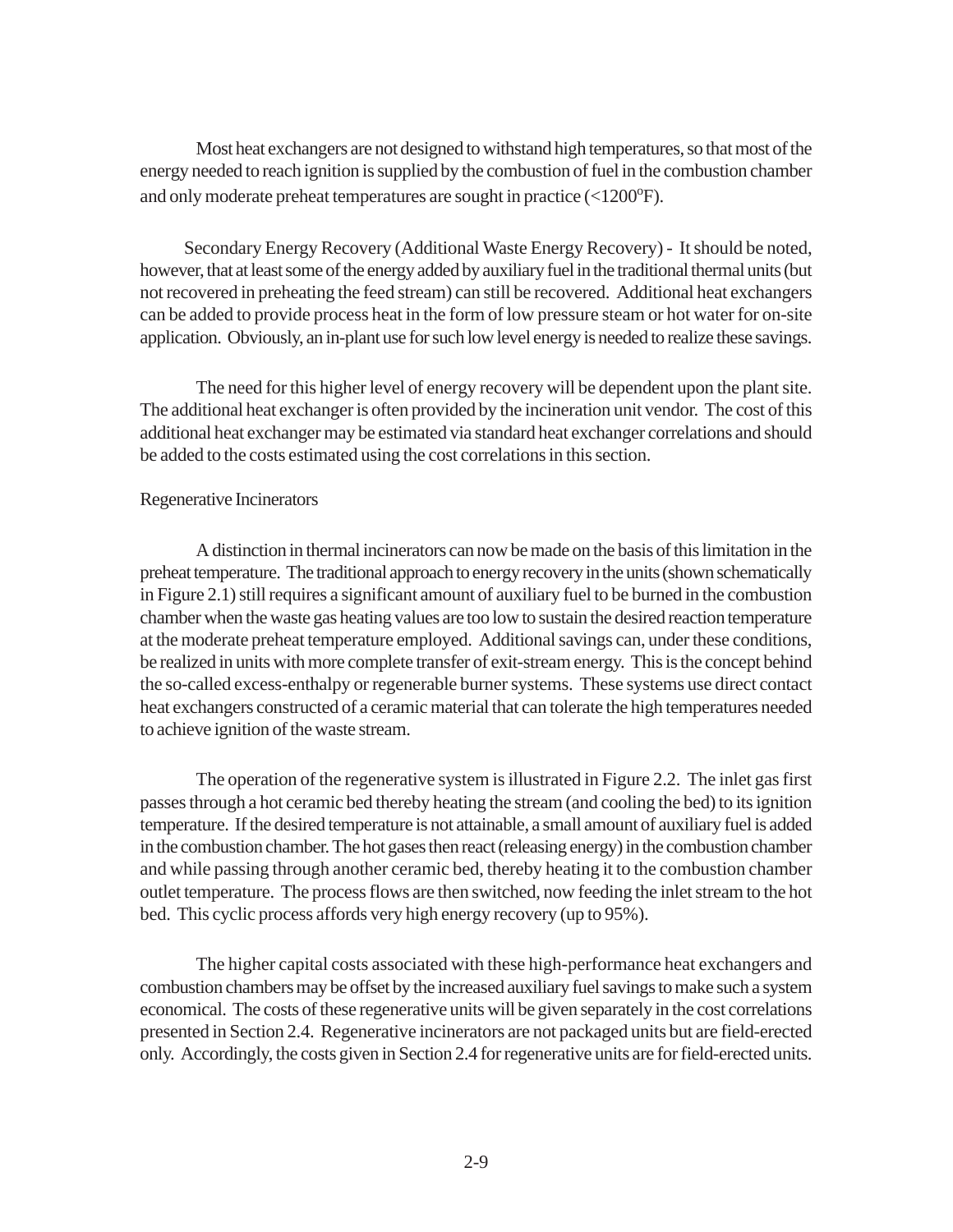Most heat exchangers are not designed to withstand high temperatures, so that most of the energy needed to reach ignition is supplied by the combustion of fuel in the combustion chamber and only moderate preheat temperatures are sought in practice (<1200$^{o}$F).

Secondary Energy Recovery (Additional Waste Energy Recovery) - It should be noted, however, that at least some of the energy added by auxiliary fuel in the traditional thermal units (but not recovered in preheating the feed stream) can still be recovered. Additional heat exchangers can be added to provide process heat in the form of low pressure steam or hot water for on-site application. Obviously, an in-plant use for such low level energy is needed to realize these savings.

The need for this higher level of energy recovery will be dependent upon the plant site. The additional heat exchanger is often provided by the incineration unit vendor. The cost of this additional heat exchanger may be estimated via standard heat exchanger correlations and should be added to the costs estimated using the cost correlations in this section.

Regenerative Incinerators

A distinction in thermal incinerators can now be made on the basis of this limitation in the preheat temperature. The traditional approach to energy recovery in the units (shown schematically in Figure 2.1) still requires a significant amount of auxiliary fuel to be burned in the combustion chamber when the waste gas heating values are too low to sustain the desired reaction temperature at the moderate preheat temperature employed. Additional savings can, under these conditions, be realized in units with more complete transfer of exit-stream energy. This is the concept behind the so-called excess-enthalpy or regenerable burner systems. These systems use direct contact heat exchangers constructed of a ceramic material that can tolerate the high temperatures needed to achieve ignition of the waste stream.

The operation of the regenerative system is illustrated in Figure 2.2. The inlet gas first passes through a hot ceramic bed thereby heating the stream (and cooling the bed) to its ignition temperature. If the desired temperature is not attainable, a small amount of auxiliary fuel is added in the combustion chamber. The hot gases then react (releasing energy) in the combustion chamber and while passing through another ceramic bed, thereby heating it to the combustion chamber outlet temperature. The process flows are then switched, now feeding the inlet stream to the hot bed. This cyclic process affords very high energy recovery (up to 95%).

The higher capital costs associated with these high-performance heat exchangers and combustion chambers may be offset by the increased auxiliary fuel savings to make such a system economical. The costs of these regenerative units will be given separately in the cost correlations presented in Section 2.4. Regenerative incinerators are not packaged units but are field-erected only. Accordingly, the costs given in Section 2.4 for regenerative units are for field-erected units.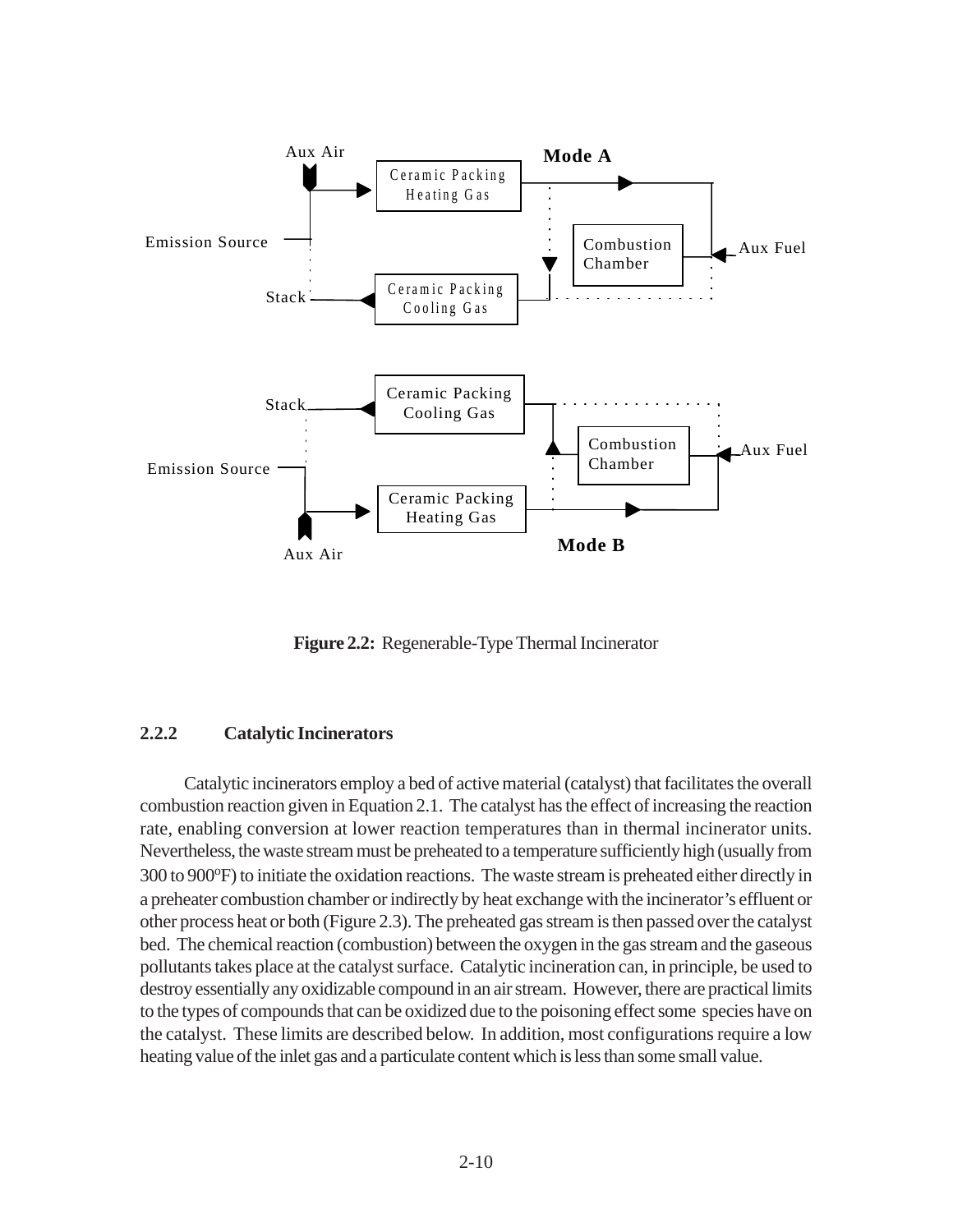Aux Air

**Mode A**

Ceramic Packing Heating Gas

Emission Source

Combustion Chamber

Aux Fuel

Stack

Ceramic Packing Cooling Gas

Stack

Ceramic Packing Cooling Gas

Combustion Chamber

Aux Fuel

Emission Source

Ceramic Packing Heating Gas

**Mode B**

Aux Air

**Figure 2.2:** Regenerable-Type Thermal Incinerator

### 2.2.2 Catalytic Incinerators

Catalytic incinerators employ a bed of active material (catalyst) that facilitates the overall combustion reaction given in Equation 2.1. The catalyst has the effect of increasing the reaction rate, enabling conversion at lower reaction temperatures than in thermal incinerator units. Nevertheless, the waste stream must be preheated to a temperature sufficiently high (usually from 300 to 900$^{o}$F) to initiate the oxidation reactions. The waste stream is preheated either directly in a preheater combustion chamber or indirectly by heat exchange with the incinerator's effluent or other process heat or both (Figure 2.3). The preheated gas stream is then passed over the catalyst bed. The chemical reaction (combustion) between the oxygen in the gas stream and the gaseous pollutants takes place at the catalyst surface. Catalytic incineration can, in principle, be used to destroy essentially any oxidizable compound in an air stream. However, there are practical limits to the types of compounds that can be oxidized due to the poisoning effect some species have on the catalyst. These limits are described below. In addition, most configurations require a low heating value of the inlet gas and a particulate content which is less than some small value.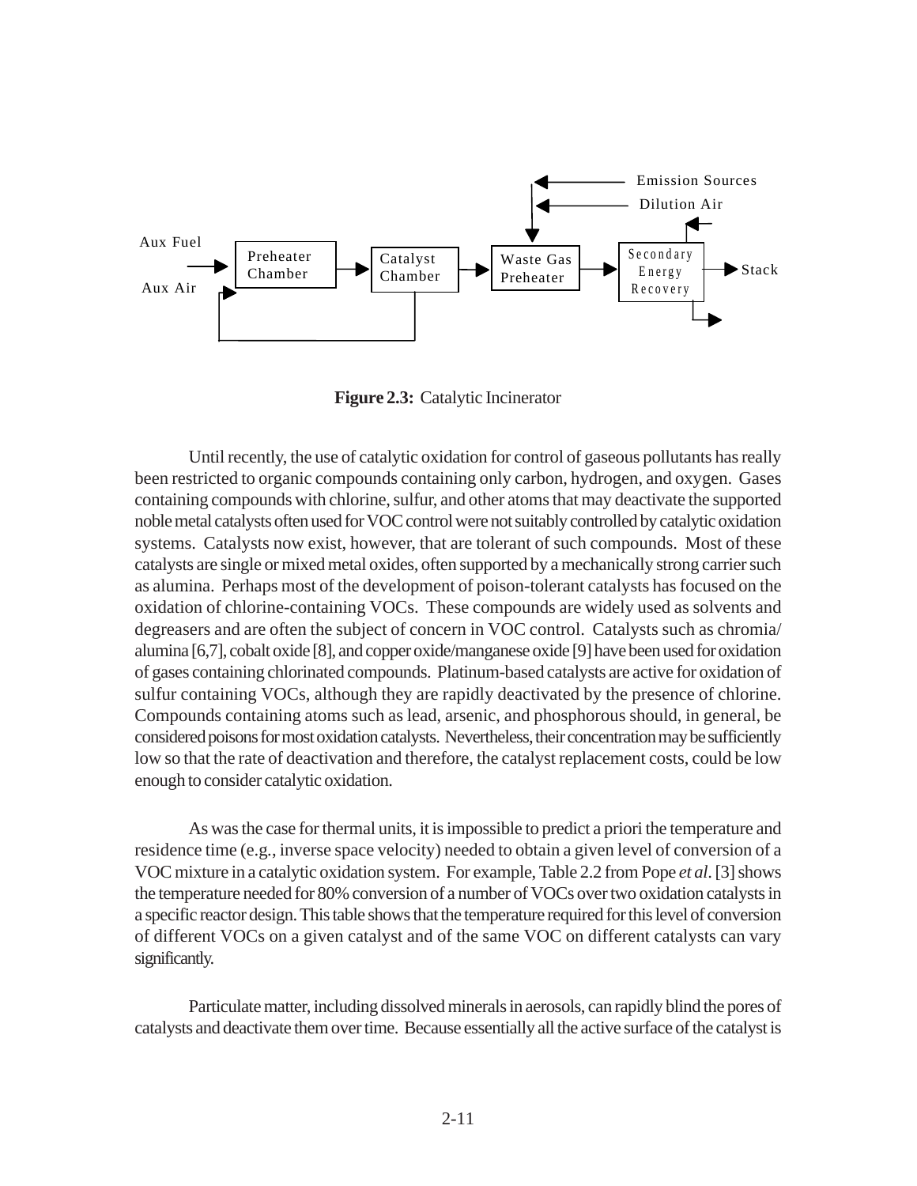**Figure 2.3:** Catalytic Incinerator

Until recently, the use of catalytic oxidation for control of gaseous pollutants has really been restricted to organic compounds containing only carbon, hydrogen, and oxygen. Gases containing compounds with chlorine, sulfur, and other atoms that may deactivate the supported noble metal catalysts often used for VOC control were not suitably controlled by catalytic oxidation systems. Catalysts now exist, however, that are tolerant of such compounds. Most of these catalysts are single or mixed metal oxides, often supported by a mechanically strong carrier such as alumina. Perhaps most of the development of poison-tolerant catalysts has focused on the oxidation of chlorine-containing VOCs. These compounds are widely used as solvents and degreasers and are often the subject of concern in VOC control. Catalysts such as chromia/alumina [6,7], cobalt oxide [8], and copper oxide/manganese oxide [9] have been used for oxidation of gases containing chlorinated compounds. Platinum-based catalysts are active for oxidation of sulfur containing VOCs, although they are rapidly deactivated by the presence of chlorine. Compounds containing atoms such as lead, arsenic, and phosphorous should, in general, be considered poisons for most oxidation catalysts. Nevertheless, their concentration may be sufficiently low so that the rate of deactivation and therefore, the catalyst replacement costs, could be low enough to consider catalytic oxidation.

As was the case for thermal units, it is impossible to predict a priori the temperature and residence time (e.g., inverse space velocity) needed to obtain a given level of conversion of a VOC mixture in a catalytic oxidation system. For example, Table 2.2 from Pope *et al*. [3] shows the temperature needed for 80% conversion of a number of VOCs over two oxidation catalysts in a specific reactor design. This table shows that the temperature required for this level of conversion of different VOCs on a given catalyst and of the same VOC on different catalysts can vary significantly.

Particulate matter, including dissolved minerals in aerosols, can rapidly blind the pores of catalysts and deactivate them over time. Because essentially all the active surface of the catalyst is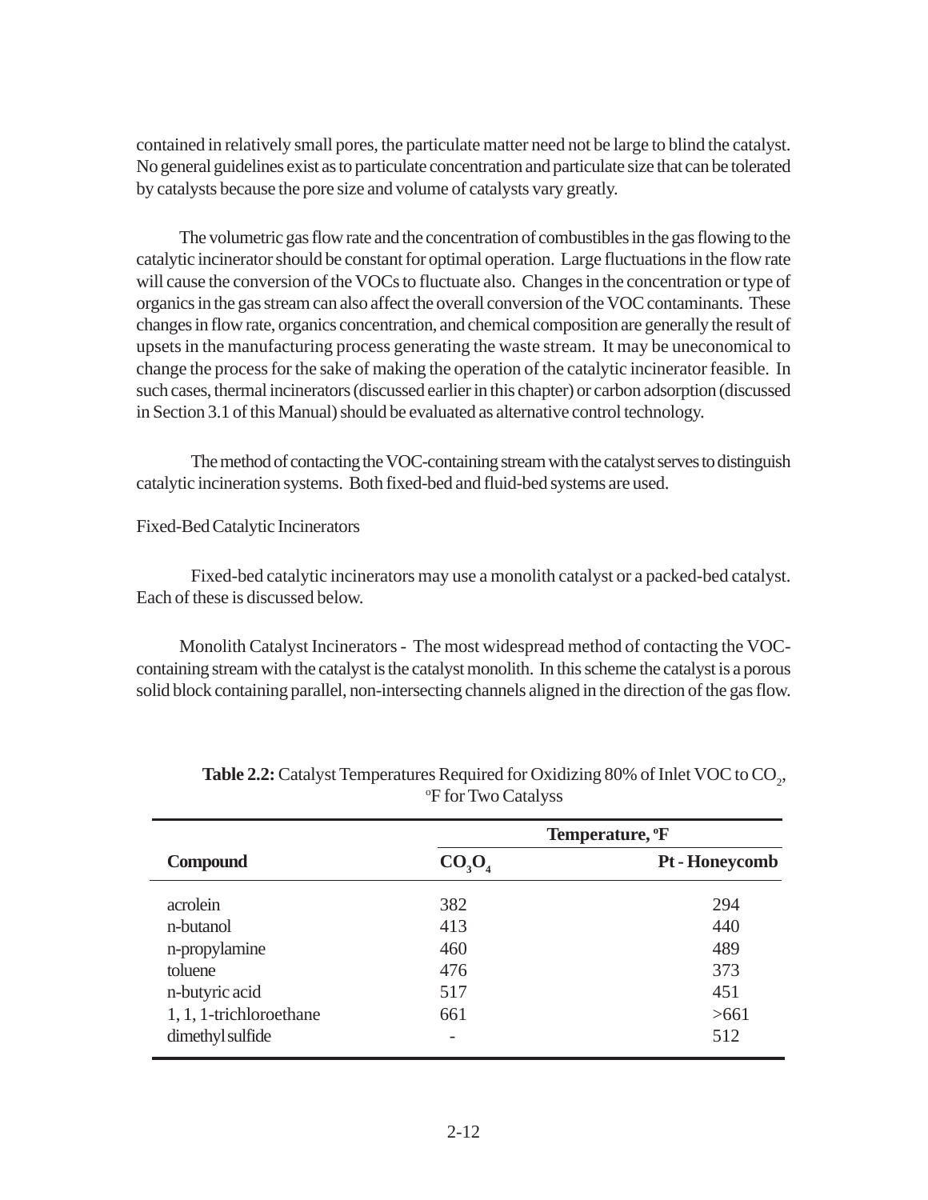contained in relatively small pores, the particulate matter need not be large to blind the catalyst. No general guidelines exist as to particulate concentration and particulate size that can be tolerated by catalysts because the pore size and volume of catalysts vary greatly.

The volumetric gas flow rate and the concentration of combustibles in the gas flowing to the catalytic incinerator should be constant for optimal operation. Large fluctuations in the flow rate will cause the conversion of the VOCs to fluctuate also. Changes in the concentration or type of organics in the gas stream can also affect the overall conversion of the VOC contaminants. These changes in flow rate, organics concentration, and chemical composition are generally the result of upsets in the manufacturing process generating the waste stream. It may be uneconomical to change the process for the sake of making the operation of the catalytic incinerator feasible. In such cases, thermal incinerators (discussed earlier in this chapter) or carbon adsorption (discussed in Section 3.1 of this Manual) should be evaluated as alternative control technology.

The method of contacting the VOC-containing stream with the catalyst serves to distinguish catalytic incineration systems. Both fixed-bed and fluid-bed systems are used.

Fixed-Bed Catalytic Incinerators

Fixed-bed catalytic incinerators may use a monolith catalyst or a packed-bed catalyst. Each of these is discussed below.

Monolith Catalyst Incinerators - The most widespread method of contacting the VOC-containing stream with the catalyst is the catalyst monolith. In this scheme the catalyst is a porous solid block containing parallel, non-intersecting channels aligned in the direction of the gas flow.

**Table 2.2:** Catalyst Temperatures Required for Oxidizing 80% of Inlet VOC to $CO_2$, °F for Two Catalyss

| | Temperature, °F | |
|---|---|---|
| **Compound** | **$CO_3O_4$** | **Pt - Honeycomb** |
| acrolein | 382 | 294 |
| n-butanol | 413 | 440 |
| n-propylamine | 460 | 489 |
| toluene | 476 | 373 |
| n-butyric acid | 517 | 451 |
| 1, 1, 1-trichloroethane | 661 | >661 |
| dimethyl sulfide | - | 512 |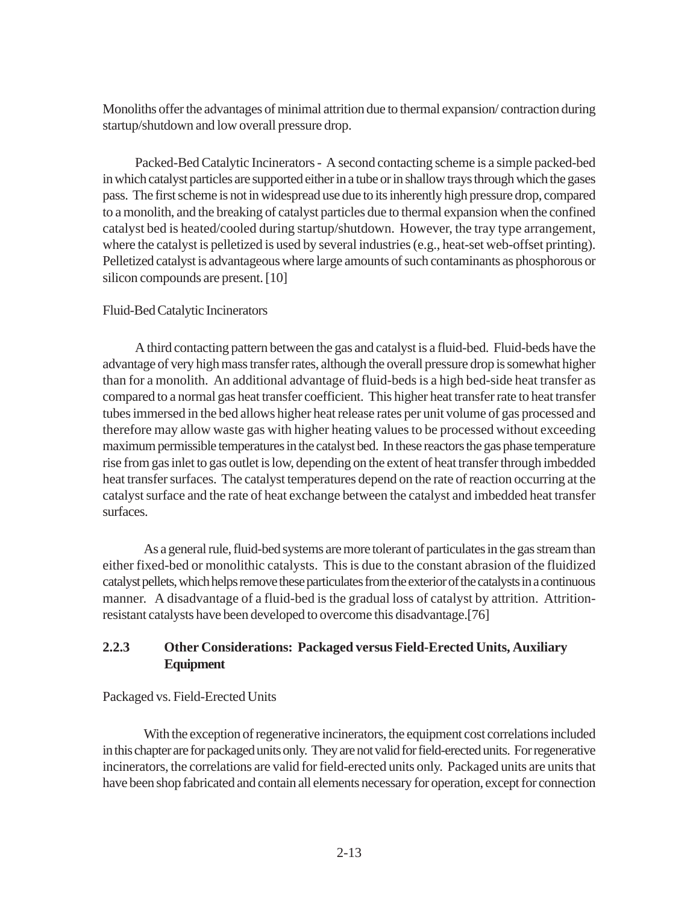Monoliths offer the advantages of minimal attrition due to thermal expansion/ contraction during startup/shutdown and low overall pressure drop.

Packed-Bed Catalytic Incinerators - A second contacting scheme is a simple packed-bed in which catalyst particles are supported either in a tube or in shallow trays through which the gases pass. The first scheme is not in widespread use due to its inherently high pressure drop, compared to a monolith, and the breaking of catalyst particles due to thermal expansion when the confined catalyst bed is heated/cooled during startup/shutdown. However, the tray type arrangement, where the catalyst is pelletized is used by several industries (e.g., heat-set web-offset printing). Pelletized catalyst is advantageous where large amounts of such contaminants as phosphorous or silicon compounds are present. [10]

Fluid-Bed Catalytic Incinerators

A third contacting pattern between the gas and catalyst is a fluid-bed. Fluid-beds have the advantage of very high mass transfer rates, although the overall pressure drop is somewhat higher than for a monolith. An additional advantage of fluid-beds is a high bed-side heat transfer as compared to a normal gas heat transfer coefficient. This higher heat transfer rate to heat transfer tubes immersed in the bed allows higher heat release rates per unit volume of gas processed and therefore may allow waste gas with higher heating values to be processed without exceeding maximum permissible temperatures in the catalyst bed. In these reactors the gas phase temperature rise from gas inlet to gas outlet is low, depending on the extent of heat transfer through imbedded heat transfer surfaces. The catalyst temperatures depend on the rate of reaction occurring at the catalyst surface and the rate of heat exchange between the catalyst and imbedded heat transfer surfaces.

As a general rule, fluid-bed systems are more tolerant of particulates in the gas stream than either fixed-bed or monolithic catalysts. This is due to the constant abrasion of the fluidized catalyst pellets, which helps remove these particulates from the exterior of the catalysts in a continuous manner. A disadvantage of a fluid-bed is the gradual loss of catalyst by attrition. Attrition-resistant catalysts have been developed to overcome this disadvantage.[76]

### 2.2.3 Other Considerations: Packaged versus Field-Erected Units, Auxiliary Equipment

Packaged vs. Field-Erected Units

With the exception of regenerative incinerators, the equipment cost correlations included in this chapter are for packaged units only. They are not valid for field-erected units. For regenerative incinerators, the correlations are valid for field-erected units only. Packaged units are units that have been shop fabricated and contain all elements necessary for operation, except for connection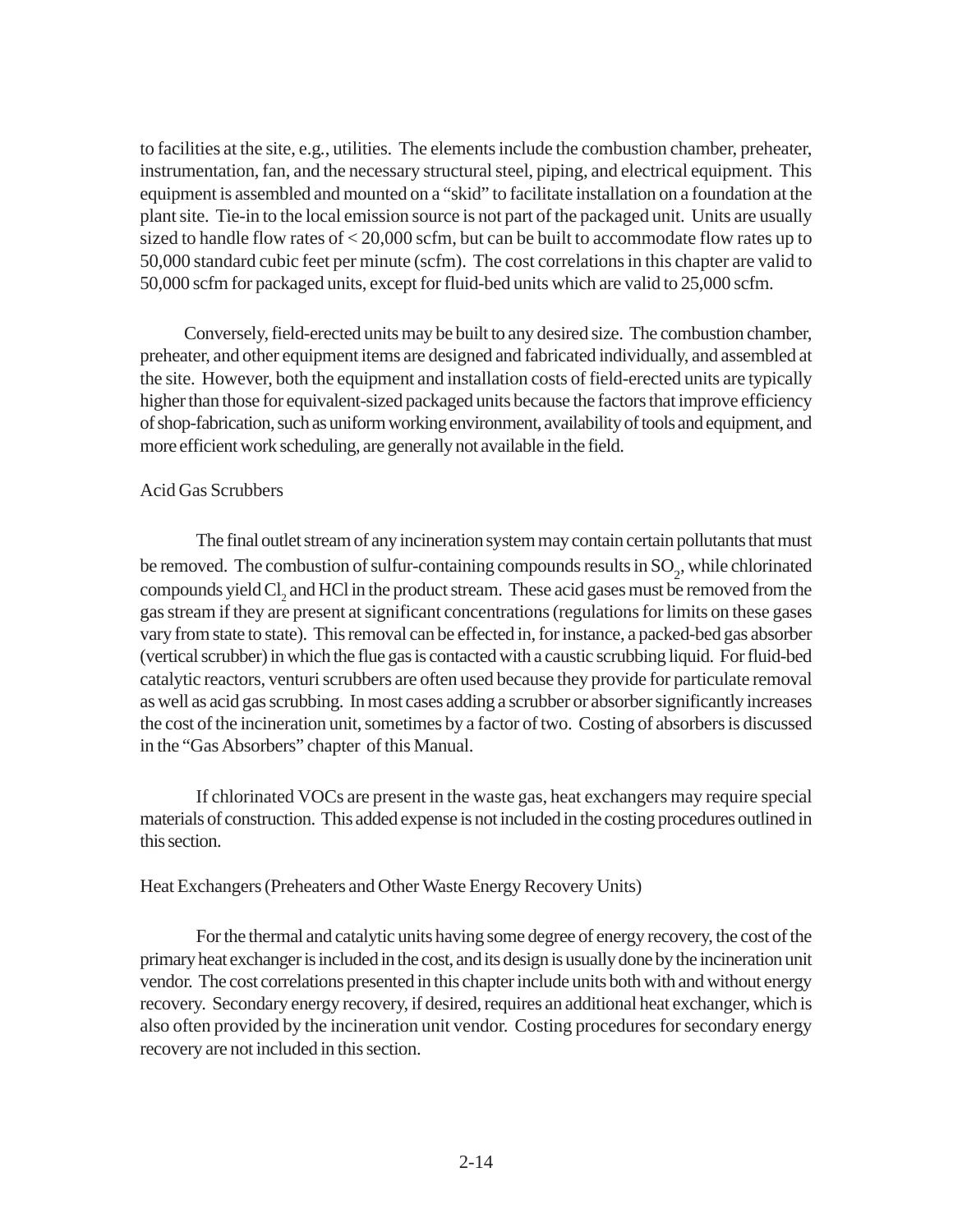to facilities at the site, e.g., utilities. The elements include the combustion chamber, preheater, instrumentation, fan, and the necessary structural steel, piping, and electrical equipment. This equipment is assembled and mounted on a "skid" to facilitate installation on a foundation at the plant site. Tie-in to the local emission source is not part of the packaged unit. Units are usually sized to handle flow rates of < 20,000 scfm, but can be built to accommodate flow rates up to 50,000 standard cubic feet per minute (scfm). The cost correlations in this chapter are valid to 50,000 scfm for packaged units, except for fluid-bed units which are valid to 25,000 scfm.

Conversely, field-erected units may be built to any desired size. The combustion chamber, preheater, and other equipment items are designed and fabricated individually, and assembled at the site. However, both the equipment and installation costs of field-erected units are typically higher than those for equivalent-sized packaged units because the factors that improve efficiency of shop-fabrication, such as uniform working environment, availability of tools and equipment, and more efficient work scheduling, are generally not available in the field.

### Acid Gas Scrubbers

The final outlet stream of any incineration system may contain certain pollutants that must be removed. The combustion of sulfur-containing compounds results in $SO_2$, while chlorinated compounds yield $Cl_2$ and HCl in the product stream. These acid gases must be removed from the gas stream if they are present at significant concentrations (regulations for limits on these gases vary from state to state). This removal can be effected in, for instance, a packed-bed gas absorber (vertical scrubber) in which the flue gas is contacted with a caustic scrubbing liquid. For fluid-bed catalytic reactors, venturi scrubbers are often used because they provide for particulate removal as well as acid gas scrubbing. In most cases adding a scrubber or absorber significantly increases the cost of the incineration unit, sometimes by a factor of two. Costing of absorbers is discussed in the "Gas Absorbers" chapter of this Manual.

If chlorinated VOCs are present in the waste gas, heat exchangers may require special materials of construction. This added expense is not included in the costing procedures outlined in this section.

### Heat Exchangers (Preheaters and Other Waste Energy Recovery Units)

For the thermal and catalytic units having some degree of energy recovery, the cost of the primary heat exchanger is included in the cost, and its design is usually done by the incineration unit vendor. The cost correlations presented in this chapter include units both with and without energy recovery. Secondary energy recovery, if desired, requires an additional heat exchanger, which is also often provided by the incineration unit vendor. Costing procedures for secondary energy recovery are not included in this section.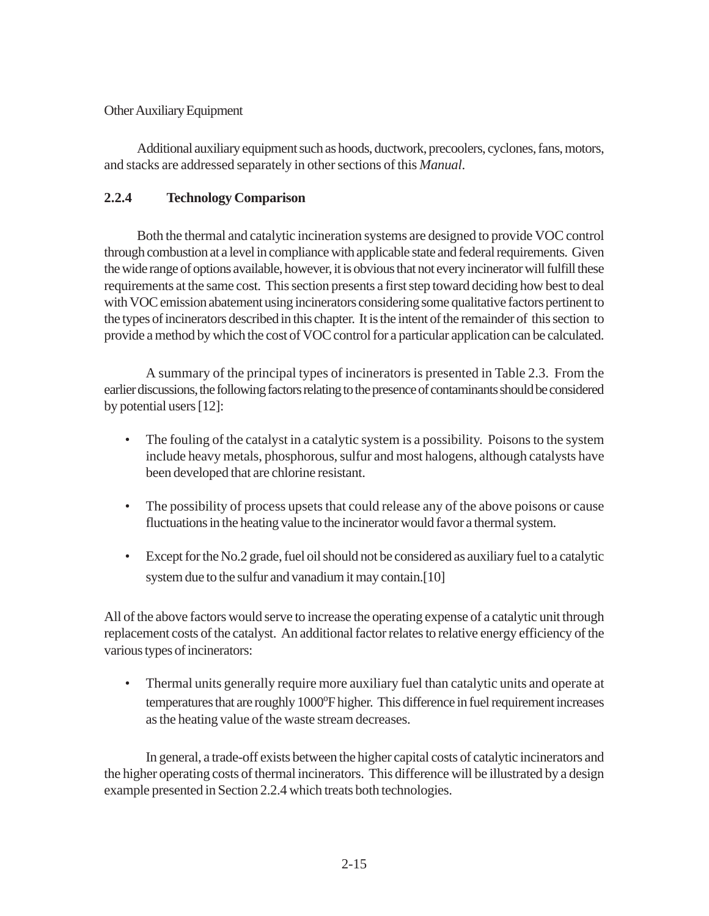Other Auxiliary Equipment

Additional auxiliary equipment such as hoods, ductwork, precoolers, cyclones, fans, motors, and stacks are addressed separately in other sections of this *Manual*.

### 2.2.4 Technology Comparison

Both the thermal and catalytic incineration systems are designed to provide VOC control through combustion at a level in compliance with applicable state and federal requirements. Given the wide range of options available, however, it is obvious that not every incinerator will fulfill these requirements at the same cost. This section presents a first step toward deciding how best to deal with VOC emission abatement using incinerators considering some qualitative factors pertinent to the types of incinerators described in this chapter. It is the intent of the remainder of this section to provide a method by which the cost of VOC control for a particular application can be calculated.

A summary of the principal types of incinerators is presented in Table 2.3. From the earlier discussions, the following factors relating to the presence of contaminants should be considered by potential users [12]:

- The fouling of the catalyst in a catalytic system is a possibility. Poisons to the system include heavy metals, phosphorous, sulfur and most halogens, although catalysts have been developed that are chlorine resistant.
- The possibility of process upsets that could release any of the above poisons or cause fluctuations in the heating value to the incinerator would favor a thermal system.
- Except for the No.2 grade, fuel oil should not be considered as auxiliary fuel to a catalytic system due to the sulfur and vanadium it may contain.[10]

All of the above factors would serve to increase the operating expense of a catalytic unit through replacement costs of the catalyst. An additional factor relates to relative energy efficiency of the various types of incinerators:

- Thermal units generally require more auxiliary fuel than catalytic units and operate at temperatures that are roughly 1000$^{o}$F higher. This difference in fuel requirement increases as the heating value of the waste stream decreases.

In general, a trade-off exists between the higher capital costs of catalytic incinerators and the higher operating costs of thermal incinerators. This difference will be illustrated by a design example presented in Section 2.2.4 which treats both technologies.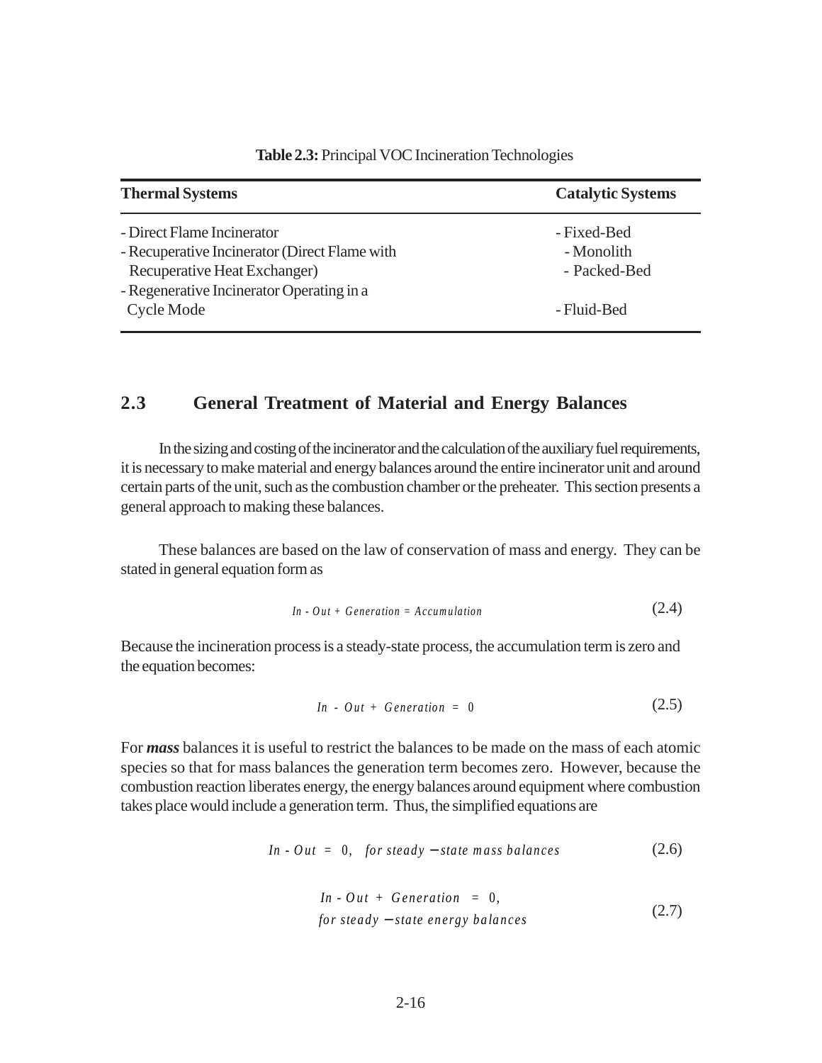**Table 2.3:** Principal VOC Incineration Technologies

| Thermal Systems | Catalytic Systems |
|---|---|
| - Direct Flame Incinerator | - Fixed-Bed |
| - Recuperative Incinerator (Direct Flame with Recuperative Heat Exchanger) | - Monolith<br>- Packed-Bed |
| - Regenerative Incinerator Operating in a Cycle Mode | - Fluid-Bed |

## 2.3 General Treatment of Material and Energy Balances

In the sizing and costing of the incinerator and the calculation of the auxiliary fuel requirements, it is necessary to make material and energy balances around the entire incinerator unit and around certain parts of the unit, such as the combustion chamber or the preheater. This section presents a general approach to making these balances.

These balances are based on the law of conservation of mass and energy. They can be stated in general equation form as

$$In - Out + Generation = Accumulation \tag{2.4}$$

Because the incineration process is a steady-state process, the accumulation term is zero and the equation becomes:

$$In - Out + Generation = 0 \tag{2.5}$$

For ***mass*** balances it is useful to restrict the balances to be made on the mass of each atomic species so that for mass balances the generation term becomes zero. However, because the combustion reaction liberates energy, the energy balances around equipment where combustion takes place would include a generation term. Thus, the simplified equations are

$$In - Out = 0, \quad for\ steady-state\ mass\ balances \tag{2.6}$$

$$\begin{gathered} In - Out + Generation = 0, \\ for\ steady-state\ energy\ balances \end{gathered} \tag{2.7}$$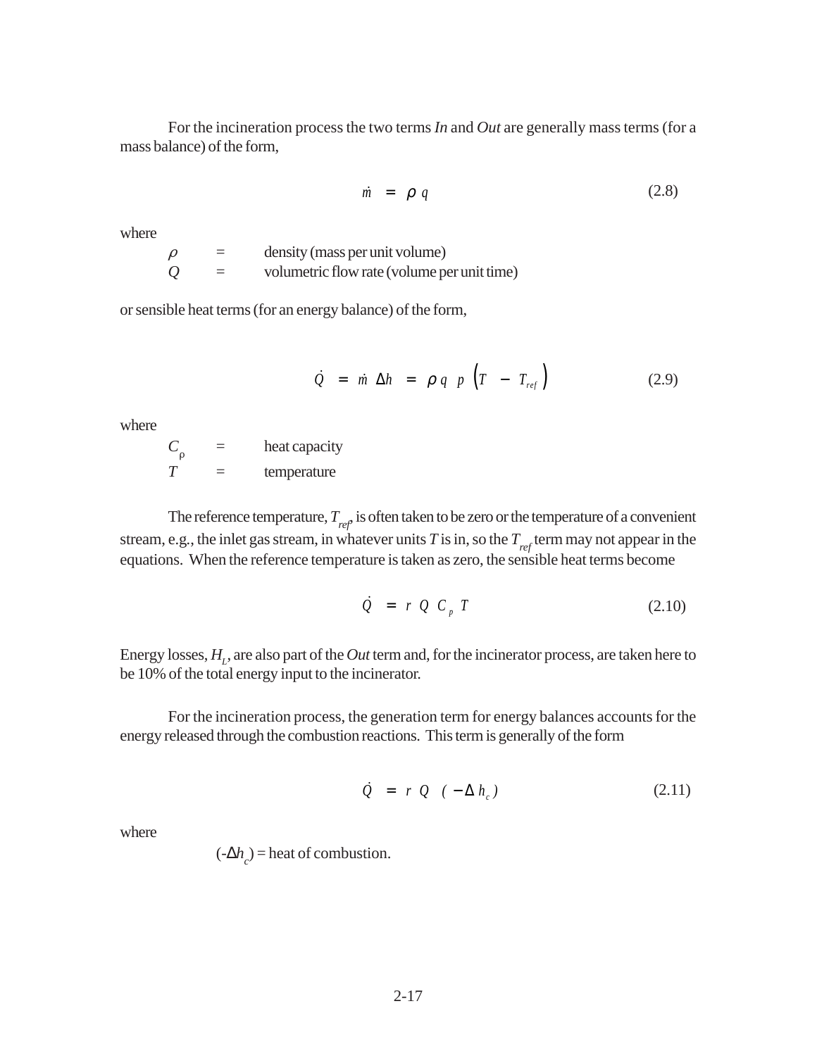For the incineration process the two terms *In* and *Out* are generally mass terms (for a mass balance) of the form,

$$\dot{m} = \rho\, q \tag{2.8}$$

where

| | | |
|---|---|---|
| $\rho$ | = | density (mass per unit volume) |
| $Q$ | = | volumetric flow rate (volume per unit time) |

or sensible heat terms (for an energy balance) of the form,

$$\dot{Q} = \dot{m}\,\Delta h = \rho\, q\ p\ \left(T - T_{ref}\right) \tag{2.9}$$

where

| | | |
|---|---|---|
| $C_\rho$ | = | heat capacity |
| $T$ | = | temperature |

The reference temperature, $T_{ref}$, is often taken to be zero or the temperature of a convenient stream, e.g., the inlet gas stream, in whatever units $T$ is in, so the $T_{ref}$ term may not appear in the equations. When the reference temperature is taken as zero, the sensible heat terms become

$$\dot{Q} = r\ Q\ C_p\ T \tag{2.10}$$

Energy losses, $H_L$, are also part of the *Out* term and, for the incinerator process, are taken here to be 10% of the total energy input to the incinerator.

For the incineration process, the generation term for energy balances accounts for the energy released through the combustion reactions. This term is generally of the form

$$\dot{Q} = r\ Q\ \left(-\Delta\, h_c\right) \tag{2.11}$$

where

$(-\Delta h_c)$ = heat of combustion.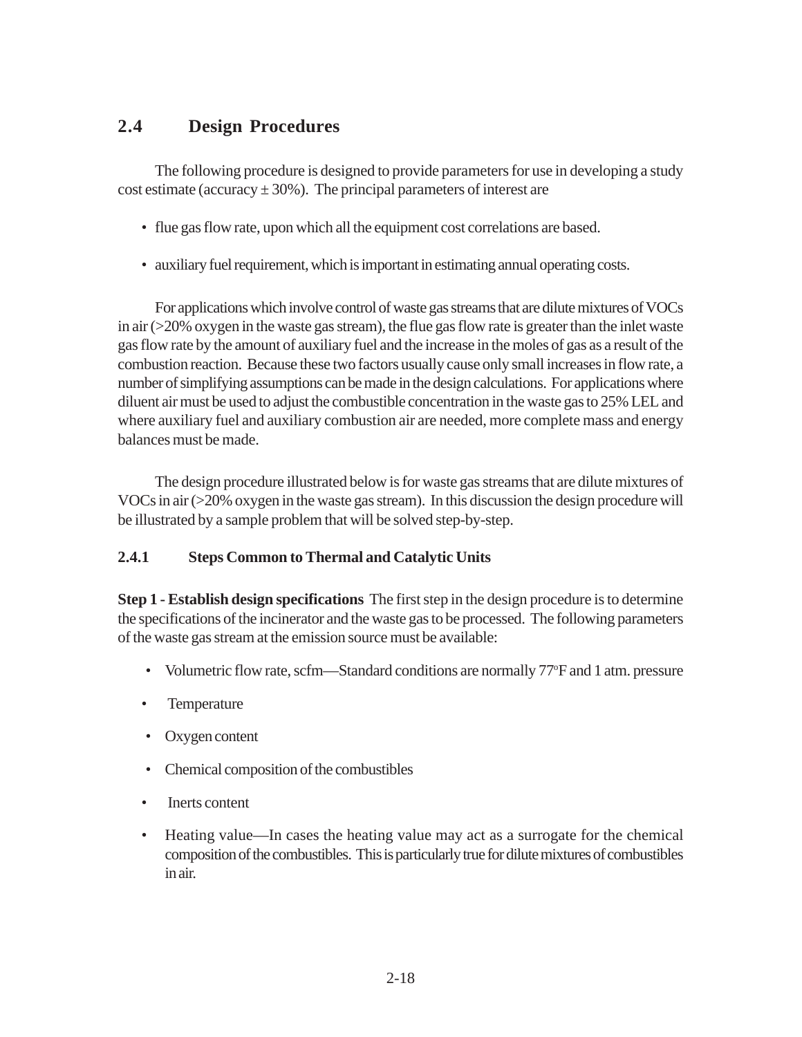## 2.4 Design Procedures

The following procedure is designed to provide parameters for use in developing a study cost estimate (accuracy ± 30%). The principal parameters of interest are

- flue gas flow rate, upon which all the equipment cost correlations are based.
- auxiliary fuel requirement, which is important in estimating annual operating costs.

For applications which involve control of waste gas streams that are dilute mixtures of VOCs in air (>20% oxygen in the waste gas stream), the flue gas flow rate is greater than the inlet waste gas flow rate by the amount of auxiliary fuel and the increase in the moles of gas as a result of the combustion reaction. Because these two factors usually cause only small increases in flow rate, a number of simplifying assumptions can be made in the design calculations. For applications where diluent air must be used to adjust the combustible concentration in the waste gas to 25% LEL and where auxiliary fuel and auxiliary combustion air are needed, more complete mass and energy balances must be made.

The design procedure illustrated below is for waste gas streams that are dilute mixtures of VOCs in air (>20% oxygen in the waste gas stream). In this discussion the design procedure will be illustrated by a sample problem that will be solved step-by-step.

### 2.4.1 Steps Common to Thermal and Catalytic Units

**Step 1 - Establish design specifications** The first step in the design procedure is to determine the specifications of the incinerator and the waste gas to be processed. The following parameters of the waste gas stream at the emission source must be available:

- Volumetric flow rate, scfm—Standard conditions are normally 77°F and 1 atm. pressure
- Temperature
- Oxygen content
- Chemical composition of the combustibles
- Inerts content
- Heating value—In cases the heating value may act as a surrogate for the chemical composition of the combustibles. This is particularly true for dilute mixtures of combustibles in air.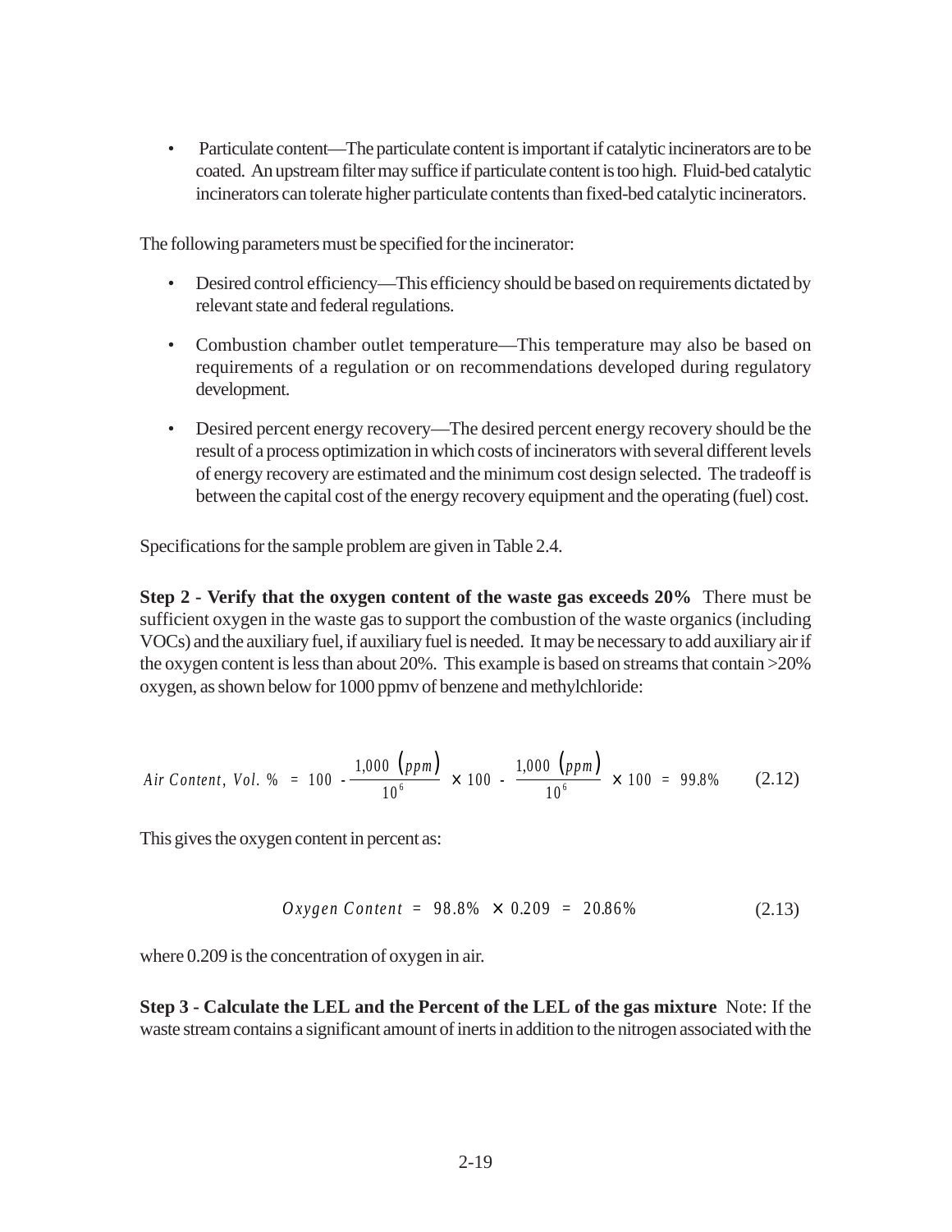- Particulate content—The particulate content is important if catalytic incinerators are to be coated. An upstream filter may suffice if particulate content is too high. Fluid-bed catalytic incinerators can tolerate higher particulate contents than fixed-bed catalytic incinerators.

The following parameters must be specified for the incinerator:

- Desired control efficiency—This efficiency should be based on requirements dictated by relevant state and federal regulations.
- Combustion chamber outlet temperature—This temperature may also be based on requirements of a regulation or on recommendations developed during regulatory development.
- Desired percent energy recovery—The desired percent energy recovery should be the result of a process optimization in which costs of incinerators with several different levels of energy recovery are estimated and the minimum cost design selected. The tradeoff is between the capital cost of the energy recovery equipment and the operating (fuel) cost.

Specifications for the sample problem are given in Table 2.4.

**Step 2 - Verify that the oxygen content of the waste gas exceeds 20%** There must be sufficient oxygen in the waste gas to support the combustion of the waste organics (including VOCs) and the auxiliary fuel, if auxiliary fuel is needed. It may be necessary to add auxiliary air if the oxygen content is less than about 20%. This example is based on streams that contain >20% oxygen, as shown below for 1000 ppmv of benzene and methylchloride:

$$Air\ Content,\ Vol.\ \% \ = \ 100 \ - \frac{1{,}000\ (ppm)}{10^{6}} \ \times 100 \ - \ \frac{1{,}000\ (ppm)}{10^{6}} \ \times 100 \ = \ 99.8\% \qquad (2.12)$$

This gives the oxygen content in percent as:

$$Oxygen\ Content \ = \ 98.8\% \ \times 0.209 \ = \ 20.86\% \qquad (2.13)$$

where 0.209 is the concentration of oxygen in air.

**Step 3 - Calculate the LEL and the Percent of the LEL of the gas mixture** Note: If the waste stream contains a significant amount of inerts in addition to the nitrogen associated with the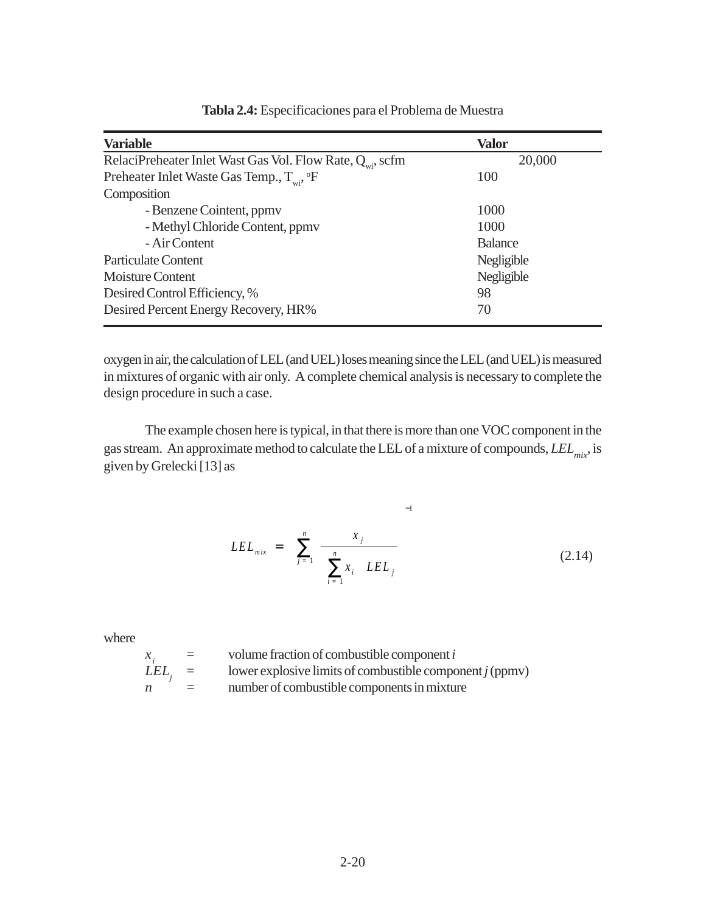**Tabla 2.4:** Especificaciones para el Problema de Muestra

| Variable | Valor |
|---|---|
| RelaciPreheater Inlet Wast Gas Vol. Flow Rate, $Q_{wi}$, scfm | 20,000 |
| Preheater Inlet Waste Gas Temp., $T_{wi}$, °F | 100 |
| Composition | |
| - Benzene Cointent, ppmv | 1000 |
| - Methyl Chloride Content, ppmv | 1000 |
| - Air Content | Balance |
| Particulate Content | Negligible |
| Moisture Content | Negligible |
| Desired Control Efficiency, % | 98 |
| Desired Percent Energy Recovery, HR% | 70 |

oxygen in air, the calculation of LEL (and UEL) loses meaning since the LEL (and UEL) is measured in mixtures of organic with air only. A complete chemical analysis is necessary to complete the design procedure in such a case.

The example chosen here is typical, in that there is more than one VOC component in the gas stream. An approximate method to calculate the LEL of a mixture of compounds, $LEL_{mix}$, is given by Grelecki [13] as

$$LEL_{mix} = \left[ \sum_{j=1}^{n} \frac{x_j}{\sum_{i=1}^{n} x_i \quad LEL_j} \right]^{-1} \tag{2.14}$$

where

$x_i$ = volume fraction of combustible component *i*
$LEL_j$ = lower explosive limits of combustible component *j* (ppmv)
$n$ = number of combustible components in mixture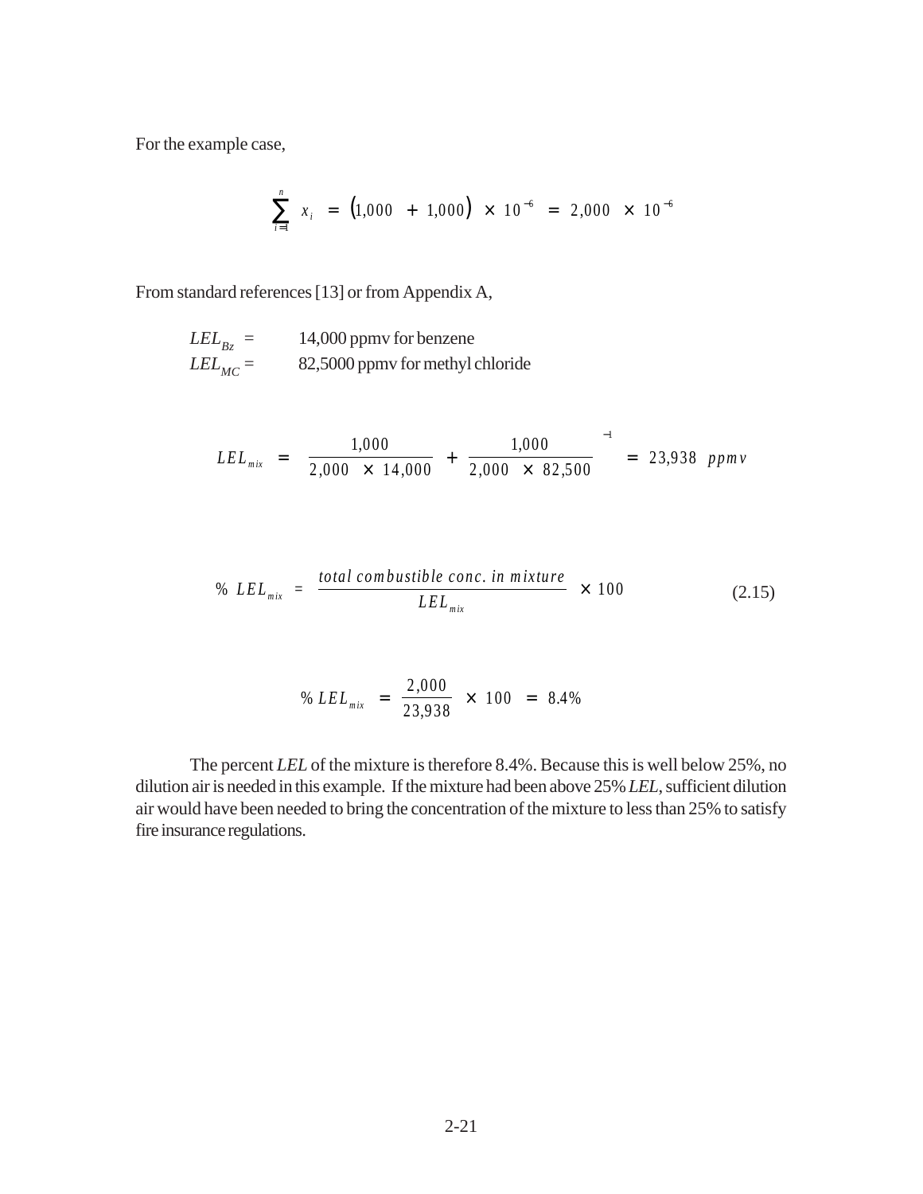For the example case,

$$\sum_{i=1}^{n} x_i = (1{,}000 + 1{,}000) \times 10^{-6} = 2{,}000 \times 10^{-6}$$

From standard references [13] or from Appendix A,

$LEL_{Bz}$ = 14,000 ppmv for benzene
$LEL_{MC}$ = 82,5000 ppmv for methyl chloride

$$LEL_{mix} = \left[ \frac{1{,}000}{2{,}000 \times 14{,}000} + \frac{1{,}000}{2{,}000 \times 82{,}500} \right]^{-1} = 23{,}938 \ ppmv$$

$$\% \ LEL_{mix} = \frac{total \ combustible \ conc. \ in \ mixture}{LEL_{mix}} \times 100 \tag{2.15}$$

$$\% \ LEL_{mix} = \frac{2{,}000}{23{,}938} \times 100 = 8.4\%$$

The percent *LEL* of the mixture is therefore 8.4%. Because this is well below 25%, no dilution air is needed in this example. If the mixture had been above 25% *LEL*, sufficient dilution air would have been needed to bring the concentration of the mixture to less than 25% to satisfy fire insurance regulations.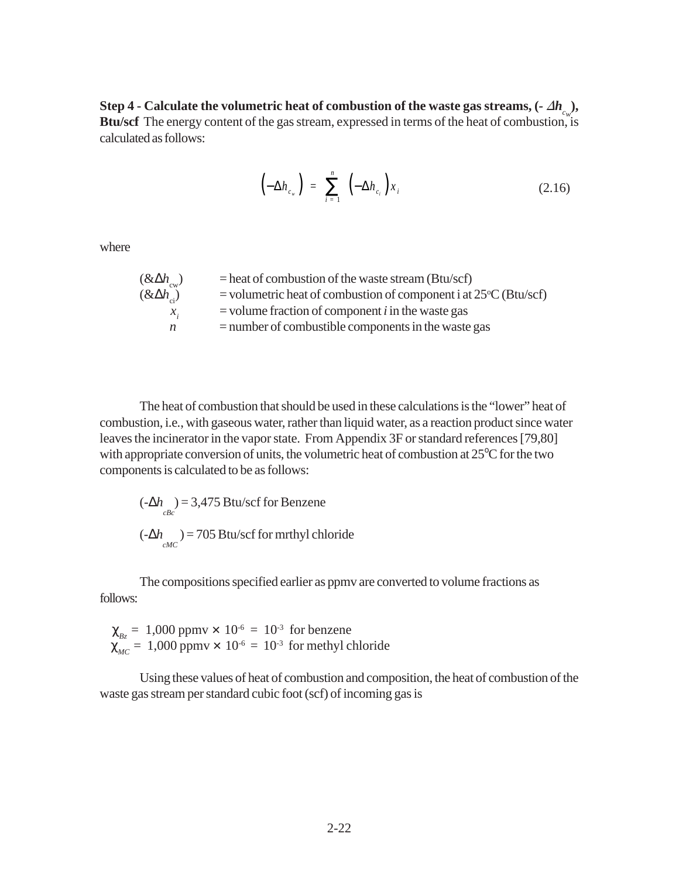**Step 4 - Calculate the volumetric heat of combustion of the waste gas streams, ($-\Delta h_{c_w}$), Btu/scf** The energy content of the gas stream, expressed in terms of the heat of combustion, is calculated as follows:

$$\left(-\Delta h_{c_w}\right) = \sum_{i=1}^{n} \left(-\Delta h_{c_i}\right) x_i \tag{2.16}$$

where

| | |
|---|---|
| $(\&\Delta h_{cw})$ | = heat of combustion of the waste stream (Btu/scf) |
| $(\&\Delta h_{ci})$ | = volumetric heat of combustion of component i at 25°C (Btu/scf) |
| $x_i$ | = volume fraction of component *i* in the waste gas |
| $n$ | = number of combustible components in the waste gas |

The heat of combustion that should be used in these calculations is the "lower" heat of combustion, i.e., with gaseous water, rather than liquid water, as a reaction product since water leaves the incinerator in the vapor state. From Appendix 3F or standard references [79,80] with appropriate conversion of units, the volumetric heat of combustion at 25°C for the two components is calculated to be as follows:

$(-\Delta h_{cBc}) = 3{,}475$ Btu/scf for Benzene

$(-\Delta h_{cMC}) = 705$ Btu/scf for mrthyl chloride

The compositions specified earlier as ppmv are converted to volume fractions as follows:

$\chi_{Bz} = 1{,}000 \text{ ppmv} \times 10^{-6} = 10^{-3}$ for benzene
$\chi_{MC} = 1{,}000 \text{ ppmv} \times 10^{-6} = 10^{-3}$ for methyl chloride

Using these values of heat of combustion and composition, the heat of combustion of the waste gas stream per standard cubic foot (scf) of incoming gas is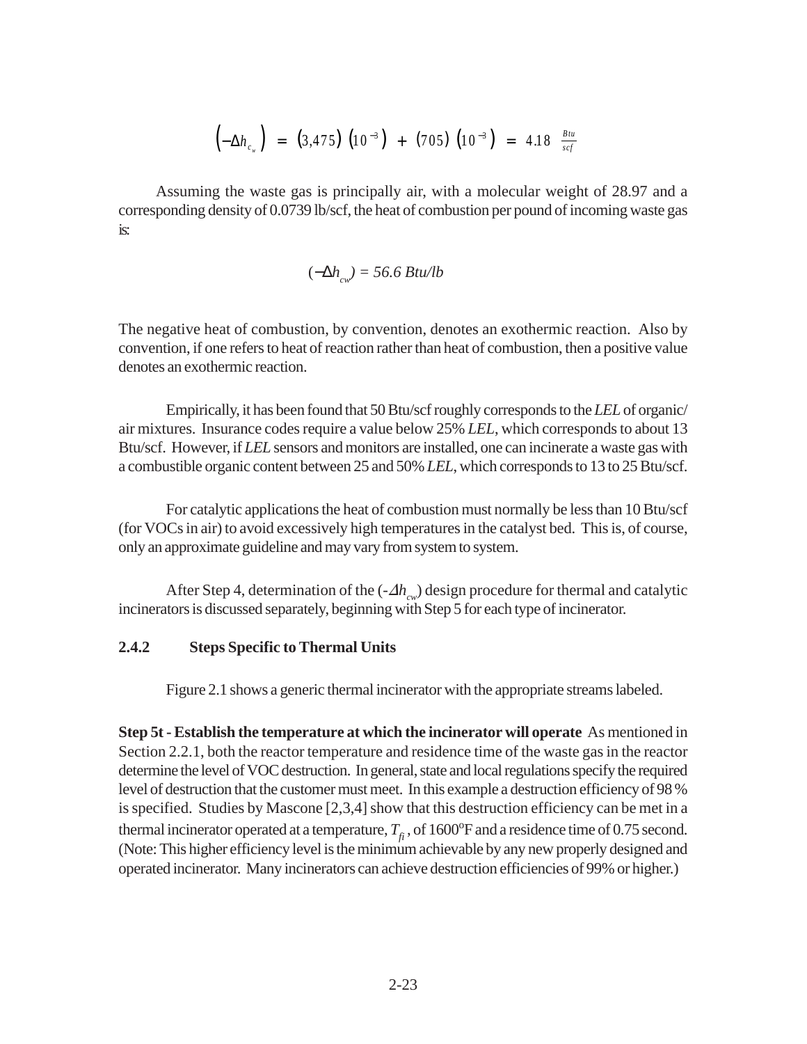$$\left(-\Delta h_{c_w}\right) = (3{,}475)\left(10^{-3}\right) + (705)\left(10^{-3}\right) = 4.18 \ \frac{Btu}{scf}$$

Assuming the waste gas is principally air, with a molecular weight of 28.97 and a corresponding density of 0.0739 lb/scf, the heat of combustion per pound of incoming waste gas is:

$$(-\Delta h_{cw}) = 56.6 \ Btu/lb$$

The negative heat of combustion, by convention, denotes an exothermic reaction. Also by convention, if one refers to heat of reaction rather than heat of combustion, then a positive value denotes an exothermic reaction.

Empirically, it has been found that 50 Btu/scf roughly corresponds to the *LEL* of organic/air mixtures. Insurance codes require a value below 25% *LEL*, which corresponds to about 13 Btu/scf. However, if *LEL* sensors and monitors are installed, one can incinerate a waste gas with a combustible organic content between 25 and 50% *LEL*, which corresponds to 13 to 25 Btu/scf.

For catalytic applications the heat of combustion must normally be less than 10 Btu/scf (for VOCs in air) to avoid excessively high temperatures in the catalyst bed. This is, of course, only an approximate guideline and may vary from system to system.

After Step 4, determination of the $(-\Delta h_{cw})$ design procedure for thermal and catalytic incinerators is discussed separately, beginning with Step 5 for each type of incinerator.

### 2.4.2 Steps Specific to Thermal Units

Figure 2.1 shows a generic thermal incinerator with the appropriate streams labeled.

**Step 5t - Establish the temperature at which the incinerator will operate** As mentioned in Section 2.2.1, both the reactor temperature and residence time of the waste gas in the reactor determine the level of VOC destruction. In general, state and local regulations specify the required level of destruction that the customer must meet. In this example a destruction efficiency of 98 % is specified. Studies by Mascone [2,3,4] show that this destruction efficiency can be met in a thermal incinerator operated at a temperature, $T_{fi}$, of 1600°F and a residence time of 0.75 second. (Note: This higher efficiency level is the minimum achievable by any new properly designed and operated incinerator. Many incinerators can achieve destruction efficiencies of 99% or higher.)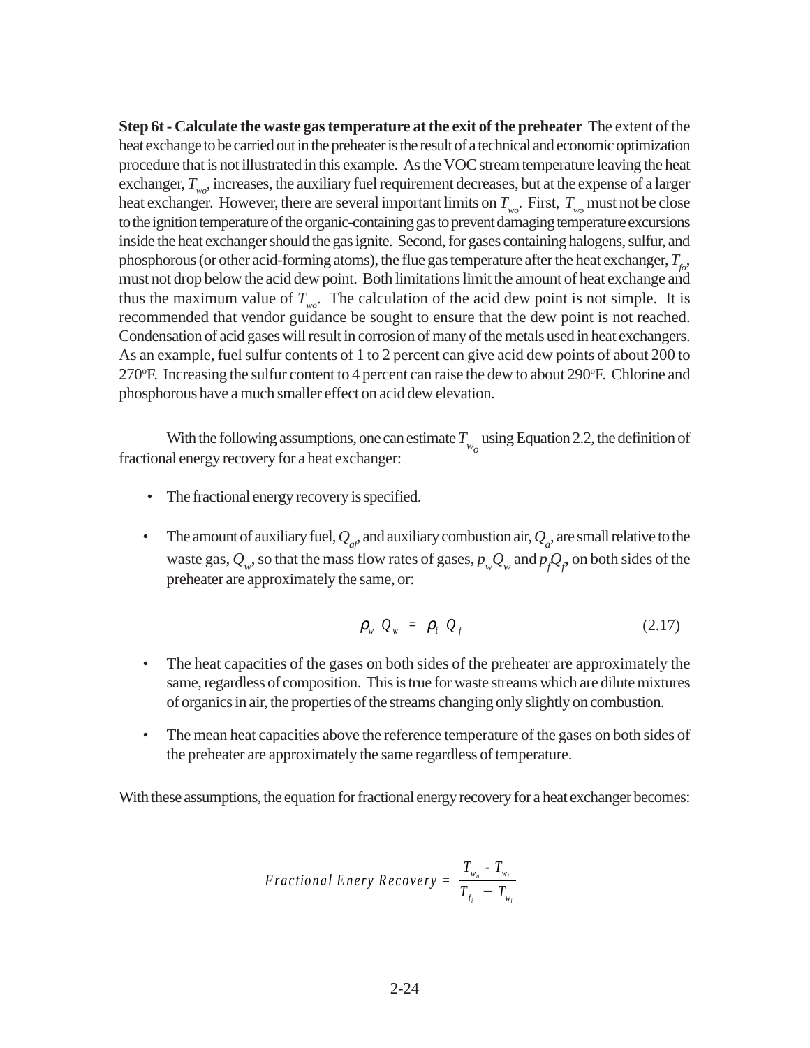**Step 6t - Calculate the waste gas temperature at the exit of the preheater** The extent of the heat exchange to be carried out in the preheater is the result of a technical and economic optimization procedure that is not illustrated in this example. As the VOC stream temperature leaving the heat exchanger, $T_{wo}$, increases, the auxiliary fuel requirement decreases, but at the expense of a larger heat exchanger. However, there are several important limits on $T_{wo}$. First, $T_{wo}$ must not be close to the ignition temperature of the organic-containing gas to prevent damaging temperature excursions inside the heat exchanger should the gas ignite. Second, for gases containing halogens, sulfur, and phosphorous (or other acid-forming atoms), the flue gas temperature after the heat exchanger, $T_{fo}$, must not drop below the acid dew point. Both limitations limit the amount of heat exchange and thus the maximum value of $T_{wo}$. The calculation of the acid dew point is not simple. It is recommended that vendor guidance be sought to ensure that the dew point is not reached. Condensation of acid gases will result in corrosion of many of the metals used in heat exchangers. As an example, fuel sulfur contents of 1 to 2 percent can give acid dew points of about 200 to 270°F. Increasing the sulfur content to 4 percent can raise the dew to about 290°F. Chlorine and phosphorous have a much smaller effect on acid dew elevation.

With the following assumptions, one can estimate $T_{w_o}$ using Equation 2.2, the definition of fractional energy recovery for a heat exchanger:

- The fractional energy recovery is specified.
- The amount of auxiliary fuel, $Q_{af}$, and auxiliary combustion air, $Q_a$, are small relative to the waste gas, $Q_w$, so that the mass flow rates of gases, $p_w Q_w$ and $p_f Q_f$, on both sides of the preheater are approximately the same, or:

$$\rho_w \ Q_w \ = \ \rho_f \ Q_f \tag{2.17}$$

- The heat capacities of the gases on both sides of the preheater are approximately the same, regardless of composition. This is true for waste streams which are dilute mixtures of organics in air, the properties of the streams changing only slightly on combustion.
- The mean heat capacities above the reference temperature of the gases on both sides of the preheater are approximately the same regardless of temperature.

With these assumptions, the equation for fractional energy recovery for a heat exchanger becomes:

$$Fractional\ Enery\ Recovery\ =\ \frac{T_{w_o}\ -\ T_{w_i}}{T_{f_i}\ -\ T_{w_i}}$$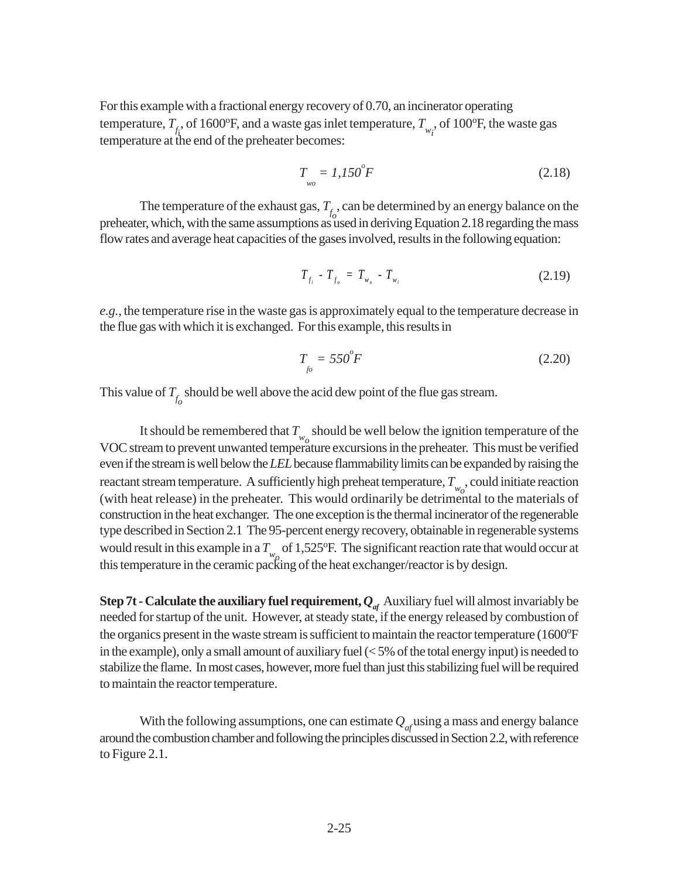For this example with a fractional energy recovery of 0.70, an incinerator operating temperature, $T_{f_i}$, of 1600°F, and a waste gas inlet temperature, $T_{w_i}$, of 100°F, the waste gas temperature at the end of the preheater becomes:

$$T_{wo} = 1{,}150^{o}F \tag{2.18}$$

The temperature of the exhaust gas, $T_{f_o}$, can be determined by an energy balance on the preheater, which, with the same assumptions as used in deriving Equation 2.18 regarding the mass flow rates and average heat capacities of the gases involved, results in the following equation:

$$T_{f_i} - T_{f_o} = T_{w_o} - T_{w_i} \tag{2.19}$$

*e.g.*, the temperature rise in the waste gas is approximately equal to the temperature decrease in the flue gas with which it is exchanged. For this example, this results in

$$T_{fo} = 550^{o}F \tag{2.20}$$

This value of $T_{f_o}$ should be well above the acid dew point of the flue gas stream.

It should be remembered that $T_{w_o}$ should be well below the ignition temperature of the VOC stream to prevent unwanted temperature excursions in the preheater. This must be verified even if the stream is well below the *LEL* because flammability limits can be expanded by raising the reactant stream temperature. A sufficiently high preheat temperature, $T_{w_o}$, could initiate reaction (with heat release) in the preheater. This would ordinarily be detrimental to the materials of construction in the heat exchanger. The one exception is the thermal incinerator of the regenerable type described in Section 2.1 The 95-percent energy recovery, obtainable in regenerable systems would result in this example in a $T_{w_o}$ of 1,525°F. The significant reaction rate that would occur at this temperature in the ceramic packing of the heat exchanger/reactor is by design.

**Step 7t - Calculate the auxiliary fuel requirement, $Q_{af}$** Auxiliary fuel will almost invariably be needed for startup of the unit. However, at steady state, if the energy released by combustion of the organics present in the waste stream is sufficient to maintain the reactor temperature (1600°F in the example), only a small amount of auxiliary fuel (< 5% of the total energy input) is needed to stabilize the flame. In most cases, however, more fuel than just this stabilizing fuel will be required to maintain the reactor temperature.

With the following assumptions, one can estimate $Q_{af}$ using a mass and energy balance around the combustion chamber and following the principles discussed in Section 2.2, with reference to Figure 2.1.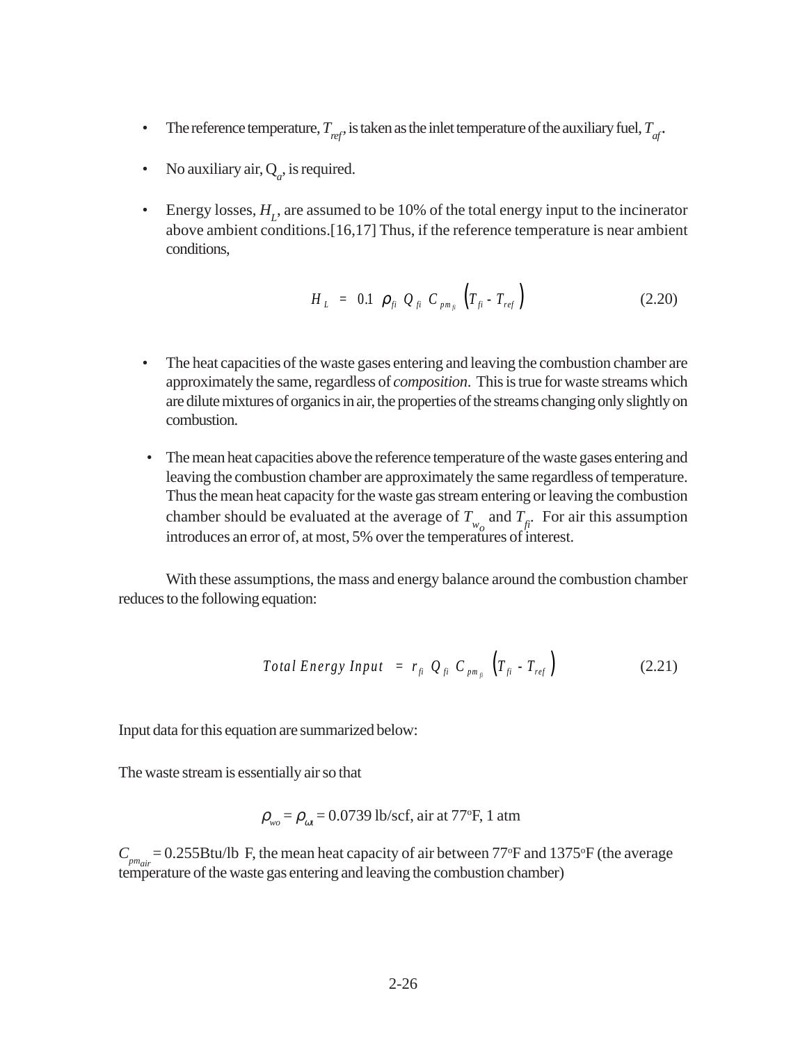- The reference temperature, $T_{ref}$, is taken as the inlet temperature of the auxiliary fuel, $T_{af}$.
- No auxiliary air, $Q_a$, is required.
- Energy losses, $H_L$, are assumed to be 10% of the total energy input to the incinerator above ambient conditions.[16,17] Thus, if the reference temperature is near ambient conditions,

$$H_L = 0.1 \ \rho_{fi} \ Q_{fi} \ C_{pm_{fi}} \left(T_{fi} - T_{ref}\right) \tag{2.20}$$

- The heat capacities of the waste gases entering and leaving the combustion chamber are approximately the same, regardless of *composition*. This is true for waste streams which are dilute mixtures of organics in air, the properties of the streams changing only slightly on combustion.
- The mean heat capacities above the reference temperature of the waste gases entering and leaving the combustion chamber are approximately the same regardless of temperature. Thus the mean heat capacity for the waste gas stream entering or leaving the combustion chamber should be evaluated at the average of $T_{w_o}$ and $T_{fi}$. For air this assumption introduces an error of, at most, 5% over the temperatures of interest.

With these assumptions, the mass and energy balance around the combustion chamber reduces to the following equation:

$$Total\ Energy\ Input = r_{fi} \ Q_{fi} \ C_{pm_{fi}} \left(T_{fi} - T_{ref}\right) \tag{2.21}$$

Input data for this equation are summarized below:

The waste stream is essentially air so that

$$\rho_{wo} = \rho_{\omega t} = 0.0739 \text{ lb/scf, air at } 77^{o}\text{F, 1 atm}$$

$C_{pm_{air}}$ = 0.255Btu/lb F, the mean heat capacity of air between 77°F and 1375°F (the average temperature of the waste gas entering and leaving the combustion chamber)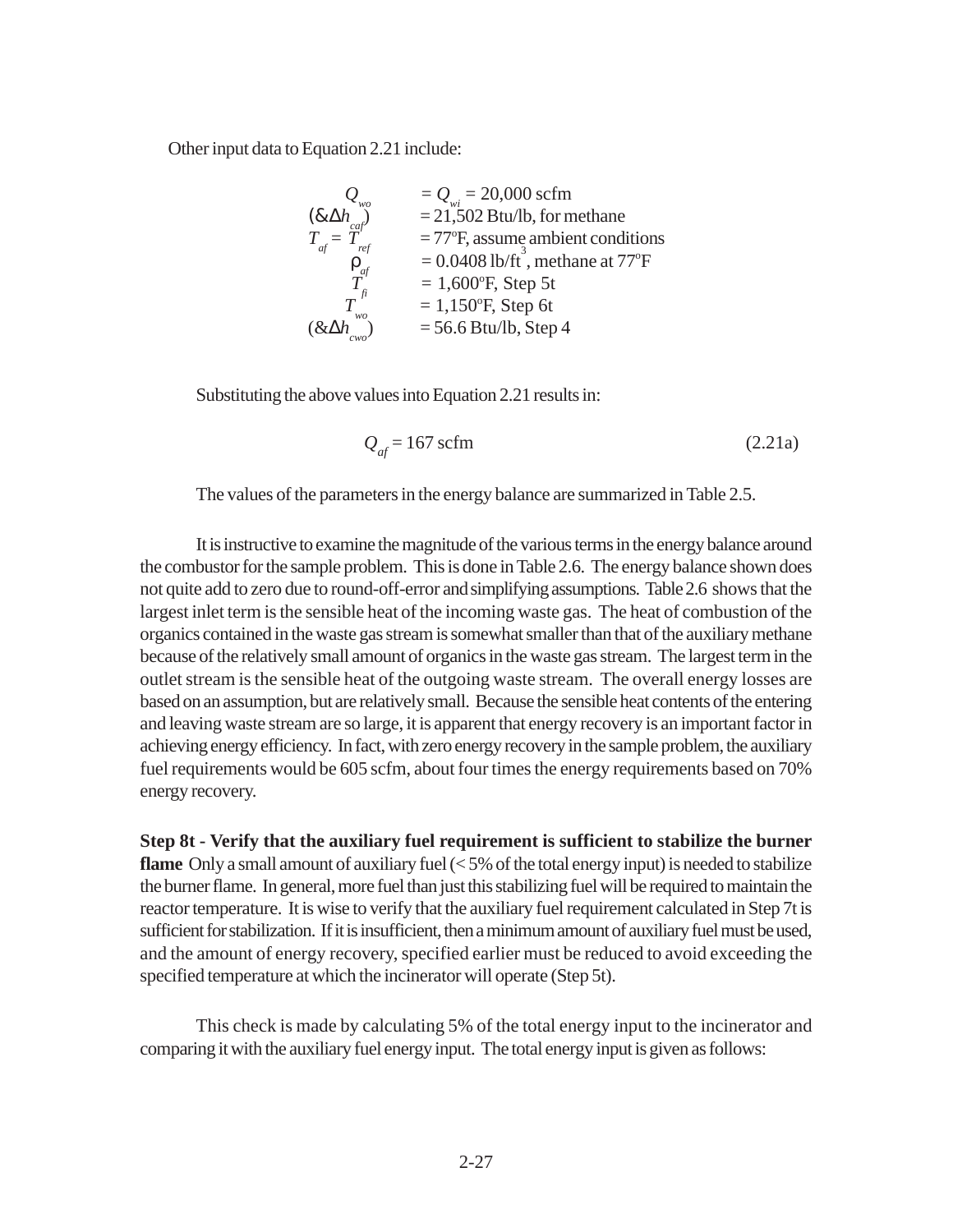Other input data to Equation 2.21 include:

$$
\begin{aligned}
Q_{wo} &= Q_{wi} = 20{,}000 \text{ scfm} \\
(-\Delta h_{caf}) &= 21{,}502 \text{ Btu/lb, for methane} \\
T_{af} = T_{ref} &= 77^{o}\text{F, assume ambient conditions} \\
\rho_{af} &= 0.0408 \text{ lb/ft}^3\text{, methane at } 77^{o}\text{F} \\
T_{fi} &= 1{,}600^{o}\text{F, Step 5t} \\
T_{wo} &= 1{,}150^{o}\text{F, Step 6t} \\
(-\Delta h_{cwo}) &= 56.6 \text{ Btu/lb, Step 4}
\end{aligned}
$$

Substituting the above values into Equation 2.21 results in:

$$Q_{af} = 167 \text{ scfm} \qquad (2.21a)$$

The values of the parameters in the energy balance are summarized in Table 2.5.

It is instructive to examine the magnitude of the various terms in the energy balance around the combustor for the sample problem. This is done in Table 2.6. The energy balance shown does not quite add to zero due to round-off-error and simplifying assumptions. Table 2.6 shows that the largest inlet term is the sensible heat of the incoming waste gas. The heat of combustion of the organics contained in the waste gas stream is somewhat smaller than that of the auxiliary methane because of the relatively small amount of organics in the waste gas stream. The largest term in the outlet stream is the sensible heat of the outgoing waste stream. The overall energy losses are based on an assumption, but are relatively small. Because the sensible heat contents of the entering and leaving waste stream are so large, it is apparent that energy recovery is an important factor in achieving energy efficiency. In fact, with zero energy recovery in the sample problem, the auxiliary fuel requirements would be 605 scfm, about four times the energy requirements based on 70% energy recovery.

**Step 8t - Verify that the auxiliary fuel requirement is sufficient to stabilize the burner flame** Only a small amount of auxiliary fuel (< 5% of the total energy input) is needed to stabilize the burner flame. In general, more fuel than just this stabilizing fuel will be required to maintain the reactor temperature. It is wise to verify that the auxiliary fuel requirement calculated in Step 7t is sufficient for stabilization. If it is insufficient, then a minimum amount of auxiliary fuel must be used, and the amount of energy recovery, specified earlier must be reduced to avoid exceeding the specified temperature at which the incinerator will operate (Step 5t).

This check is made by calculating 5% of the total energy input to the incinerator and comparing it with the auxiliary fuel energy input. The total energy input is given as follows: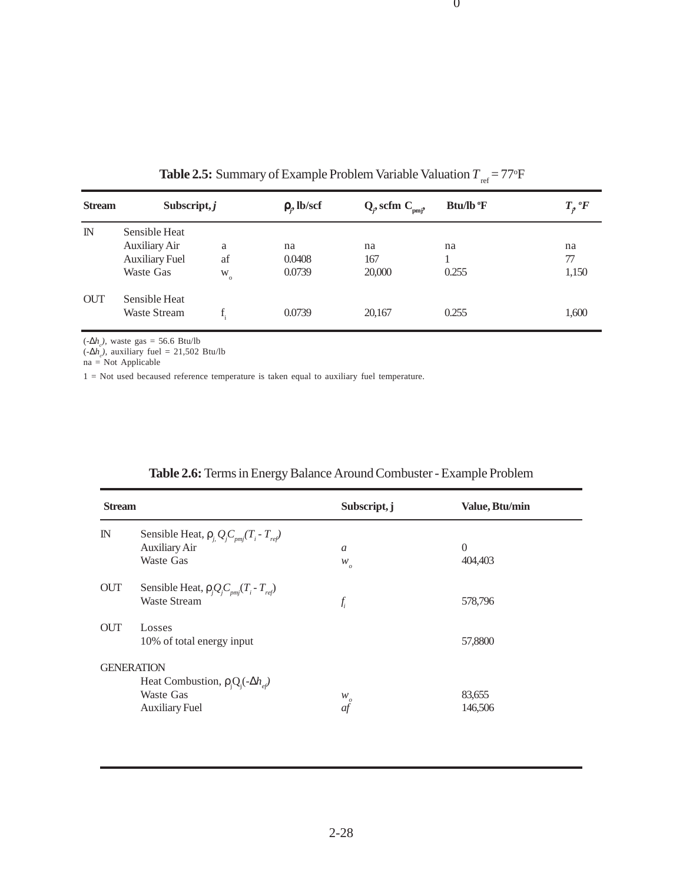**Table 2.5:** Summary of Example Problem Variable Valuation $T_{ref} = 77^oF$

| Stream | Subscript, *j* | | $\rho_j$, lb/scf | $Q_j$, scfm | $C_{pmj}$, Btu/lb °F | $T_j$, °F |
|---|---|---|---|---|---|---|
| IN | Sensible Heat | | | | | |
| | Auxiliary Air | a | na | na | na | na |
| | Auxiliary Fuel | af | 0.0408 | 167 | 1 | 77 |
| | Waste Gas | $w_o$ | 0.0739 | 20,000 | 0.255 | 1,150 |
| OUT | Sensible Heat | | | | | |
| | Waste Stream | $f_i$ | 0.0739 | 20,167 | 0.255 | 1,600 |

$(-\Delta h_c)$, waste gas = 56.6 Btu/lb
$(-\Delta h_c)$, auxiliary fuel = 21,502 Btu/lb
na = Not Applicable

1 = Not used becaused reference temperature is taken equal to auxiliary fuel temperature.

**Table 2.6:** Terms in Energy Balance Around Combuster - Example Problem

| Stream | | Subscript, j | Value, Btu/min |
|---|---|---|---|
| IN | Sensible Heat, $\rho_j Q_j C_{pmj}(T_i - T_{ref})$ | | |
| | Auxiliary Air | *a* | 0 |
| | Waste Gas | $w_o$ | 404,403 |
| OUT | Sensible Heat, $\rho_j Q_j C_{pmj}(T_i - T_{ref})$ | | |
| | Waste Stream | $f_i$ | 578,796 |
| OUT | Losses | | |
| | 10% of total energy input | | 57,8800 |
| GENERATION | | | |
| | Heat Combustion, $\rho_j Q_j(-\Delta h_{ej})$ | | |
| | Waste Gas | $w_o$ | 83,655 |
| | Auxiliary Fuel | *af* | 146,506 |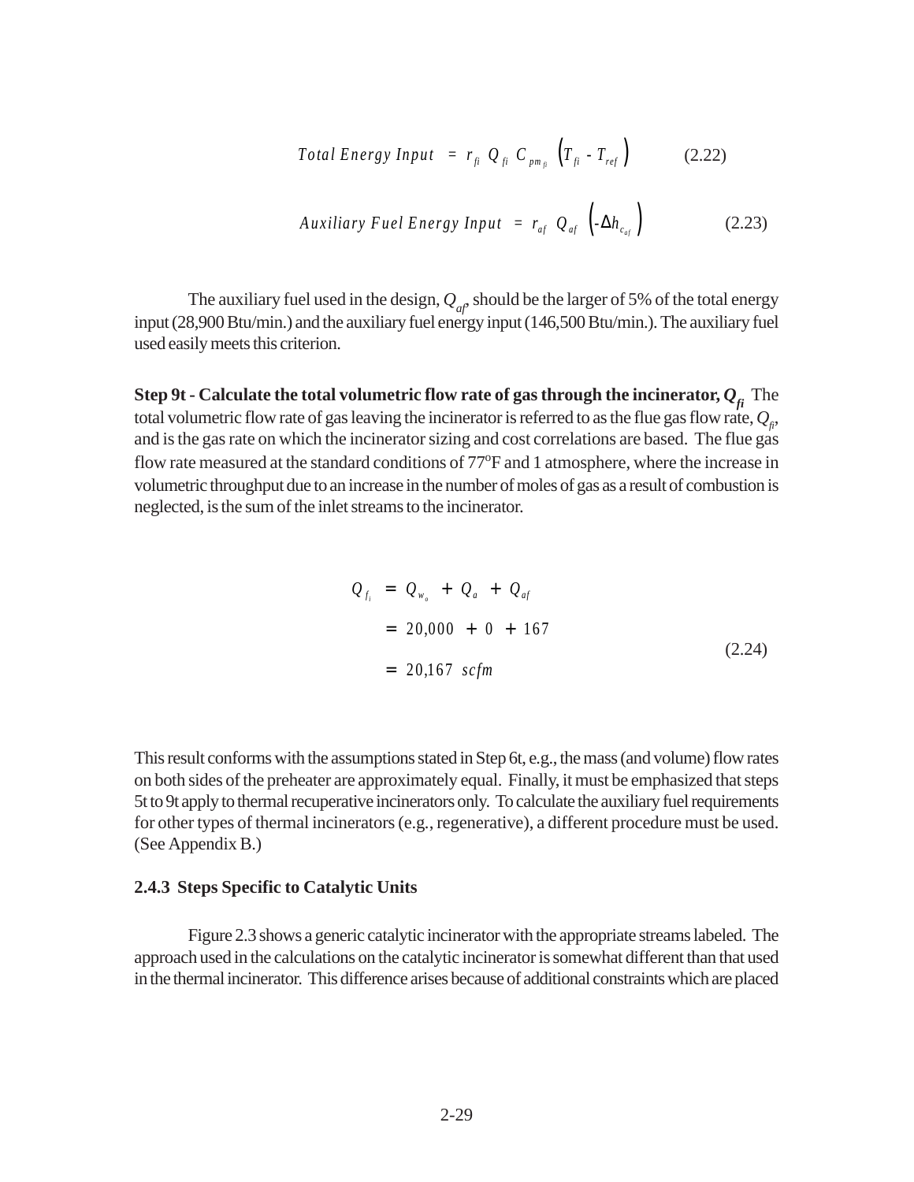$$Total\ Energy\ Input = r_{fi}\ Q_{fi}\ C_{pm_{fi}} \left(T_{fi} - T_{ref}\right) \tag{2.22}$$

$$Auxiliary\ Fuel\ Energy\ Input = r_{af}\ Q_{af} \left(-\Delta h_{c_{af}}\right) \tag{2.23}$$

The auxiliary fuel used in the design, $Q_{af}$, should be the larger of 5% of the total energy input (28,900 Btu/min.) and the auxiliary fuel energy input (146,500 Btu/min.). The auxiliary fuel used easily meets this criterion.

**Step 9t - Calculate the total volumetric flow rate of gas through the incinerator, $Q_{fi}$** The total volumetric flow rate of gas leaving the incinerator is referred to as the flue gas flow rate, $Q_{fi}$, and is the gas rate on which the incinerator sizing and cost correlations are based. The flue gas flow rate measured at the standard conditions of 77°F and 1 atmosphere, where the increase in volumetric throughput due to an increase in the number of moles of gas as a result of combustion is neglected, is the sum of the inlet streams to the incinerator.

$$\begin{aligned} Q_{f_i} &= Q_{w_o} + Q_a + Q_{af} \\ &= 20{,}000 + 0 + 167 \\ &= 20{,}167\ scfm \end{aligned} \tag{2.24}$$

This result conforms with the assumptions stated in Step 6t, e.g., the mass (and volume) flow rates on both sides of the preheater are approximately equal. Finally, it must be emphasized that steps 5t to 9t apply to thermal recuperative incinerators only. To calculate the auxiliary fuel requirements for other types of thermal incinerators (e.g., regenerative), a different procedure must be used. (See Appendix B.)

### 2.4.3 Steps Specific to Catalytic Units

Figure 2.3 shows a generic catalytic incinerator with the appropriate streams labeled. The approach used in the calculations on the catalytic incinerator is somewhat different than that used in the thermal incinerator. This difference arises because of additional constraints which are placed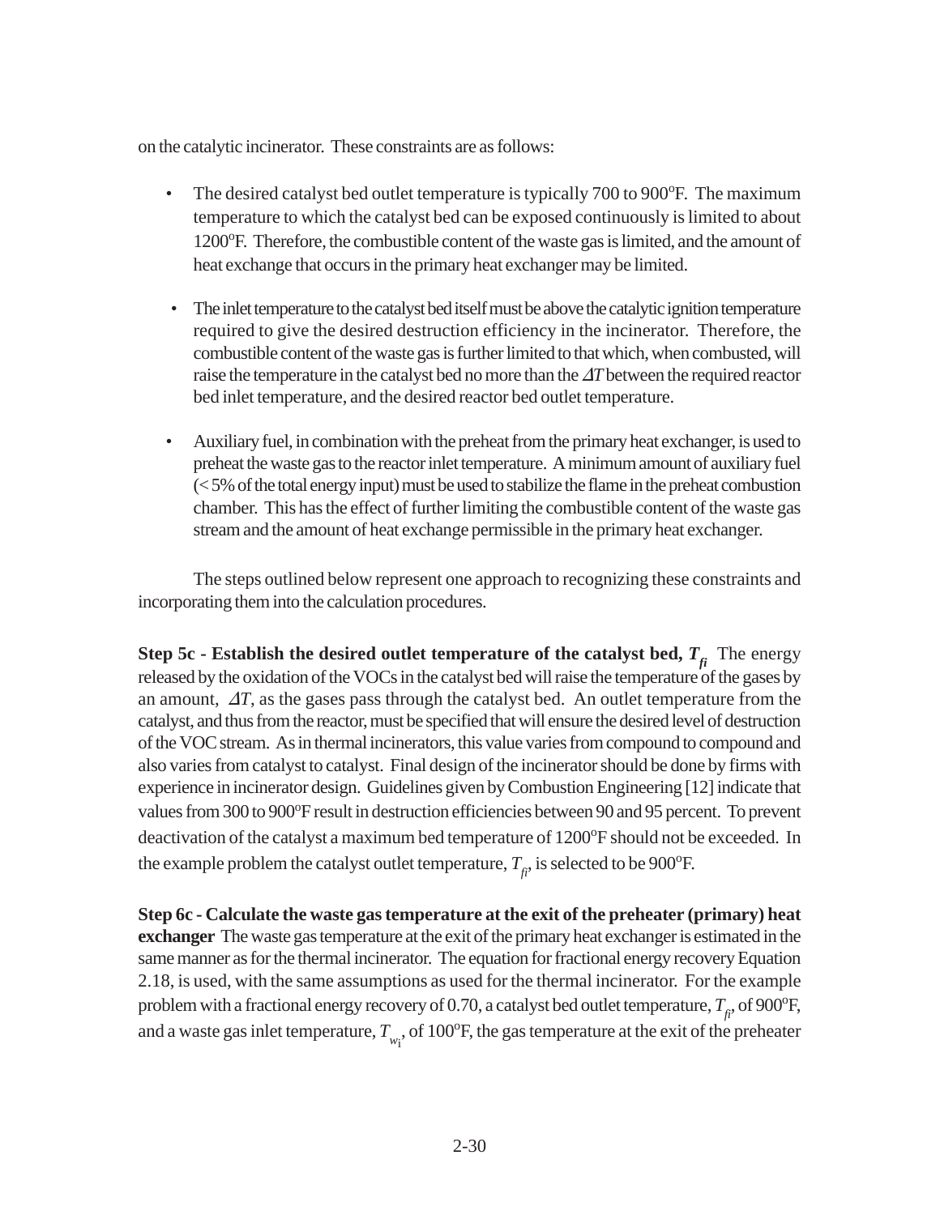on the catalytic incinerator. These constraints are as follows:

- The desired catalyst bed outlet temperature is typically 700 to 900°F. The maximum temperature to which the catalyst bed can be exposed continuously is limited to about 1200°F. Therefore, the combustible content of the waste gas is limited, and the amount of heat exchange that occurs in the primary heat exchanger may be limited.
- The inlet temperature to the catalyst bed itself must be above the catalytic ignition temperature required to give the desired destruction efficiency in the incinerator. Therefore, the combustible content of the waste gas is further limited to that which, when combusted, will raise the temperature in the catalyst bed no more than the $\Delta T$ between the required reactor bed inlet temperature, and the desired reactor bed outlet temperature.
- Auxiliary fuel, in combination with the preheat from the primary heat exchanger, is used to preheat the waste gas to the reactor inlet temperature. A minimum amount of auxiliary fuel (< 5% of the total energy input) must be used to stabilize the flame in the preheat combustion chamber. This has the effect of further limiting the combustible content of the waste gas stream and the amount of heat exchange permissible in the primary heat exchanger.

The steps outlined below represent one approach to recognizing these constraints and incorporating them into the calculation procedures.

**Step 5c - Establish the desired outlet temperature of the catalyst bed, $T_{fi}$** The energy released by the oxidation of the VOCs in the catalyst bed will raise the temperature of the gases by an amount, $\Delta T$, as the gases pass through the catalyst bed. An outlet temperature from the catalyst, and thus from the reactor, must be specified that will ensure the desired level of destruction of the VOC stream. As in thermal incinerators, this value varies from compound to compound and also varies from catalyst to catalyst. Final design of the incinerator should be done by firms with experience in incinerator design. Guidelines given by Combustion Engineering [12] indicate that values from 300 to 900°F result in destruction efficiencies between 90 and 95 percent. To prevent deactivation of the catalyst a maximum bed temperature of 1200°F should not be exceeded. In the example problem the catalyst outlet temperature, $T_{fi}$, is selected to be 900°F.

**Step 6c - Calculate the waste gas temperature at the exit of the preheater (primary) heat exchanger** The waste gas temperature at the exit of the primary heat exchanger is estimated in the same manner as for the thermal incinerator. The equation for fractional energy recovery Equation 2.18, is used, with the same assumptions as used for the thermal incinerator. For the example problem with a fractional energy recovery of 0.70, a catalyst bed outlet temperature, $T_{fi}$, of 900°F, and a waste gas inlet temperature, $T_{wi}$, of 100°F, the gas temperature at the exit of the preheater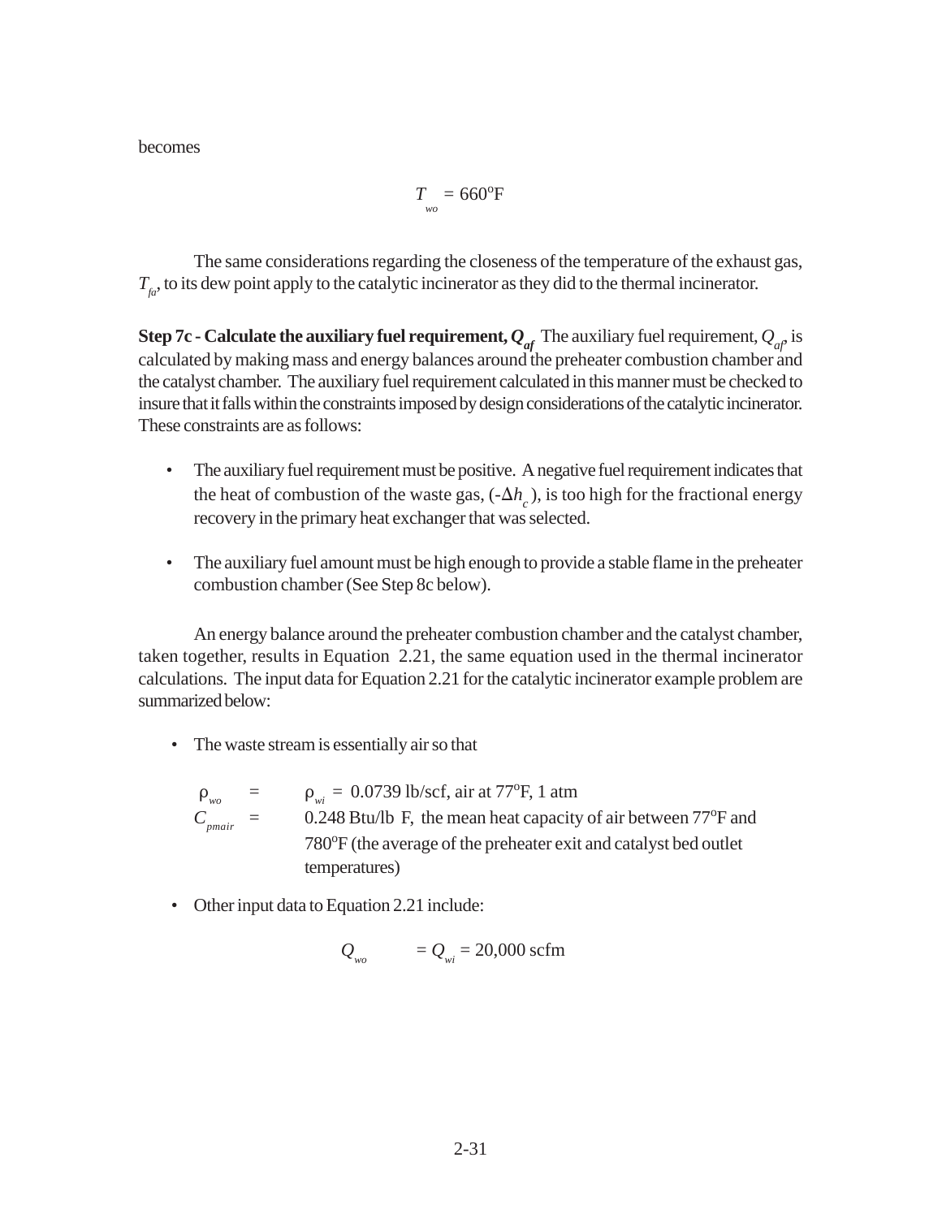becomes

$$T_{wo} = 660^{o}\text{F}$$

The same considerations regarding the closeness of the temperature of the exhaust gas, $T_{fa}$, to its dew point apply to the catalytic incinerator as they did to the thermal incinerator.

**Step 7c - Calculate the auxiliary fuel requirement, $Q_{af}$** The auxiliary fuel requirement, $Q_{af}$, is calculated by making mass and energy balances around the preheater combustion chamber and the catalyst chamber. The auxiliary fuel requirement calculated in this manner must be checked to insure that it falls within the constraints imposed by design considerations of the catalytic incinerator. These constraints are as follows:

- The auxiliary fuel requirement must be positive. A negative fuel requirement indicates that the heat of combustion of the waste gas, $(-\Delta h_c)$, is too high for the fractional energy recovery in the primary heat exchanger that was selected.
- The auxiliary fuel amount must be high enough to provide a stable flame in the preheater combustion chamber (See Step 8c below).

An energy balance around the preheater combustion chamber and the catalyst chamber, taken together, results in Equation 2.21, the same equation used in the thermal incinerator calculations. The input data for Equation 2.21 for the catalytic incinerator example problem are summarized below:

- The waste stream is essentially air so that

  $\rho_{wo}$ = $\rho_{wi}$ = 0.0739 lb/scf, air at 77$^{o}$F, 1 atm

  $C_{pmair}$ = 0.248 Btu/lb F, the mean heat capacity of air between 77$^{o}$F and 780$^{o}$F (the average of the preheater exit and catalyst bed outlet temperatures)

- Other input data to Equation 2.21 include:

$$Q_{wo} = Q_{wi} = 20{,}000 \text{ scfm}$$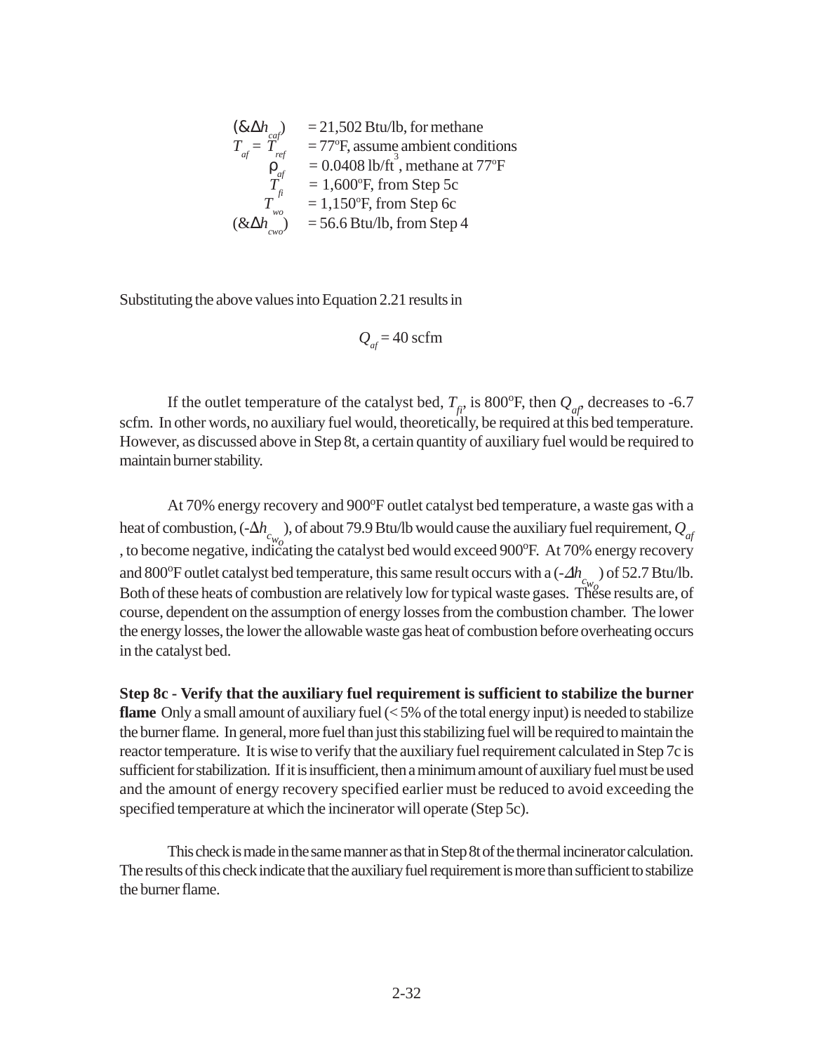$(-\Delta h_{caf})$ = 21,502 Btu/lb, for methane
$T_{af} = T_{ref}$ = 77°F, assume ambient conditions
$\rho_{af}$ = 0.0408 lb/ft$^3$, methane at 77°F
$T_{fi}$ = 1,600°F, from Step 5c
$T_{wo}$ = 1,150°F, from Step 6c
$(-\Delta h_{cwo})$ = 56.6 Btu/lb, from Step 4

Substituting the above values into Equation 2.21 results in

$$Q_{af} = 40 \text{ scfm}$$

If the outlet temperature of the catalyst bed, $T_{fi}$, is 800°F, then $Q_{af}$, decreases to -6.7 scfm. In other words, no auxiliary fuel would, theoretically, be required at this bed temperature. However, as discussed above in Step 8t, a certain quantity of auxiliary fuel would be required to maintain burner stability.

At 70% energy recovery and 900°F outlet catalyst bed temperature, a waste gas with a heat of combustion, $(-\Delta h_{c_{w_o}})$, of about 79.9 Btu/lb would cause the auxiliary fuel requirement, $Q_{af}$, to become negative, indicating the catalyst bed would exceed 900°F. At 70% energy recovery and 800°F outlet catalyst bed temperature, this same result occurs with a $(-\Delta h_{c_{w_o}})$ of 52.7 Btu/lb. Both of these heats of combustion are relatively low for typical waste gases. These results are, of course, dependent on the assumption of energy losses from the combustion chamber. The lower the energy losses, the lower the allowable waste gas heat of combustion before overheating occurs in the catalyst bed.

**Step 8c - Verify that the auxiliary fuel requirement is sufficient to stabilize the burner flame** Only a small amount of auxiliary fuel (< 5% of the total energy input) is needed to stabilize the burner flame. In general, more fuel than just this stabilizing fuel will be required to maintain the reactor temperature. It is wise to verify that the auxiliary fuel requirement calculated in Step 7c is sufficient for stabilization. If it is insufficient, then a minimum amount of auxiliary fuel must be used and the amount of energy recovery specified earlier must be reduced to avoid exceeding the specified temperature at which the incinerator will operate (Step 5c).

This check is made in the same manner as that in Step 8t of the thermal incinerator calculation. The results of this check indicate that the auxiliary fuel requirement is more than sufficient to stabilize the burner flame.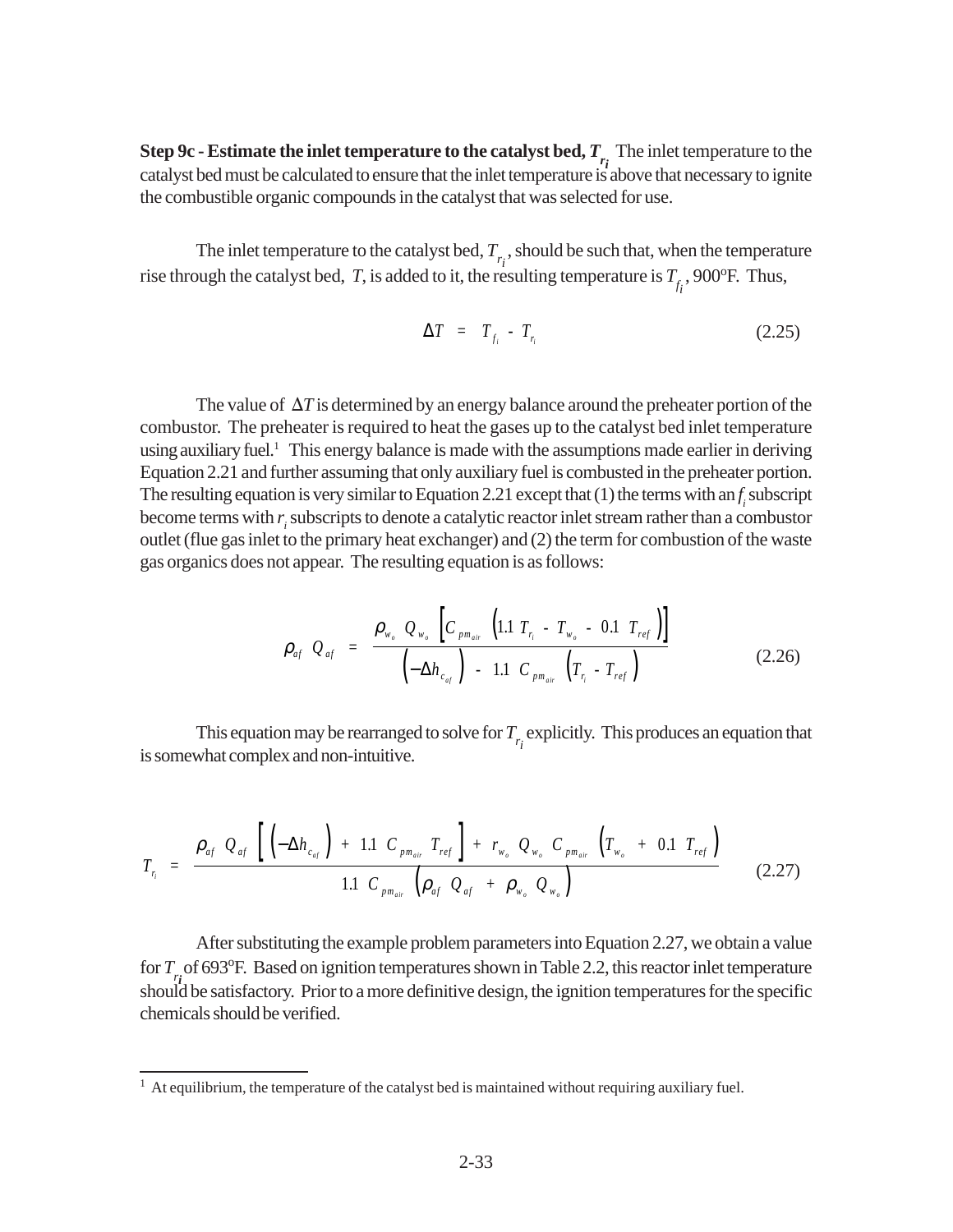**Step 9c - Estimate the inlet temperature to the catalyst bed, $T_{r_i}$** The inlet temperature to the catalyst bed must be calculated to ensure that the inlet temperature is above that necessary to ignite the combustible organic compounds in the catalyst that was selected for use.

The inlet temperature to the catalyst bed, $T_{r_i}$, should be such that, when the temperature rise through the catalyst bed, $T$, is added to it, the resulting temperature is $T_{f_i}$, 900°F. Thus,

$$\Delta T = T_{f_i} - T_{r_i} \tag{2.25}$$

The value of $\Delta T$ is determined by an energy balance around the preheater portion of the combustor. The preheater is required to heat the gases up to the catalyst bed inlet temperature using auxiliary fuel.[1] This energy balance is made with the assumptions made earlier in deriving Equation 2.21 and further assuming that only auxiliary fuel is combusted in the preheater portion. The resulting equation is very similar to Equation 2.21 except that (1) the terms with an $f_i$ subscript become terms with $r_i$ subscripts to denote a catalytic reactor inlet stream rather than a combustor outlet (flue gas inlet to the primary heat exchanger) and (2) the term for combustion of the waste gas organics does not appear. The resulting equation is as follows:

$$\rho_{af} \; Q_{af} = \frac{\rho_{w_o} \; Q_{w_o} \left[ C_{pm_{air}} \left( 1.1 \; T_{r_i} - T_{w_o} - 0.1 \; T_{ref} \right) \right]}{\left( -\Delta h_{c_{af}} \right) - 1.1 \; C_{pm_{air}} \left( T_{r_i} - T_{ref} \right)} \tag{2.26}$$

This equation may be rearranged to solve for $T_{r_i}$ explicitly. This produces an equation that is somewhat complex and non-intuitive.

$$T_{r_i} = \frac{\rho_{af} \; Q_{af} \left[ \left( -\Delta h_{c_{af}} \right) + 1.1 \; C_{pm_{air}} \; T_{ref} \right] + r_{w_o} \; Q_{w_o} \; C_{pm_{air}} \left( T_{w_o} + 0.1 \; T_{ref} \right)}{1.1 \; C_{pm_{air}} \left( \rho_{af} \; Q_{af} + \rho_{w_o} \; Q_{w_o} \right)} \tag{2.27}$$

After substituting the example problem parameters into Equation 2.27, we obtain a value for $T_{r_i}$ of 693°F. Based on ignition temperatures shown in Table 2.2, this reactor inlet temperature should be satisfactory. Prior to a more definitive design, the ignition temperatures for the specific chemicals should be verified.

---

[1] At equilibrium, the temperature of the catalyst bed is maintained without requiring auxiliary fuel.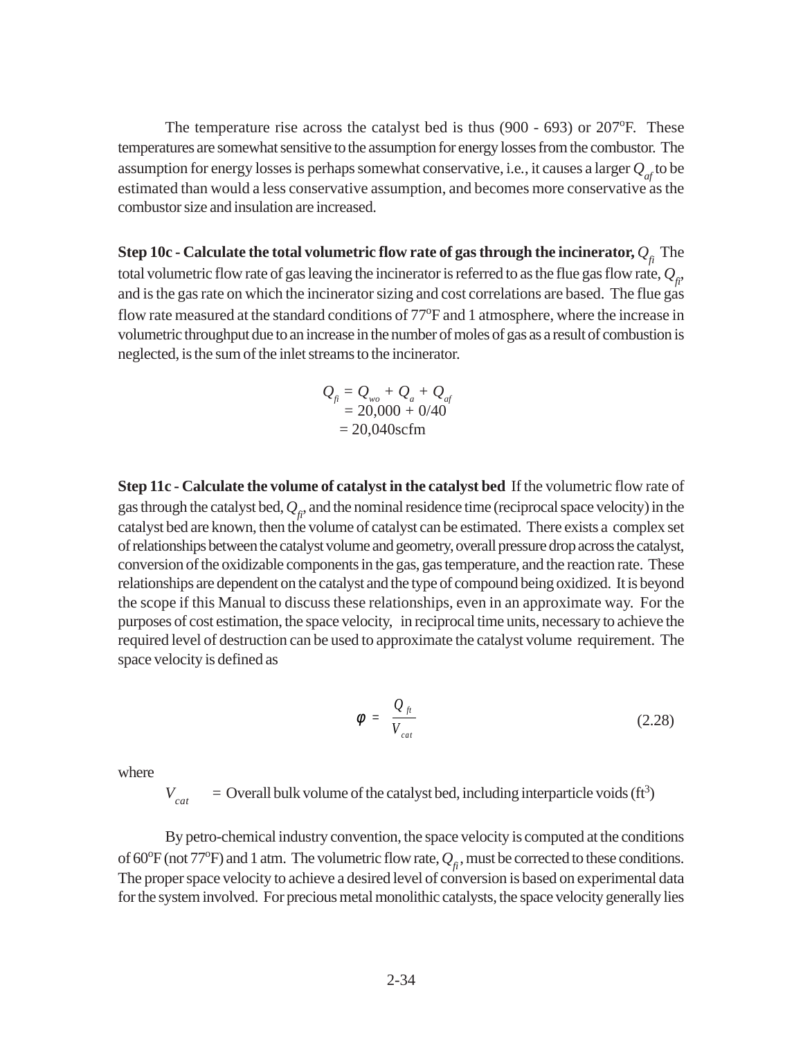The temperature rise across the catalyst bed is thus (900 - 693) or 207°F. These temperatures are somewhat sensitive to the assumption for energy losses from the combustor. The assumption for energy losses is perhaps somewhat conservative, i.e., it causes a larger $Q_{af}$ to be estimated than would a less conservative assumption, and becomes more conservative as the combustor size and insulation are increased.

**Step 10c - Calculate the total volumetric flow rate of gas through the incinerator, $Q_{fi}$** The total volumetric flow rate of gas leaving the incinerator is referred to as the flue gas flow rate, $Q_{fi}$, and is the gas rate on which the incinerator sizing and cost correlations are based. The flue gas flow rate measured at the standard conditions of 77°F and 1 atmosphere, where the increase in volumetric throughput due to an increase in the number of moles of gas as a result of combustion is neglected, is the sum of the inlet streams to the incinerator.

$$
\begin{aligned}
Q_{fi} &= Q_{wo} + Q_{a} + Q_{af} \\
&= 20{,}000 + 0/40 \\
&= 20{,}040\text{scfm}
\end{aligned}
$$

**Step 11c - Calculate the volume of catalyst in the catalyst bed** If the volumetric flow rate of gas through the catalyst bed, $Q_{fi}$, and the nominal residence time (reciprocal space velocity) in the catalyst bed are known, then the volume of catalyst can be estimated. There exists a complex set of relationships between the catalyst volume and geometry, overall pressure drop across the catalyst, conversion of the oxidizable components in the gas, gas temperature, and the reaction rate. These relationships are dependent on the catalyst and the type of compound being oxidized. It is beyond the scope if this Manual to discuss these relationships, even in an approximate way. For the purposes of cost estimation, the space velocity, in reciprocal time units, necessary to achieve the required level of destruction can be used to approximate the catalyst volume requirement. The space velocity is defined as

$$
\phi = \frac{Q_{ft}}{V_{cat}} \qquad (2.28)
$$

where

$V_{cat}$ = Overall bulk volume of the catalyst bed, including interparticle voids ($ft^3$)

By petro-chemical industry convention, the space velocity is computed at the conditions of 60°F (not 77°F) and 1 atm. The volumetric flow rate, $Q_{fi}$, must be corrected to these conditions. The proper space velocity to achieve a desired level of conversion is based on experimental data for the system involved. For precious metal monolithic catalysts, the space velocity generally lies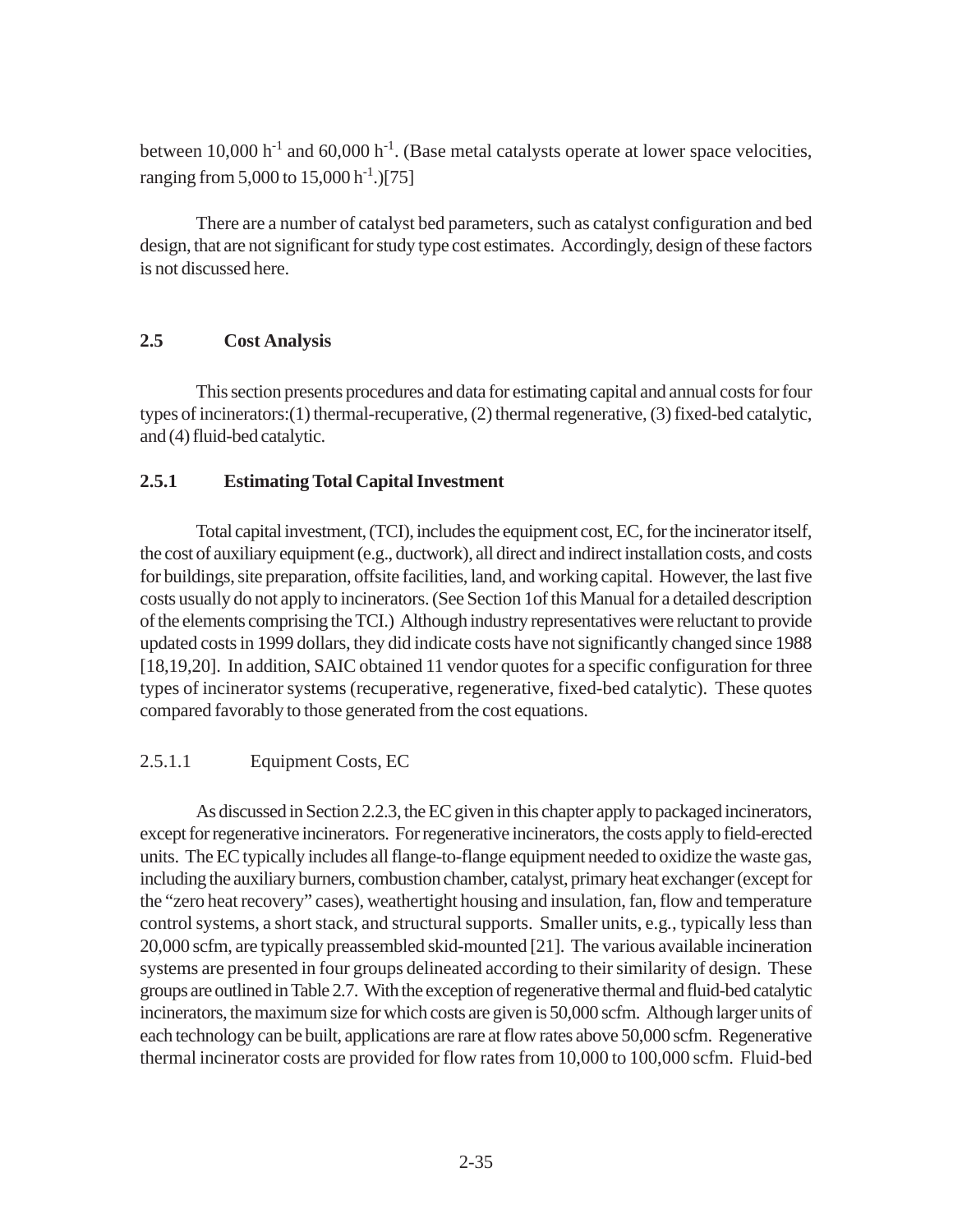between 10,000 $h^{-1}$ and 60,000 $h^{-1}$. (Base metal catalysts operate at lower space velocities, ranging from 5,000 to 15,000 $h^{-1}$.)[75]

There are a number of catalyst bed parameters, such as catalyst configuration and bed design, that are not significant for study type cost estimates. Accordingly, design of these factors is not discussed here.

## 2.5 Cost Analysis

This section presents procedures and data for estimating capital and annual costs for four types of incinerators:(1) thermal-recuperative, (2) thermal regenerative, (3) fixed-bed catalytic, and (4) fluid-bed catalytic.

### 2.5.1 Estimating Total Capital Investment

Total capital investment, (TCI), includes the equipment cost, EC, for the incinerator itself, the cost of auxiliary equipment (e.g., ductwork), all direct and indirect installation costs, and costs for buildings, site preparation, offsite facilities, land, and working capital. However, the last five costs usually do not apply to incinerators. (See Section 1of this Manual for a detailed description of the elements comprising the TCI.) Although industry representatives were reluctant to provide updated costs in 1999 dollars, they did indicate costs have not significantly changed since 1988 [18,19,20]. In addition, SAIC obtained 11 vendor quotes for a specific configuration for three types of incinerator systems (recuperative, regenerative, fixed-bed catalytic). These quotes compared favorably to those generated from the cost equations.

#### 2.5.1.1 Equipment Costs, EC

As discussed in Section 2.2.3, the EC given in this chapter apply to packaged incinerators, except for regenerative incinerators. For regenerative incinerators, the costs apply to field-erected units. The EC typically includes all flange-to-flange equipment needed to oxidize the waste gas, including the auxiliary burners, combustion chamber, catalyst, primary heat exchanger (except for the "zero heat recovery" cases), weathertight housing and insulation, fan, flow and temperature control systems, a short stack, and structural supports. Smaller units, e.g., typically less than 20,000 scfm, are typically preassembled skid-mounted [21]. The various available incineration systems are presented in four groups delineated according to their similarity of design. These groups are outlined in Table 2.7. With the exception of regenerative thermal and fluid-bed catalytic incinerators, the maximum size for which costs are given is 50,000 scfm. Although larger units of each technology can be built, applications are rare at flow rates above 50,000 scfm. Regenerative thermal incinerator costs are provided for flow rates from 10,000 to 100,000 scfm. Fluid-bed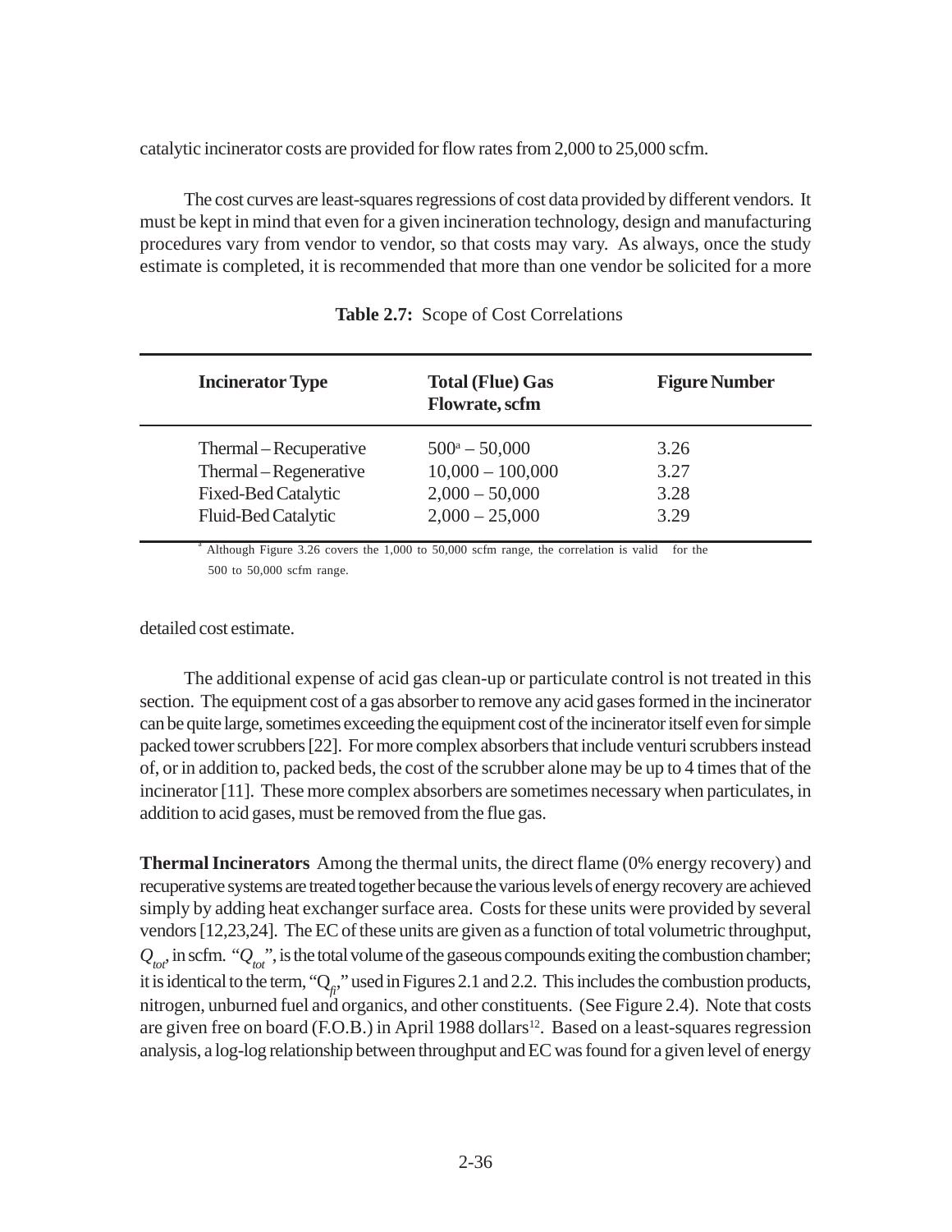catalytic incinerator costs are provided for flow rates from 2,000 to 25,000 scfm.

The cost curves are least-squares regressions of cost data provided by different vendors. It must be kept in mind that even for a given incineration technology, design and manufacturing procedures vary from vendor to vendor, so that costs may vary. As always, once the study estimate is completed, it is recommended that more than one vendor be solicited for a more detailed cost estimate.

**Table 2.7:** Scope of Cost Correlations

| Incinerator Type | Total (Flue) Gas Flowrate, scfm | Figure Number |
|---|---|---|
| Thermal – Recuperative | 500[a] – 50,000 | 3.26 |
| Thermal – Regenerative | 10,000 – 100,000 | 3.27 |
| Fixed-Bed Catalytic | 2,000 – 50,000 | 3.28 |
| Fluid-Bed Catalytic | 2,000 – 25,000 | 3.29 |

[a] Although Figure 3.26 covers the 1,000 to 50,000 scfm range, the correlation is valid for the 500 to 50,000 scfm range.

The additional expense of acid gas clean-up or particulate control is not treated in this section. The equipment cost of a gas absorber to remove any acid gases formed in the incinerator can be quite large, sometimes exceeding the equipment cost of the incinerator itself even for simple packed tower scrubbers [22]. For more complex absorbers that include venturi scrubbers instead of, or in addition to, packed beds, the cost of the scrubber alone may be up to 4 times that of the incinerator [11]. These more complex absorbers are sometimes necessary when particulates, in addition to acid gases, must be removed from the flue gas.

**Thermal Incinerators** Among the thermal units, the direct flame (0% energy recovery) and recuperative systems are treated together because the various levels of energy recovery are achieved simply by adding heat exchanger surface area. Costs for these units were provided by several vendors [12,23,24]. The EC of these units are given as a function of total volumetric throughput, $Q_{tot}$, in scfm. "$Q_{tot}$", is the total volume of the gaseous compounds exiting the combustion chamber; it is identical to the term, "$Q_{fi}$," used in Figures 2.1 and 2.2. This includes the combustion products, nitrogen, unburned fuel and organics, and other constituents. (See Figure 2.4). Note that costs are given free on board (F.O.B.) in April 1988 dollars[12]. Based on a least-squares regression analysis, a log-log relationship between throughput and EC was found for a given level of energy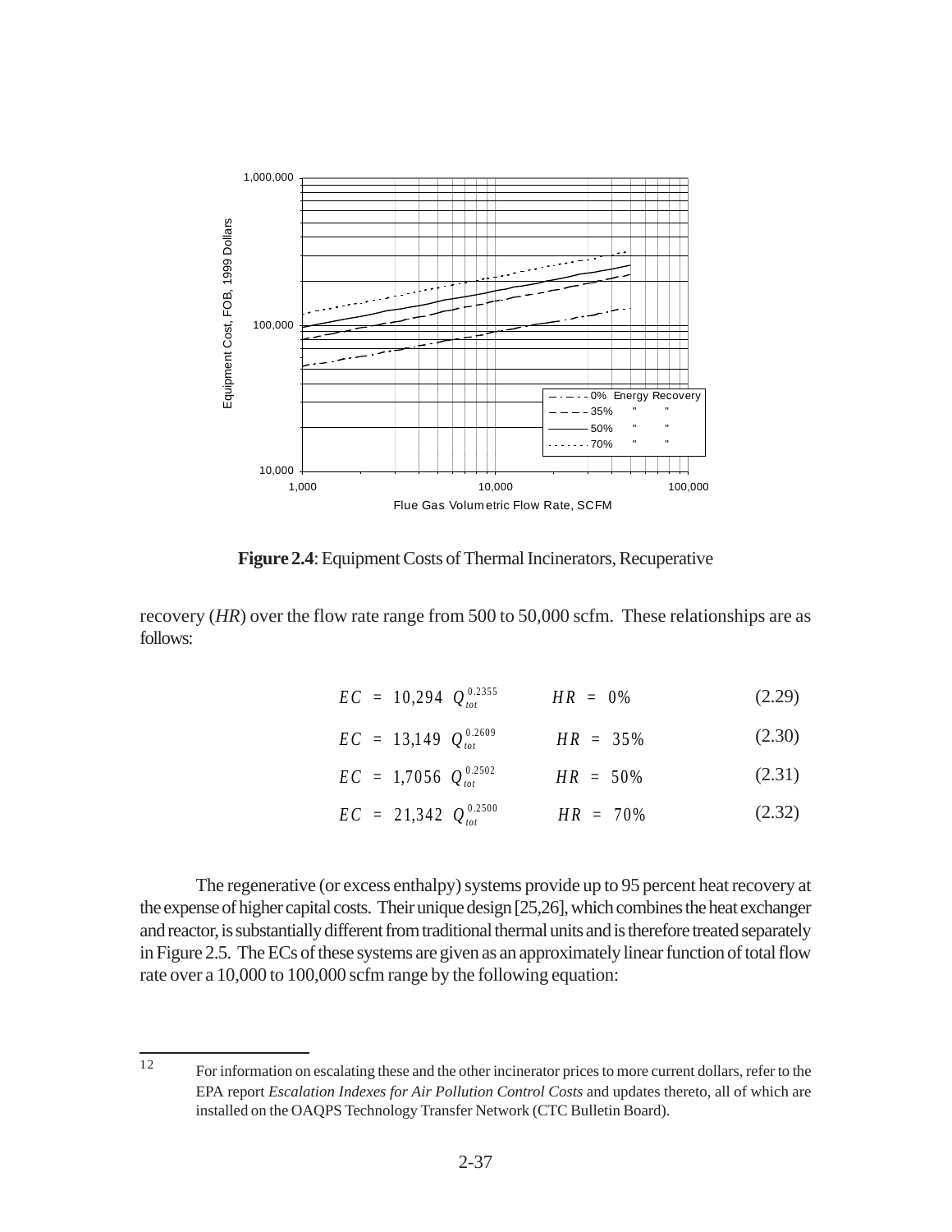**Figure 2.4**: Equipment Costs of Thermal Incinerators, Recuperative

recovery (*HR*) over the flow rate range from 500 to 50,000 scfm. These relationships are as follows:

$$EC = 10{,}294 \ Q_{tot}^{0.2355} \qquad HR = 0\% \tag{2.29}$$

$$EC = 13{,}149 \ Q_{tot}^{0.2609} \qquad HR = 35\% \tag{2.30}$$

$$EC = 1{,}7056 \ Q_{tot}^{0.2502} \qquad HR = 50\% \tag{2.31}$$

$$EC = 21{,}342 \ Q_{tot}^{0.2500} \qquad HR = 70\% \tag{2.32}$$

The regenerative (or excess enthalpy) systems provide up to 95 percent heat recovery at the expense of higher capital costs. Their unique design [25,26], which combines the heat exchanger and reactor, is substantially different from traditional thermal units and is therefore treated separately in Figure 2.5. The ECs of these systems are given as an approximately linear function of total flow rate over a 10,000 to 100,000 scfm range by the following equation:

---

[12] For information on escalating these and the other incinerator prices to more current dollars, refer to the EPA report *Escalation Indexes for Air Pollution Control Costs* and updates thereto, all of which are installed on the OAQPS Technology Transfer Network (CTC Bulletin Board).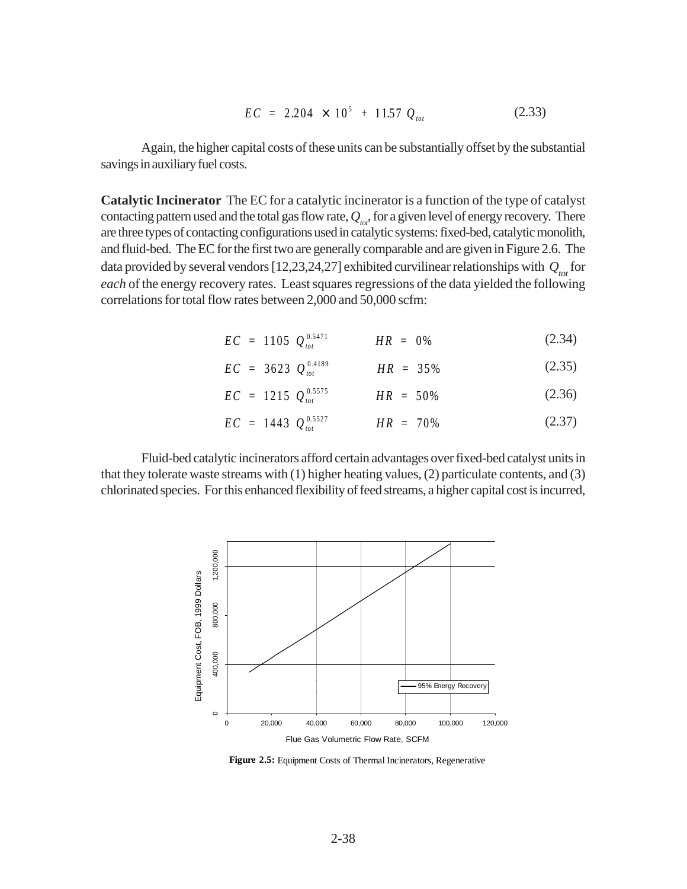$$EC = 2.204 \times 10^5 + 11.57\, Q_{tot} \tag{2.33}$$

Again, the higher capital costs of these units can be substantially offset by the substantial savings in auxiliary fuel costs.

**Catalytic Incinerator** The EC for a catalytic incinerator is a function of the type of catalyst contacting pattern used and the total gas flow rate, $Q_{tot}$, for a given level of energy recovery. There are three types of contacting configurations used in catalytic systems: fixed-bed, catalytic monolith, and fluid-bed. The EC for the first two are generally comparable and are given in Figure 2.6. The data provided by several vendors [12,23,24,27] exhibited curvilinear relationships with $Q_{tot}$ for *each* of the energy recovery rates. Least squares regressions of the data yielded the following correlations for total flow rates between 2,000 and 50,000 scfm:

$$EC = 1105\, Q_{tot}^{0.5471} \qquad HR = 0\% \tag{2.34}$$

$$EC = 3623\, Q_{tot}^{0.4189} \qquad HR = 35\% \tag{2.35}$$

$$EC = 1215\, Q_{tot}^{0.5575} \qquad HR = 50\% \tag{2.36}$$

$$EC = 1443\, Q_{tot}^{0.5527} \qquad HR = 70\% \tag{2.37}$$

Fluid-bed catalytic incinerators afford certain advantages over fixed-bed catalyst units in that they tolerate waste streams with (1) higher heating values, (2) particulate contents, and (3) chlorinated species. For this enhanced flexibility of feed streams, a higher capital cost is incurred,

**Figure 2.5:** Equipment Costs of Thermal Incinerators, Regenerative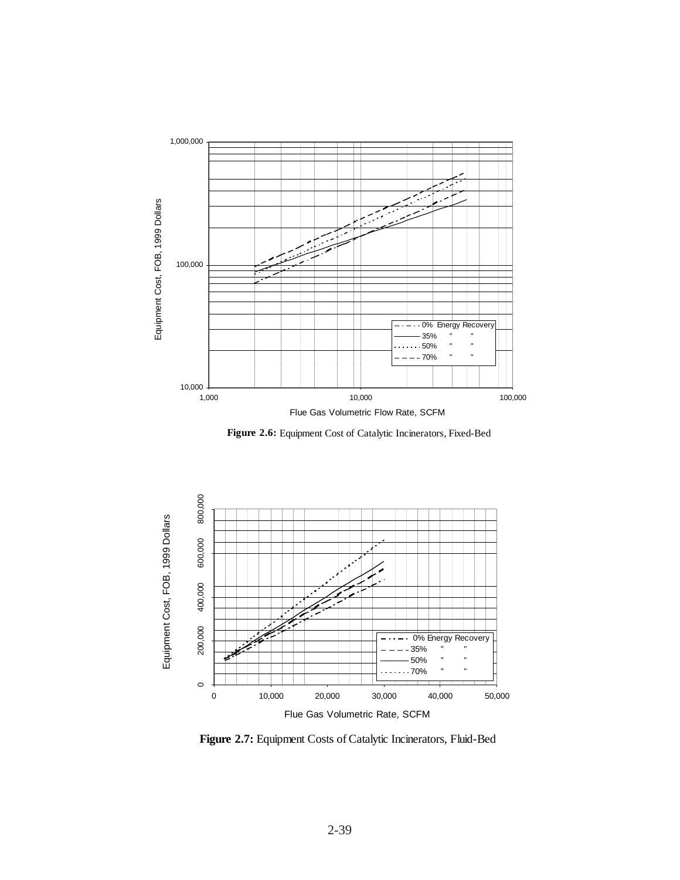**Figure 2.6:** Equipment Cost of Catalytic Incinerators, Fixed-Bed

**Figure 2.7:** Equipment Costs of Catalytic Incinerators, Fluid-Bed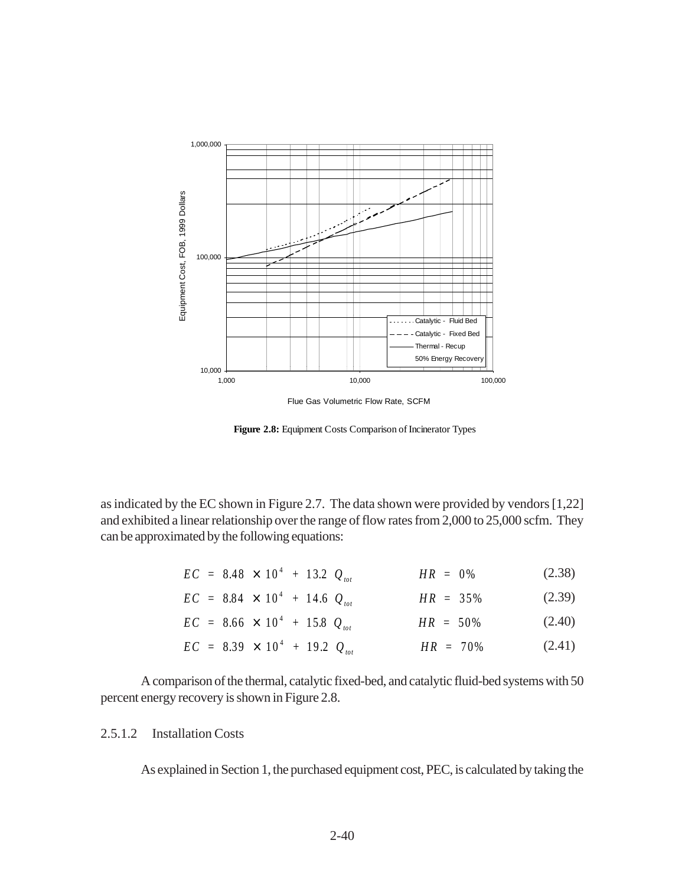Figure 2.8: Equipment Costs Comparison of Incinerator Types

as indicated by the EC shown in Figure 2.7. The data shown were provided by vendors [1,22] and exhibited a linear relationship over the range of flow rates from 2,000 to 25,000 scfm. They can be approximated by the following equations:

$$EC = 8.48 \times 10^4 + 13.2\ Q_{tot} \qquad HR = 0\% \tag{2.38}$$

$$EC = 8.84 \times 10^4 + 14.6\ Q_{tot} \qquad HR = 35\% \tag{2.39}$$

$$EC = 8.66 \times 10^4 + 15.8\ Q_{tot} \qquad HR = 50\% \tag{2.40}$$

$$EC = 8.39 \times 10^4 + 19.2\ Q_{tot} \qquad HR = 70\% \tag{2.41}$$

A comparison of the thermal, catalytic fixed-bed, and catalytic fluid-bed systems with 50 percent energy recovery is shown in Figure 2.8.

#### 2.5.1.2 Installation Costs

As explained in Section 1, the purchased equipment cost, PEC, is calculated by taking the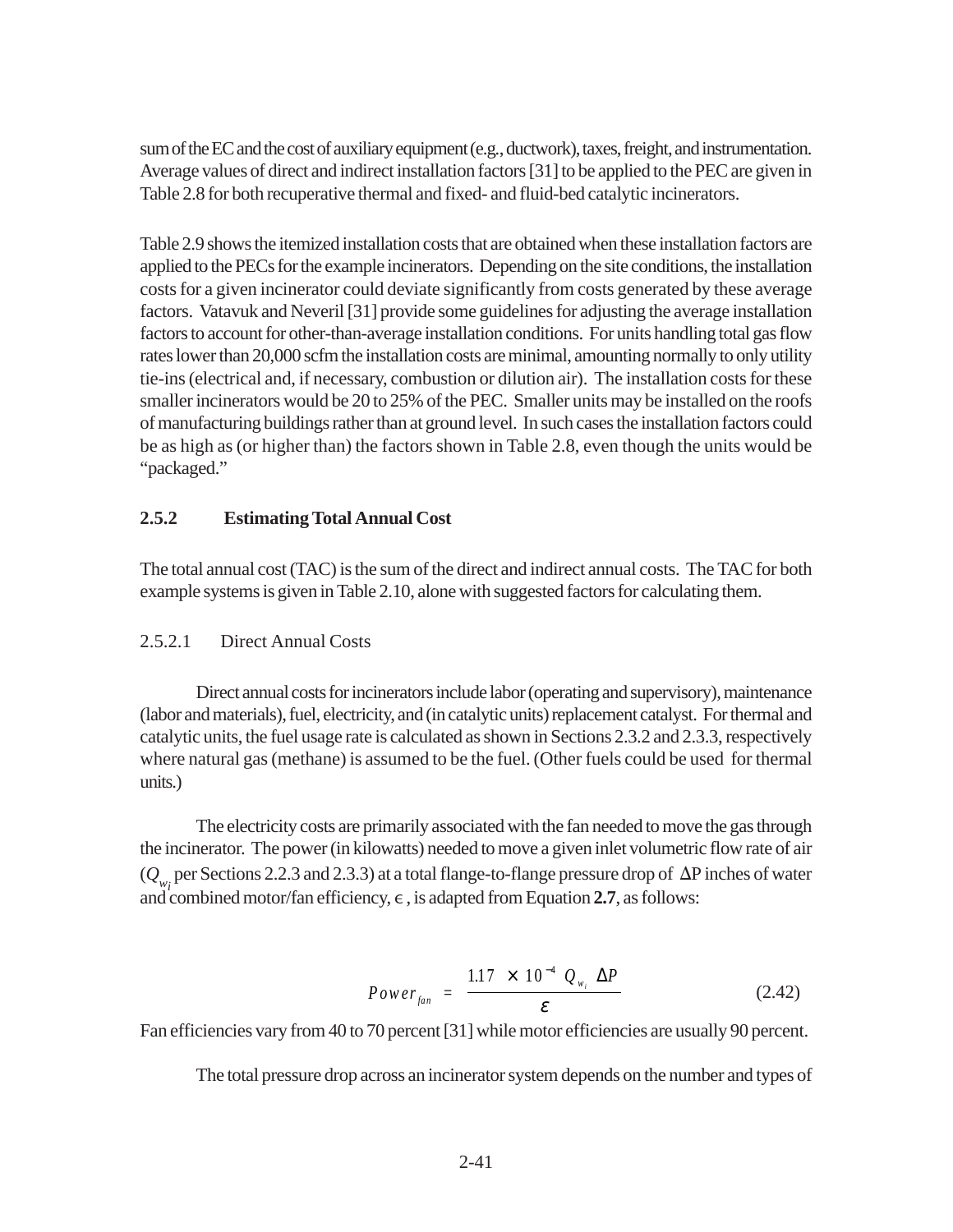sum of the EC and the cost of auxiliary equipment (e.g., ductwork), taxes, freight, and instrumentation. Average values of direct and indirect installation factors [31] to be applied to the PEC are given in Table 2.8 for both recuperative thermal and fixed- and fluid-bed catalytic incinerators.

Table 2.9 shows the itemized installation costs that are obtained when these installation factors are applied to the PECs for the example incinerators. Depending on the site conditions, the installation costs for a given incinerator could deviate significantly from costs generated by these average factors. Vatavuk and Neveril [31] provide some guidelines for adjusting the average installation factors to account for other-than-average installation conditions. For units handling total gas flow rates lower than 20,000 scfm the installation costs are minimal, amounting normally to only utility tie-ins (electrical and, if necessary, combustion or dilution air). The installation costs for these smaller incinerators would be 20 to 25% of the PEC. Smaller units may be installed on the roofs of manufacturing buildings rather than at ground level. In such cases the installation factors could be as high as (or higher than) the factors shown in Table 2.8, even though the units would be "packaged."

### 2.5.2 Estimating Total Annual Cost

The total annual cost (TAC) is the sum of the direct and indirect annual costs. The TAC for both example systems is given in Table 2.10, alone with suggested factors for calculating them.

#### 2.5.2.1 Direct Annual Costs

Direct annual costs for incinerators include labor (operating and supervisory), maintenance (labor and materials), fuel, electricity, and (in catalytic units) replacement catalyst. For thermal and catalytic units, the fuel usage rate is calculated as shown in Sections 2.3.2 and 2.3.3, respectively where natural gas (methane) is assumed to be the fuel. (Other fuels could be used for thermal units.)

The electricity costs are primarily associated with the fan needed to move the gas through the incinerator. The power (in kilowatts) needed to move a given inlet volumetric flow rate of air ($Q_{w_i}$ per Sections 2.2.3 and 2.3.3) at a total flange-to-flange pressure drop of $\Delta P$ inches of water and combined motor/fan efficiency, $\epsilon$, is adapted from Equation **2.7**, as follows:

$$Power_{fan} = \frac{1.17 \times 10^{-4} \, Q_{w_i} \, \Delta P}{\varepsilon} \tag{2.42}$$

Fan efficiencies vary from 40 to 70 percent [31] while motor efficiencies are usually 90 percent.

The total pressure drop across an incinerator system depends on the number and types of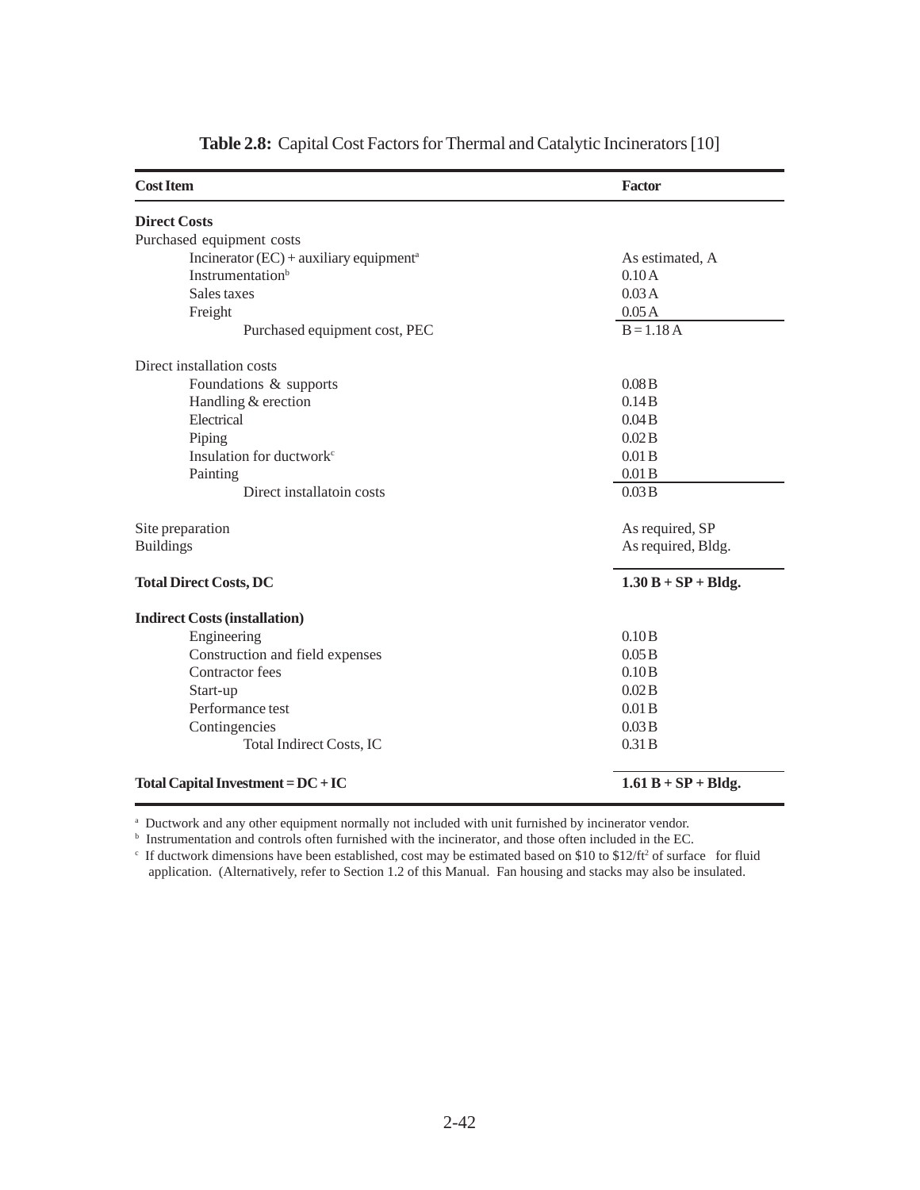**Table 2.8:** Capital Cost Factors for Thermal and Catalytic Incinerators [10]

| Cost Item | Factor |
|---|---|
| **Direct Costs** | |
| Purchased equipment costs | |
| Incinerator (EC) + auxiliary equipment[a] | As estimated, A |
| Instrumentation[b] | 0.10 A |
| Sales taxes | 0.03 A |
| Freight | 0.05 A |
| Purchased equipment cost, PEC | B = 1.18 A |
| Direct installation costs | |
| Foundations & supports | 0.08 B |
| Handling & erection | 0.14 B |
| Electrical | 0.04 B |
| Piping | 0.02 B |
| Insulation for ductwork[c] | 0.01 B |
| Painting | 0.01 B |
| Direct installatoin costs | 0.03 B |
| Site preparation | As required, SP |
| Buildings | As required, Bldg. |
| **Total Direct Costs, DC** | **1.30 B + SP + Bldg.** |
| **Indirect Costs (installation)** | |
| Engineering | 0.10 B |
| Construction and field expenses | 0.05 B |
| Contractor fees | 0.10 B |
| Start-up | 0.02 B |
| Performance test | 0.01 B |
| Contingencies | 0.03 B |
| Total Indirect Costs, IC | 0.31 B |
| **Total Capital Investment = DC + IC** | **1.61 B + SP + Bldg.** |

[a] Ductwork and any other equipment normally not included with unit furnished by incinerator vendor.

[b] Instrumentation and controls often furnished with the incinerator, and those often included in the EC.

[c] If ductwork dimensions have been established, cost may be estimated based on \$10 to \$12/ft$^2$ of surface for fluid application. (Alternatively, refer to Section 1.2 of this Manual. Fan housing and stacks may also be insulated.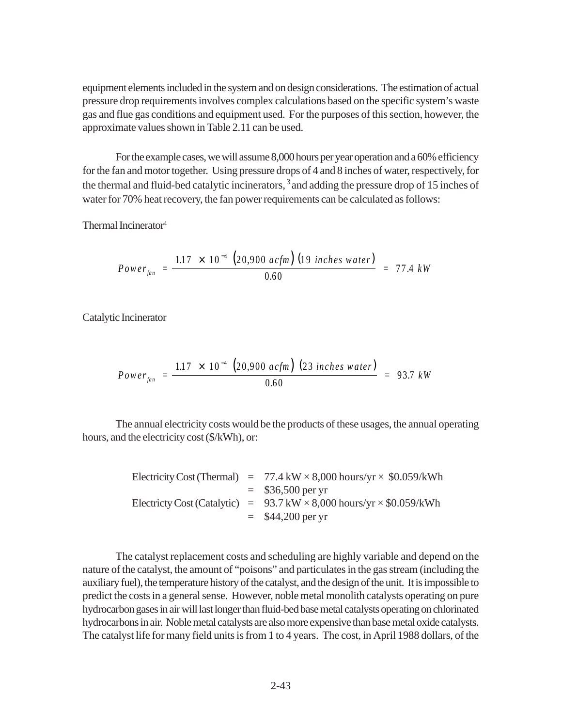equipment elements included in the system and on design considerations. The estimation of actual pressure drop requirements involves complex calculations based on the specific system's waste gas and flue gas conditions and equipment used. For the purposes of this section, however, the approximate values shown in Table 2.11 can be used.

For the example cases, we will assume 8,000 hours per year operation and a 60% efficiency for the fan and motor together. Using pressure drops of 4 and 8 inches of water, respectively, for the thermal and fluid-bed catalytic incinerators, [3] and adding the pressure drop of 15 inches of water for 70% heat recovery, the fan power requirements can be calculated as follows:

Thermal Incinerator[4]

$$Power_{fan} = \frac{1.17 \times 10^{-4} \left(20{,}900 \; acfm\right) \left(19 \; inches \; water\right)}{0.60} = 77.4 \; kW$$

Catalytic Incinerator

$$Power_{fan} = \frac{1.17 \times 10^{-4} \left(20{,}900 \; acfm\right) \left(23 \; inches \; water\right)}{0.60} = 93.7 \; kW$$

The annual electricity costs would be the products of these usages, the annual operating hours, and the electricity cost (\$/kWh), or:

Electricity Cost (Thermal) = 77.4 kW × 8,000 hours/yr × \$0.059/kWh
= \$36,500 per yr
Electricty Cost (Catalytic) = 93.7 kW × 8,000 hours/yr × \$0.059/kWh
= \$44,200 per yr

The catalyst replacement costs and scheduling are highly variable and depend on the nature of the catalyst, the amount of "poisons" and particulates in the gas stream (including the auxiliary fuel), the temperature history of the catalyst, and the design of the unit. It is impossible to predict the costs in a general sense. However, noble metal monolith catalysts operating on pure hydrocarbon gases in air will last longer than fluid-bed base metal catalysts operating on chlorinated hydrocarbons in air. Noble metal catalysts are also more expensive than base metal oxide catalysts. The catalyst life for many field units is from 1 to 4 years. The cost, in April 1988 dollars, of the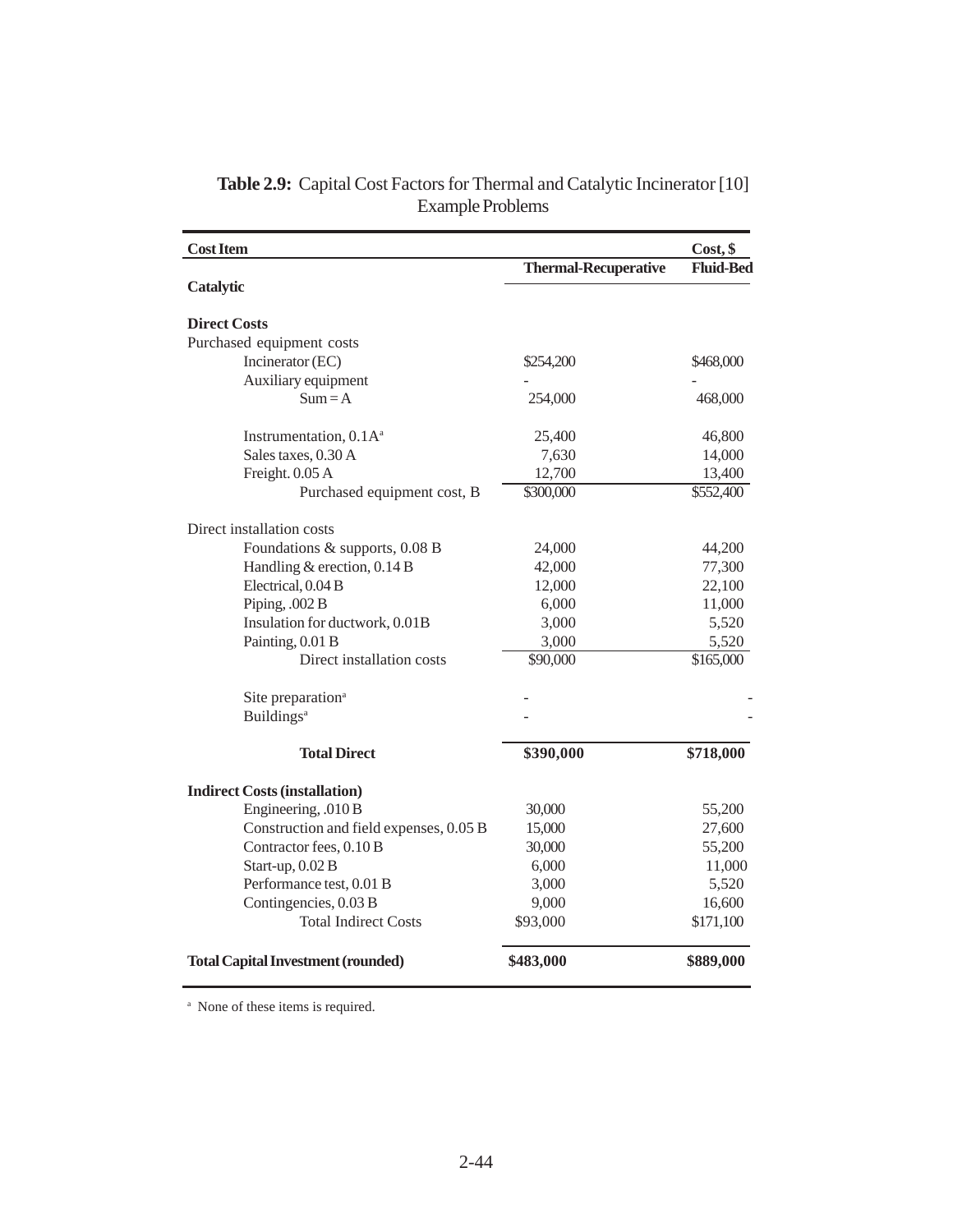**Table 2.9:** Capital Cost Factors for Thermal and Catalytic Incinerator [10] Example Problems

| Cost Item | Cost, $ | |
|---|---|---|
| | **Thermal-Recuperative** | **Fluid-Bed** |
| **Catalytic** | | |
| | | |
| **Direct Costs** | | |
| Purchased equipment costs | | |
| Incinerator (EC) | $254,200 | $468,000 |
| Auxiliary equipment | - | - |
| Sum = A | 254,000 | 468,000 |
| | | |
| Instrumentation, 0.1A[a] | 25,400 | 46,800 |
| Sales taxes, 0.30 A | 7,630 | 14,000 |
| Freight. 0.05 A | 12,700 | 13,400 |
| Purchased equipment cost, B | $300,000 | $552,400 |
| | | |
| Direct installation costs | | |
| Foundations & supports, 0.08 B | 24,000 | 44,200 |
| Handling & erection, 0.14 B | 42,000 | 77,300 |
| Electrical, 0.04 B | 12,000 | 22,100 |
| Piping, .002 B | 6,000 | 11,000 |
| Insulation for ductwork, 0.01B | 3,000 | 5,520 |
| Painting, 0.01 B | 3,000 | 5,520 |
| Direct installation costs | $90,000 | $165,000 |
| | | |
| Site preparation[a] | - | - |
| Buildings[a] | - | - |
| | | |
| **Total Direct** | **$390,000** | **$718,000** |
| | | |
| **Indirect Costs (installation)** | | |
| Engineering, .010 B | 30,000 | 55,200 |
| Construction and field expenses, 0.05 B | 15,000 | 27,600 |
| Contractor fees, 0.10 B | 30,000 | 55,200 |
| Start-up, 0.02 B | 6,000 | 11,000 |
| Performance test, 0.01 B | 3,000 | 5,520 |
| Contingencies, 0.03 B | 9,000 | 16,600 |
| Total Indirect Costs | $93,000 | $171,100 |
| | | |
| **Total Capital Investment (rounded)** | **$483,000** | **$889,000** |

[a] None of these items is required.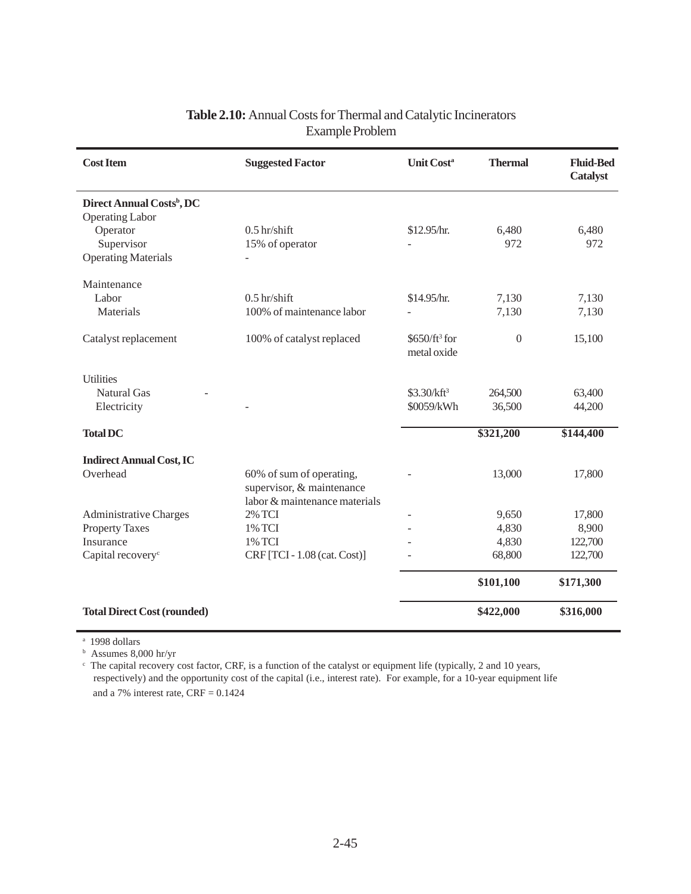**Table 2.10:** Annual Costs for Thermal and Catalytic Incinerators Example Problem

| Cost Item | Suggested Factor | Unit Cost[a] | Thermal | Fluid-Bed Catalyst |
|---|---|---|---|---|
| **Direct Annual Costs[b], DC** | | | | |
| Operating Labor | | | | |
| Operator | 0.5 hr/shift | \$12.95/hr. | 6,480 | 6,480 |
| Supervisor | 15% of operator | - | 972 | 972 |
| Operating Materials | - | | | |
| Maintenance | | | | |
| Labor | 0.5 hr/shift | \$14.95/hr. | 7,130 | 7,130 |
| Materials | 100% of maintenance labor | - | 7,130 | 7,130 |
| Catalyst replacement | 100% of catalyst replaced | \$650/ft$^3$ for metal oxide | 0 | 15,100 |
| Utilities | | | | |
| Natural Gas | - | \$3.30/kft$^3$ | 264,500 | 63,400 |
| Electricity | - | \$0059/kWh | 36,500 | 44,200 |
| **Total DC** | | | **\$321,200** | **\$144,400** |
| **Indirect Annual Cost, IC** | | | | |
| Overhead | 60% of sum of operating, supervisor, & maintenance labor & maintenance materials | - | 13,000 | 17,800 |
| Administrative Charges | 2% TCI | - | 9,650 | 17,800 |
| Property Taxes | 1% TCI | - | 4,830 | 8,900 |
| Insurance | 1% TCI | - | 4,830 | 122,700 |
| Capital recovery[c] | CRF [TCI - 1.08 (cat. Cost)] | - | 68,800 | 122,700 |
| | | | **\$101,100** | **\$171,300** |
| **Total Direct Cost (rounded)** | | | **\$422,000** | **\$316,000** |

[a] 1998 dollars

[b] Assumes 8,000 hr/yr

[c] The capital recovery cost factor, CRF, is a function of the catalyst or equipment life (typically, 2 and 10 years, respectively) and the opportunity cost of the capital (i.e., interest rate). For example, for a 10-year equipment life and a 7% interest rate, CRF = 0.1424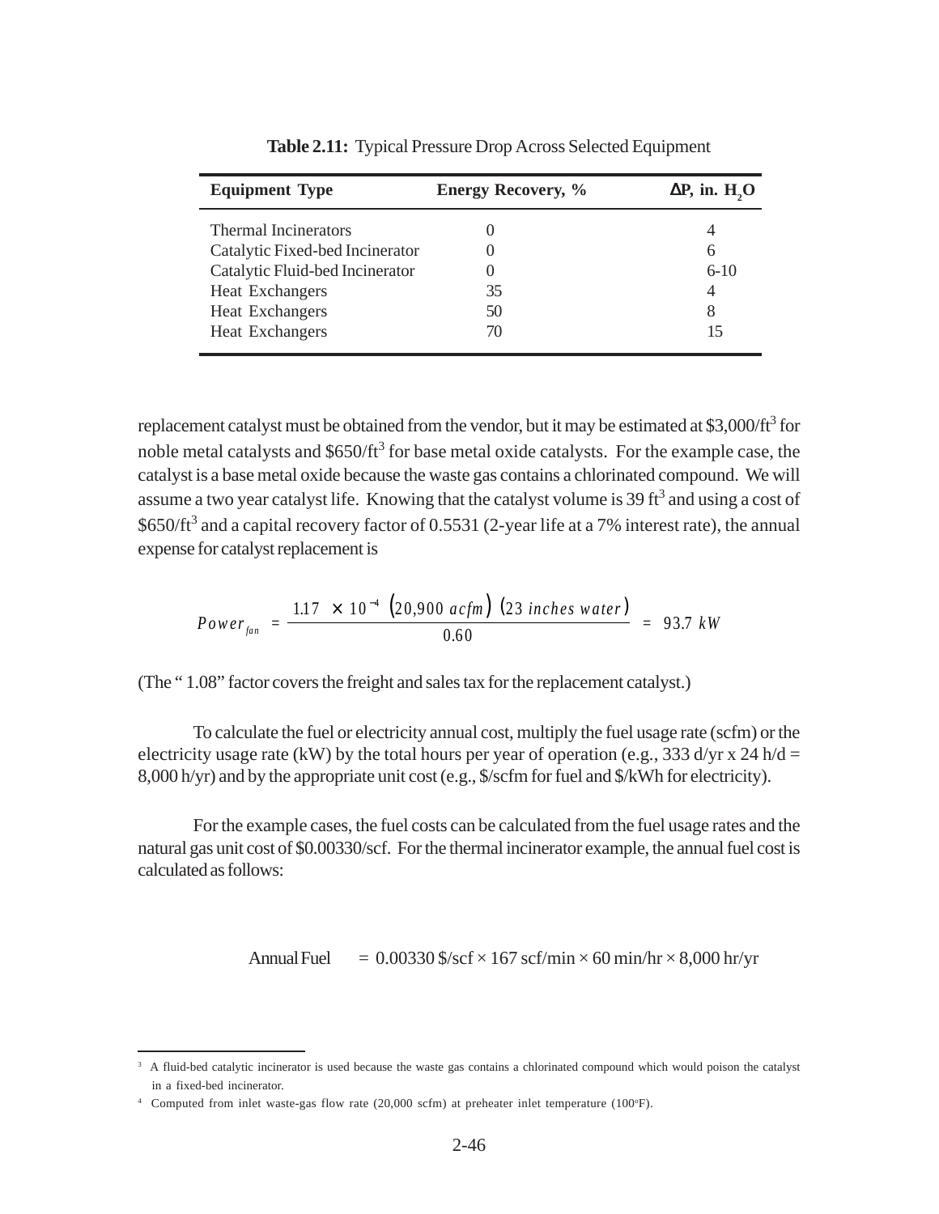**Table 2.11:** Typical Pressure Drop Across Selected Equipment

| Equipment Type | Energy Recovery, % | ΔP, in. $H_2O$ |
|---|---|---|
| Thermal Incinerators | 0 | 4 |
| Catalytic Fixed-bed Incinerator | 0 | 6 |
| Catalytic Fluid-bed Incinerator | 0 | 6-10 |
| Heat Exchangers | 35 | 4 |
| Heat Exchangers | 50 | 8 |
| Heat Exchangers | 70 | 15 |

replacement catalyst must be obtained from the vendor, but it may be estimated at \$3,000/ft$^3$ for noble metal catalysts and \$650/ft$^3$ for base metal oxide catalysts. For the example case, the catalyst is a base metal oxide because the waste gas contains a chlorinated compound. We will assume a two year catalyst life. Knowing that the catalyst volume is 39 ft$^3$ and using a cost of \$650/ft$^3$ and a capital recovery factor of 0.5531 (2-year life at a 7% interest rate), the annual expense for catalyst replacement is

$$Power_{fan} = \frac{1.17 \times 10^{-4} \left(20{,}900 \; acfm\right) \left(23 \; inches \; water\right)}{0.60} = 93.7 \; kW$$

(The " 1.08" factor covers the freight and sales tax for the replacement catalyst.)

To calculate the fuel or electricity annual cost, multiply the fuel usage rate (scfm) or the electricity usage rate (kW) by the total hours per year of operation (e.g., 333 d/yr x 24 h/d = 8,000 h/yr) and by the appropriate unit cost (e.g., \$/scfm for fuel and \$/kWh for electricity).

For the example cases, the fuel costs can be calculated from the fuel usage rates and the natural gas unit cost of \$0.00330/scf. For the thermal incinerator example, the annual fuel cost is calculated as follows:

$$\text{Annual Fuel} = 0.00330 \; \$/\text{scf} \times 167 \; \text{scf/min} \times 60 \; \text{min/hr} \times 8{,}000 \; \text{hr/yr}$$

---

[3] A fluid-bed catalytic incinerator is used because the waste gas contains a chlorinated compound which would poison the catalyst in a fixed-bed incinerator.

[4] Computed from inlet waste-gas flow rate (20,000 scfm) at preheater inlet temperature (100°F).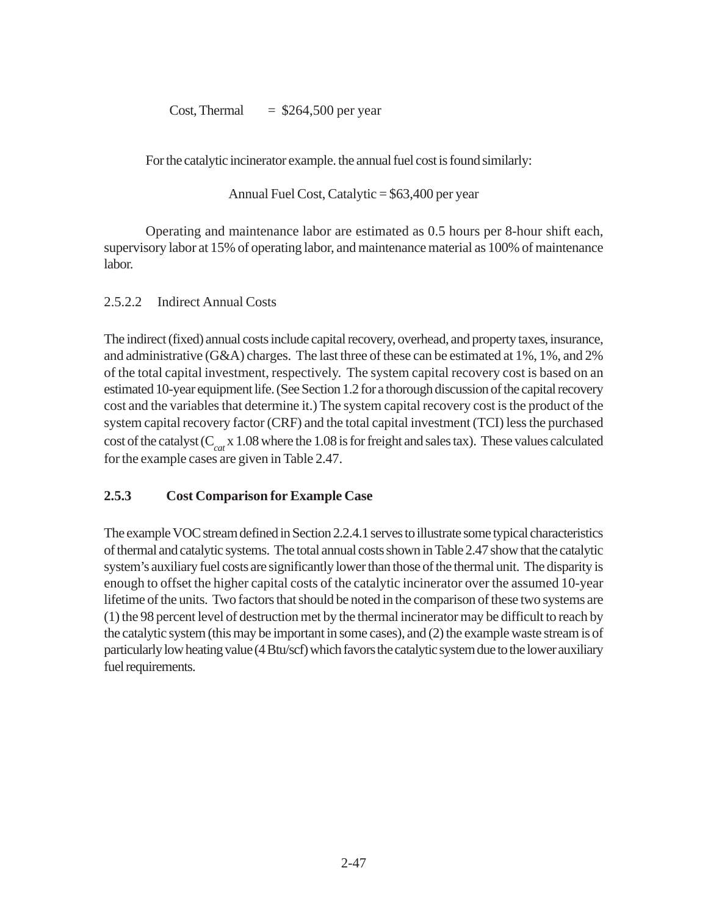Cost, Thermal = \$264,500 per year

For the catalytic incinerator example. the annual fuel cost is found similarly:

Annual Fuel Cost, Catalytic = \$63,400 per year

Operating and maintenance labor are estimated as 0.5 hours per 8-hour shift each, supervisory labor at 15% of operating labor, and maintenance material as 100% of maintenance labor.

#### 2.5.2.2 Indirect Annual Costs

The indirect (fixed) annual costs include capital recovery, overhead, and property taxes, insurance, and administrative (G&A) charges. The last three of these can be estimated at 1%, 1%, and 2% of the total capital investment, respectively. The system capital recovery cost is based on an estimated 10-year equipment life. (See Section 1.2 for a thorough discussion of the capital recovery cost and the variables that determine it.) The system capital recovery cost is the product of the system capital recovery factor (CRF) and the total capital investment (TCI) less the purchased cost of the catalyst ($C_{cat}$ x 1.08 where the 1.08 is for freight and sales tax). These values calculated for the example cases are given in Table 2.47.

### 2.5.3 Cost Comparison for Example Case

The example VOC stream defined in Section 2.2.4.1 serves to illustrate some typical characteristics of thermal and catalytic systems. The total annual costs shown in Table 2.47 show that the catalytic system's auxiliary fuel costs are significantly lower than those of the thermal unit. The disparity is enough to offset the higher capital costs of the catalytic incinerator over the assumed 10-year lifetime of the units. Two factors that should be noted in the comparison of these two systems are (1) the 98 percent level of destruction met by the thermal incinerator may be difficult to reach by the catalytic system (this may be important in some cases), and (2) the example waste stream is of particularly low heating value (4 Btu/scf) which favors the catalytic system due to the lower auxiliary fuel requirements.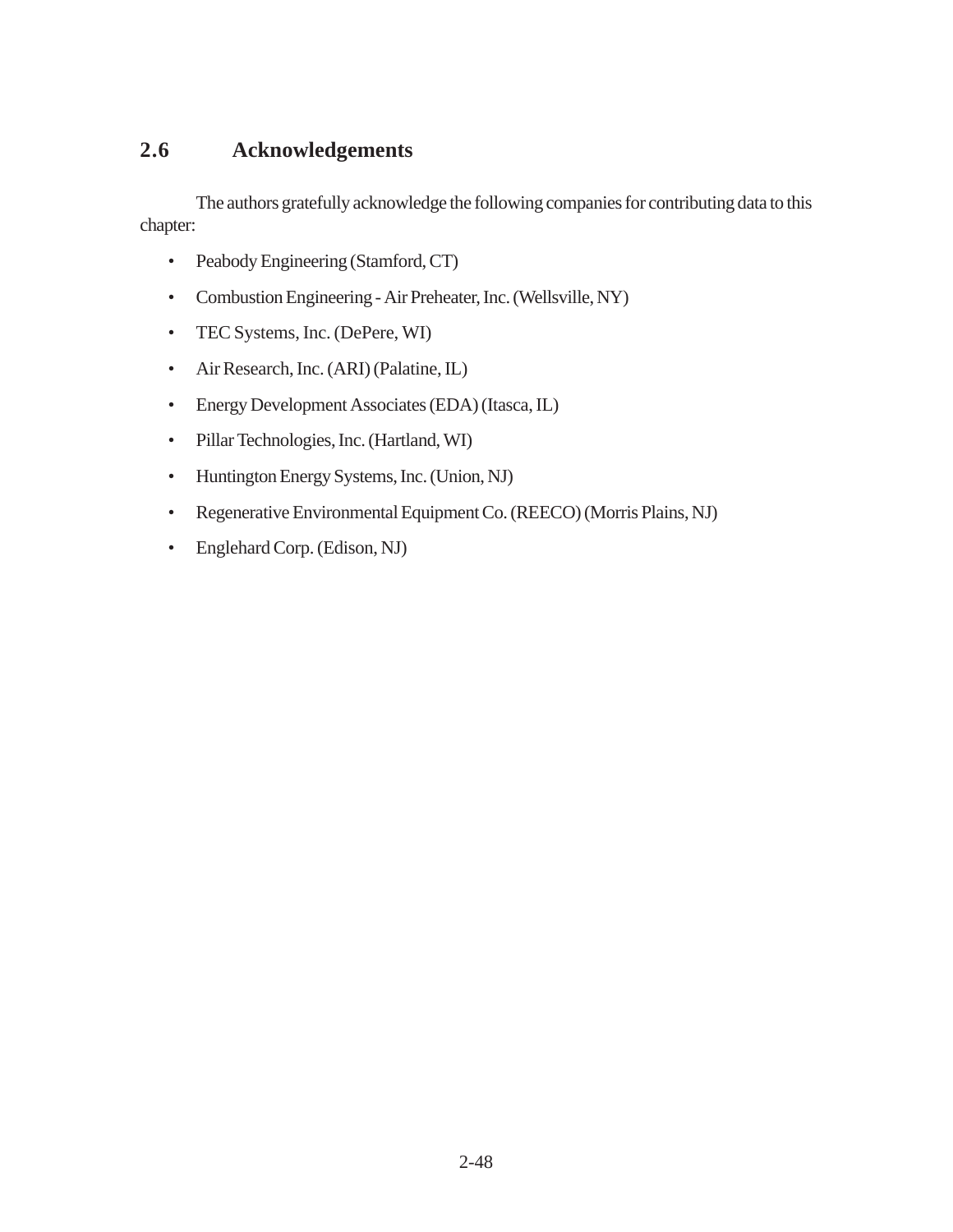## 2.6 Acknowledgements

The authors gratefully acknowledge the following companies for contributing data to this chapter:

- Peabody Engineering (Stamford, CT)
- Combustion Engineering - Air Preheater, Inc. (Wellsville, NY)
- TEC Systems, Inc. (DePere, WI)
- Air Research, Inc. (ARI) (Palatine, IL)
- Energy Development Associates (EDA) (Itasca, IL)
- Pillar Technologies, Inc. (Hartland, WI)
- Huntington Energy Systems, Inc. (Union, NJ)
- Regenerative Environmental Equipment Co. (REECO) (Morris Plains, NJ)
- Englehard Corp. (Edison, NJ)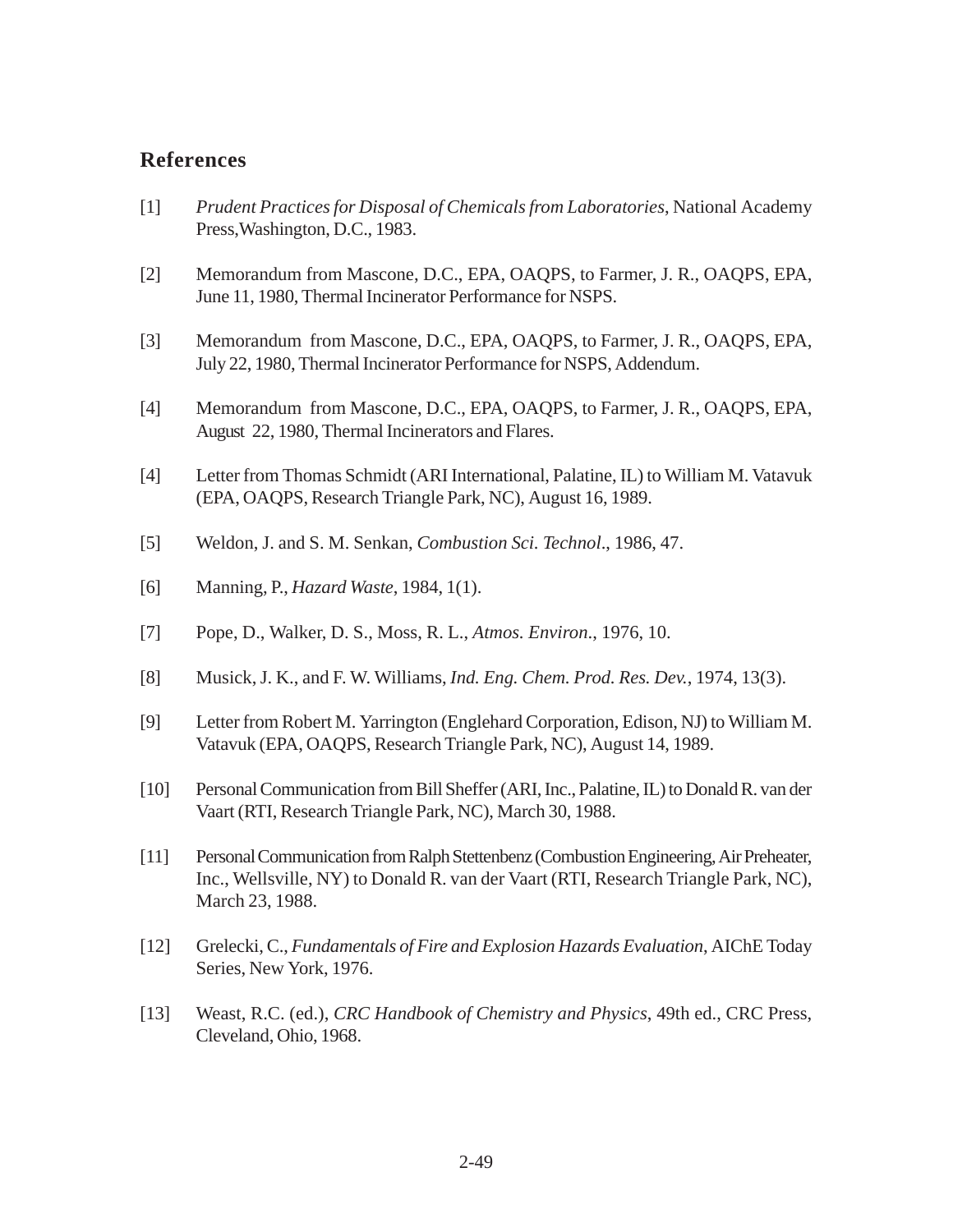## References

[1] *Prudent Practices for Disposal of Chemicals from Laboratories*, National Academy Press,Washington, D.C., 1983.

[2] Memorandum from Mascone, D.C., EPA, OAQPS, to Farmer, J. R., OAQPS, EPA, June 11, 1980, Thermal Incinerator Performance for NSPS.

[3] Memorandum from Mascone, D.C., EPA, OAQPS, to Farmer, J. R., OAQPS, EPA, July 22, 1980, Thermal Incinerator Performance for NSPS, Addendum.

[4] Memorandum from Mascone, D.C., EPA, OAQPS, to Farmer, J. R., OAQPS, EPA, August 22, 1980, Thermal Incinerators and Flares.

[4] Letter from Thomas Schmidt (ARI International, Palatine, IL) to William M. Vatavuk (EPA, OAQPS, Research Triangle Park, NC), August 16, 1989.

[5] Weldon, J. and S. M. Senkan, *Combustion Sci. Technol*., 1986, 47.

[6] Manning, P., *Hazard Waste*, 1984, 1(1).

[7] Pope, D., Walker, D. S., Moss, R. L., *Atmos. Environ*., 1976, 10.

[8] Musick, J. K., and F. W. Williams, *Ind. Eng. Chem. Prod. Res. Dev.*, 1974, 13(3).

[9] Letter from Robert M. Yarrington (Englehard Corporation, Edison, NJ) to William M. Vatavuk (EPA, OAQPS, Research Triangle Park, NC), August 14, 1989.

[10] Personal Communication from Bill Sheffer (ARI, Inc., Palatine, IL) to Donald R. van der Vaart (RTI, Research Triangle Park, NC), March 30, 1988.

[11] Personal Communication from Ralph Stettenbenz (Combustion Engineering, Air Preheater, Inc., Wellsville, NY) to Donald R. van der Vaart (RTI, Research Triangle Park, NC), March 23, 1988.

[12] Grelecki, C., *Fundamentals of Fire and Explosion Hazards Evaluation*, AIChE Today Series, New York, 1976.

[13] Weast, R.C. (ed.), *CRC Handbook of Chemistry and Physics*, 49th ed., CRC Press, Cleveland, Ohio, 1968.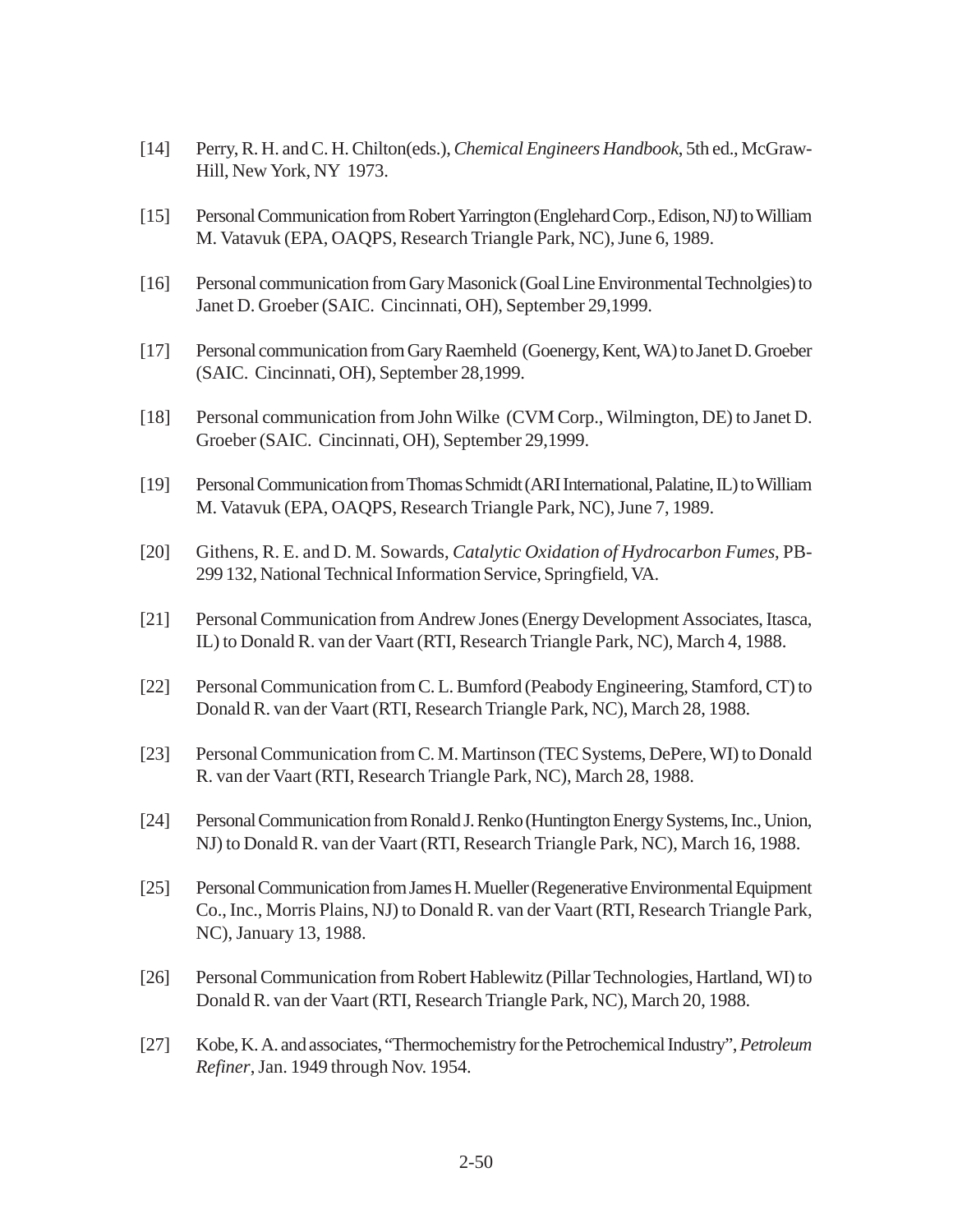[14] Perry, R. H. and C. H. Chilton(eds.), *Chemical Engineers Handbook*, 5th ed., McGraw-Hill, New York, NY 1973.

[15] Personal Communication from Robert Yarrington (Englehard Corp., Edison, NJ) to William M. Vatavuk (EPA, OAQPS, Research Triangle Park, NC), June 6, 1989.

[16] Personal communication from Gary Masonick (Goal Line Environmental Technolgies) to Janet D. Groeber (SAIC. Cincinnati, OH), September 29,1999.

[17] Personal communication from Gary Raemheld (Goenergy, Kent, WA) to Janet D. Groeber (SAIC. Cincinnati, OH), September 28,1999.

[18] Personal communication from John Wilke (CVM Corp., Wilmington, DE) to Janet D. Groeber (SAIC. Cincinnati, OH), September 29,1999.

[19] Personal Communication from Thomas Schmidt (ARI International, Palatine, IL) to William M. Vatavuk (EPA, OAQPS, Research Triangle Park, NC), June 7, 1989.

[20] Githens, R. E. and D. M. Sowards, *Catalytic Oxidation of Hydrocarbon Fumes*, PB-299 132, National Technical Information Service, Springfield, VA.

[21] Personal Communication from Andrew Jones (Energy Development Associates, Itasca, IL) to Donald R. van der Vaart (RTI, Research Triangle Park, NC), March 4, 1988.

[22] Personal Communication from C. L. Bumford (Peabody Engineering, Stamford, CT) to Donald R. van der Vaart (RTI, Research Triangle Park, NC), March 28, 1988.

[23] Personal Communication from C. M. Martinson (TEC Systems, DePere, WI) to Donald R. van der Vaart (RTI, Research Triangle Park, NC), March 28, 1988.

[24] Personal Communication from Ronald J. Renko (Huntington Energy Systems, Inc., Union, NJ) to Donald R. van der Vaart (RTI, Research Triangle Park, NC), March 16, 1988.

[25] Personal Communication from James H. Mueller (Regenerative Environmental Equipment Co., Inc., Morris Plains, NJ) to Donald R. van der Vaart (RTI, Research Triangle Park, NC), January 13, 1988.

[26] Personal Communication from Robert Hablewitz (Pillar Technologies, Hartland, WI) to Donald R. van der Vaart (RTI, Research Triangle Park, NC), March 20, 1988.

[27] Kobe, K. A. and associates, "Thermochemistry for the Petrochemical Industry", *Petroleum Refiner*, Jan. 1949 through Nov. 1954.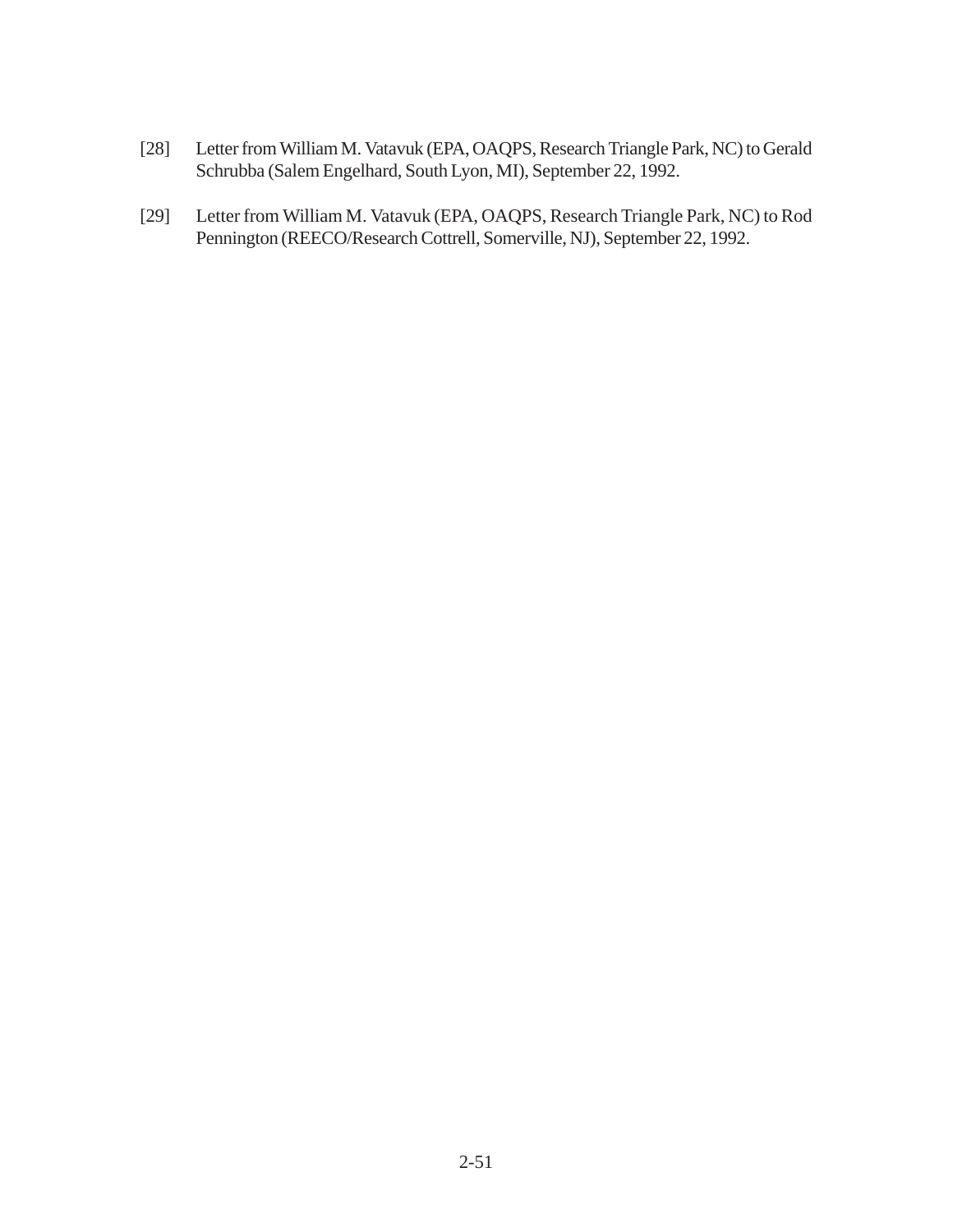[28] Letter from William M. Vatavuk (EPA, OAQPS, Research Triangle Park, NC) to Gerald Schrubba (Salem Engelhard, South Lyon, MI), September 22, 1992.

[29] Letter from William M. Vatavuk (EPA, OAQPS, Research Triangle Park, NC) to Rod Pennington (REECO/Research Cottrell, Somerville, NJ), September 22, 1992.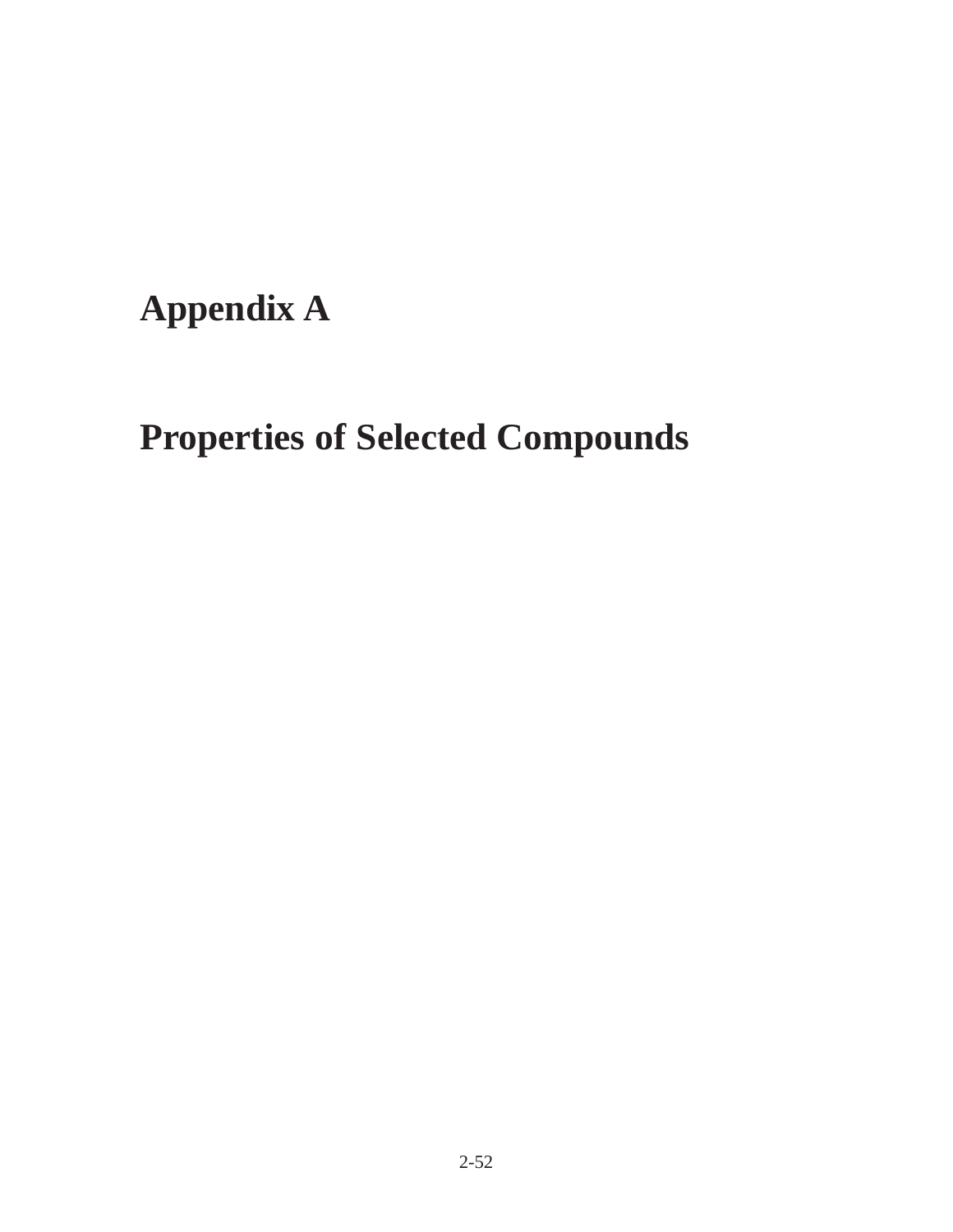# Appendix A

# Properties of Selected Compounds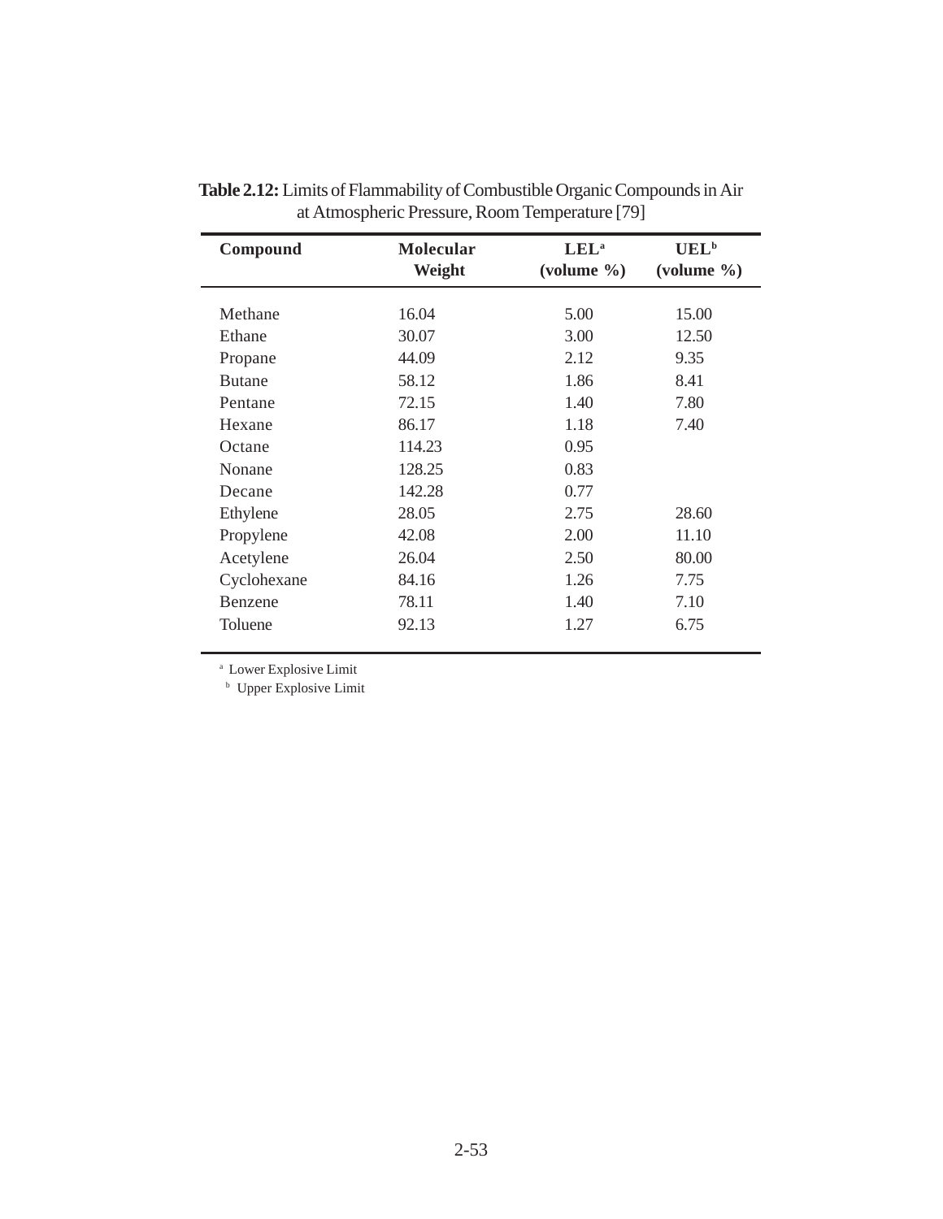**Table 2.12:** Limits of Flammability of Combustible Organic Compounds in Air at Atmospheric Pressure, Room Temperature [79]

| Compound | Molecular Weight | LEL[a] (volume %) | UEL[b] (volume %) |
|---|---|---|---|
| Methane | 16.04 | 5.00 | 15.00 |
| Ethane | 30.07 | 3.00 | 12.50 |
| Propane | 44.09 | 2.12 | 9.35 |
| Butane | 58.12 | 1.86 | 8.41 |
| Pentane | 72.15 | 1.40 | 7.80 |
| Hexane | 86.17 | 1.18 | 7.40 |
| Octane | 114.23 | 0.95 | |
| Nonane | 128.25 | 0.83 | |
| Decane | 142.28 | 0.77 | |
| Ethylene | 28.05 | 2.75 | 28.60 |
| Propylene | 42.08 | 2.00 | 11.10 |
| Acetylene | 26.04 | 2.50 | 80.00 |
| Cyclohexane | 84.16 | 1.26 | 7.75 |
| Benzene | 78.11 | 1.40 | 7.10 |
| Toluene | 92.13 | 1.27 | 6.75 |

[a] Lower Explosive Limit
[b] Upper Explosive Limit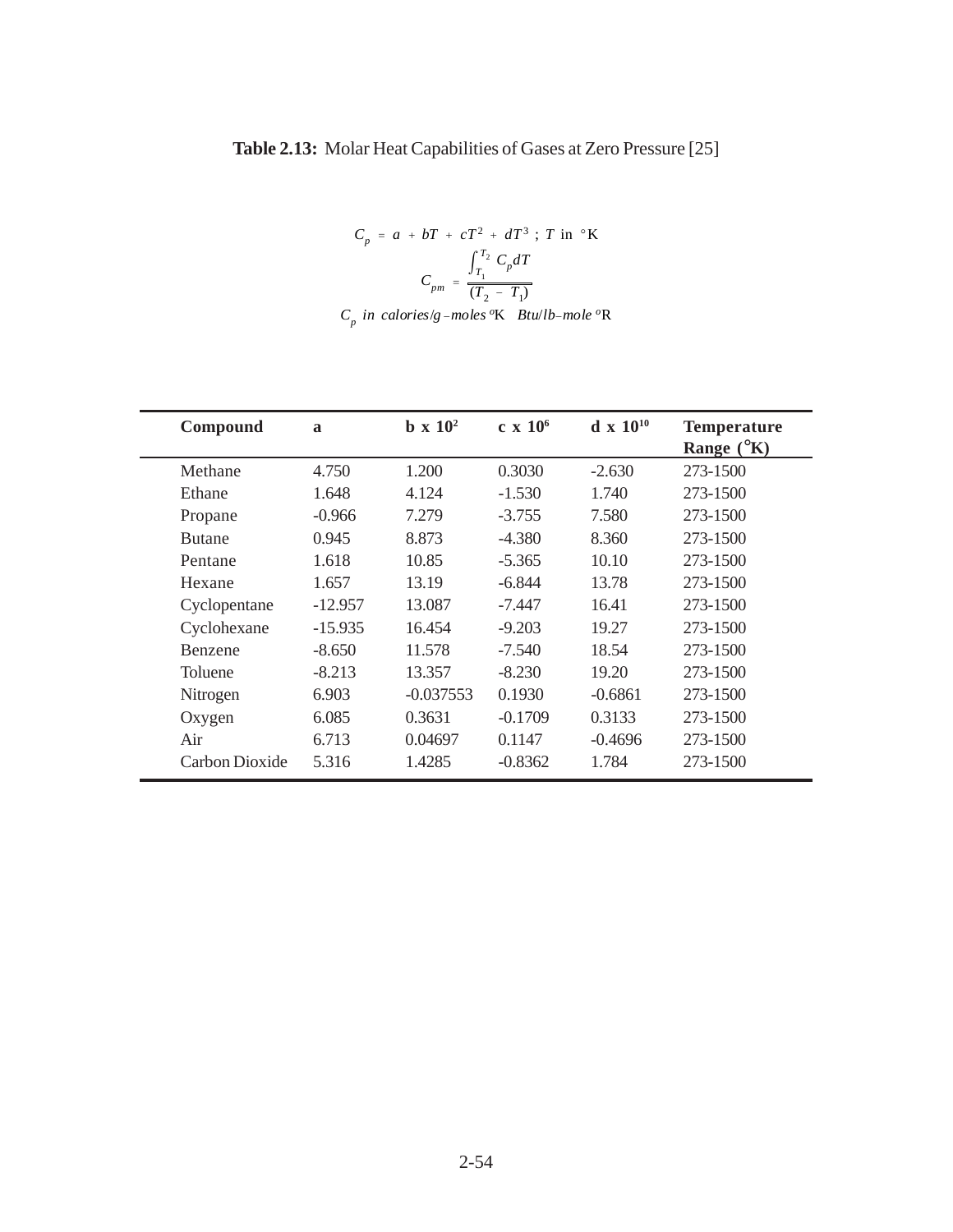**Table 2.13:** Molar Heat Capabilities of Gases at Zero Pressure [25]

$$C_p = a + bT + cT^2 + dT^3 \; ; \; T \text{ in } °\text{K}$$

$$C_{pm} = \frac{\int_{T_1}^{T_2} C_p dT}{(T_2 - T_1)}$$

$$C_p \; in \; calories/g-moles \; ^o\text{K} \quad Btu/lb-mole \; ^o\text{R}$$

| Compound | a | b x $10^2$ | c x $10^6$ | d x $10^{10}$ | Temperature Range (°K) |
|---|---|---|---|---|---|
| Methane | 4.750 | 1.200 | 0.3030 | -2.630 | 273-1500 |
| Ethane | 1.648 | 4.124 | -1.530 | 1.740 | 273-1500 |
| Propane | -0.966 | 7.279 | -3.755 | 7.580 | 273-1500 |
| Butane | 0.945 | 8.873 | -4.380 | 8.360 | 273-1500 |
| Pentane | 1.618 | 10.85 | -5.365 | 10.10 | 273-1500 |
| Hexane | 1.657 | 13.19 | -6.844 | 13.78 | 273-1500 |
| Cyclopentane | -12.957 | 13.087 | -7.447 | 16.41 | 273-1500 |
| Cyclohexane | -15.935 | 16.454 | -9.203 | 19.27 | 273-1500 |
| Benzene | -8.650 | 11.578 | -7.540 | 18.54 | 273-1500 |
| Toluene | -8.213 | 13.357 | -8.230 | 19.20 | 273-1500 |
| Nitrogen | 6.903 | -0.037553 | 0.1930 | -0.6861 | 273-1500 |
| Oxygen | 6.085 | 0.3631 | -0.1709 | 0.3133 | 273-1500 |
| Air | 6.713 | 0.04697 | 0.1147 | -0.4696 | 273-1500 |
| Carbon Dioxide | 5.316 | 1.4285 | -0.8362 | 1.784 | 273-1500 |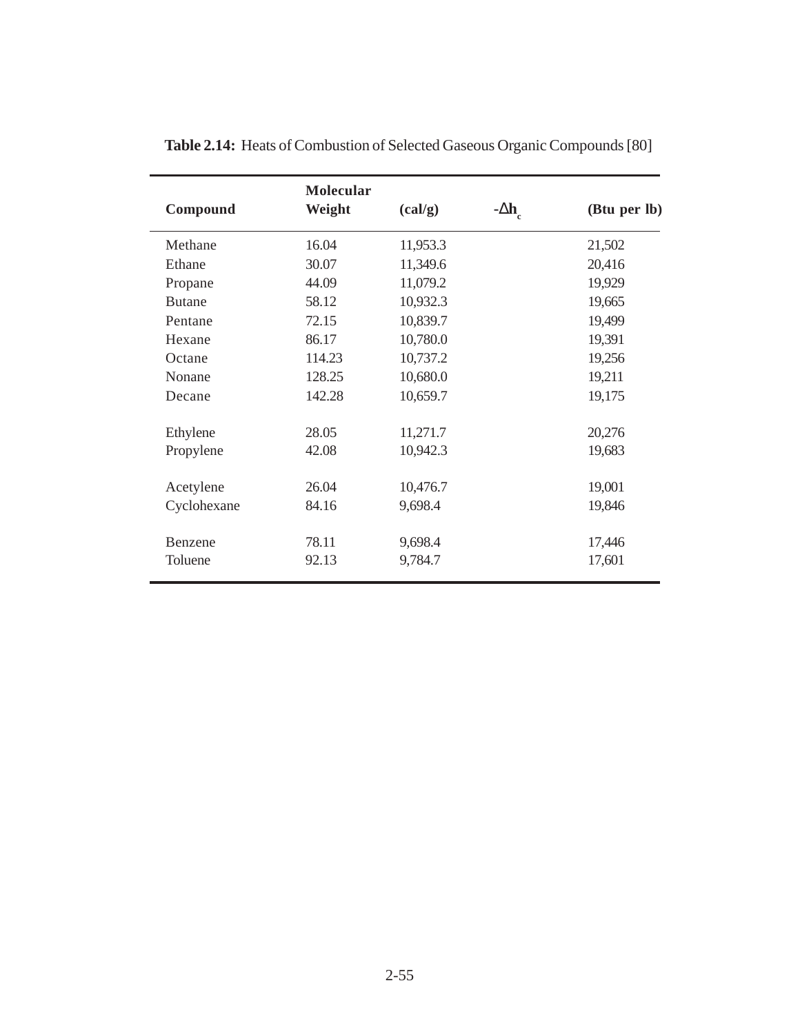**Table 2.14:** Heats of Combustion of Selected Gaseous Organic Compounds [80]

| Compound | Molecular Weight | $-\Delta h_c$ (cal/g) | $-\Delta h_c$ (Btu per lb) |
|---|---|---|---|
| Methane | 16.04 | 11,953.3 | 21,502 |
| Ethane | 30.07 | 11,349.6 | 20,416 |
| Propane | 44.09 | 11,079.2 | 19,929 |
| Butane | 58.12 | 10,932.3 | 19,665 |
| Pentane | 72.15 | 10,839.7 | 19,499 |
| Hexane | 86.17 | 10,780.0 | 19,391 |
| Octane | 114.23 | 10,737.2 | 19,256 |
| Nonane | 128.25 | 10,680.0 | 19,211 |
| Decane | 142.28 | 10,659.7 | 19,175 |
| Ethylene | 28.05 | 11,271.7 | 20,276 |
| Propylene | 42.08 | 10,942.3 | 19,683 |
| Acetylene | 26.04 | 10,476.7 | 19,001 |
| Cyclohexane | 84.16 | 9,698.4 | 19,846 |
| Benzene | 78.11 | 9,698.4 | 17,446 |
| Toluene | 92.13 | 9,784.7 | 17,601 |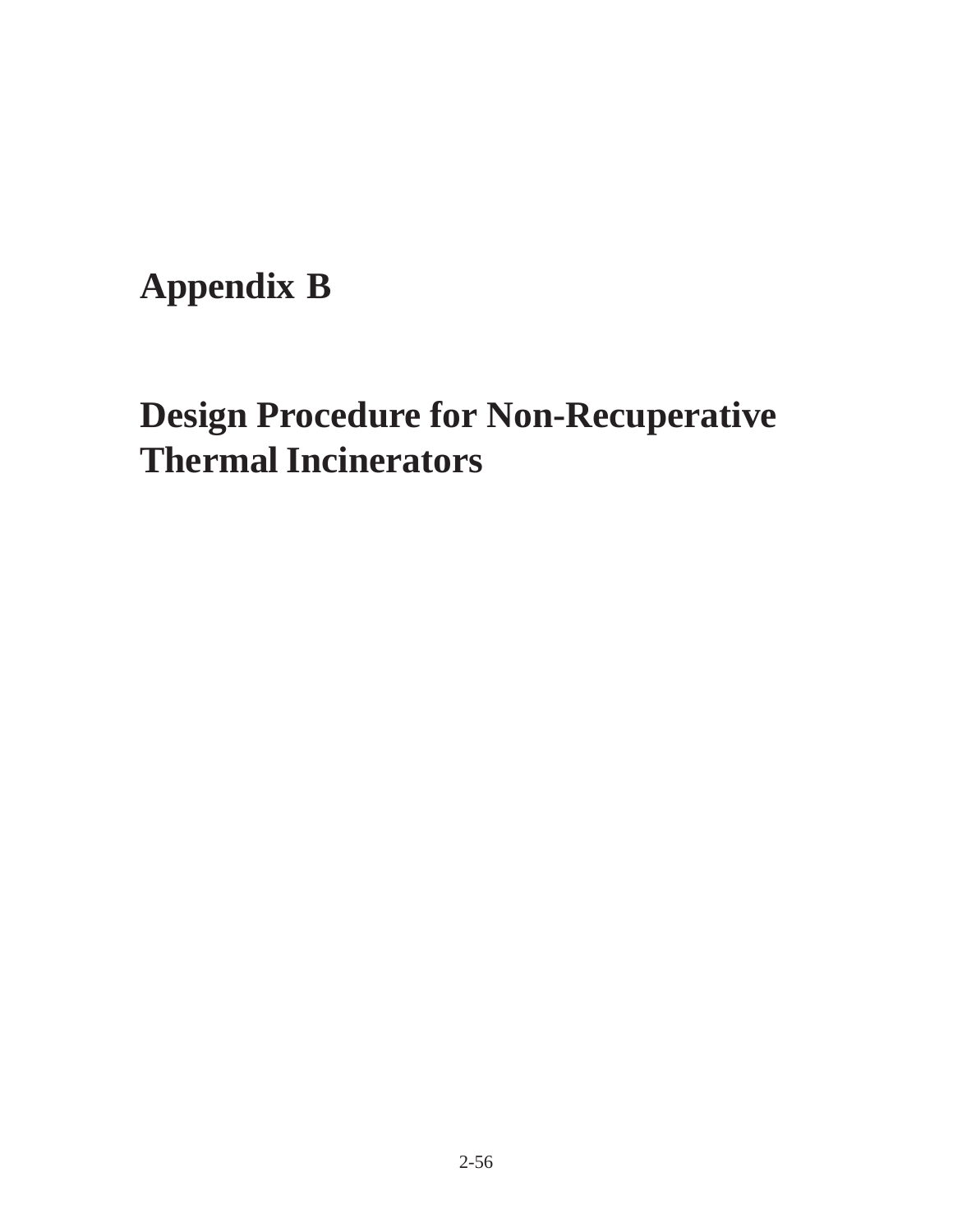# Appendix B

# Design Procedure for Non-Recuperative Thermal Incinerators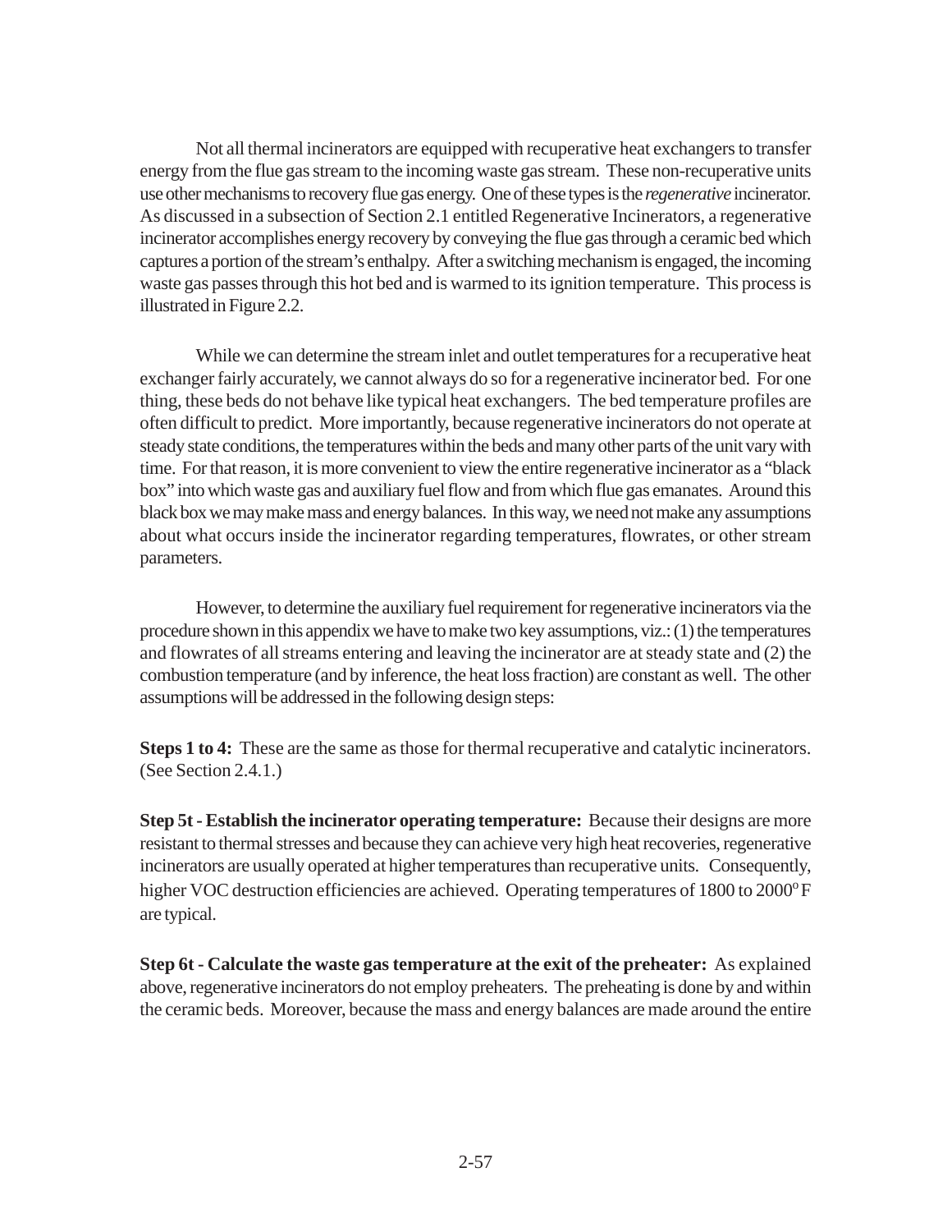Not all thermal incinerators are equipped with recuperative heat exchangers to transfer energy from the flue gas stream to the incoming waste gas stream. These non-recuperative units use other mechanisms to recovery flue gas energy. One of these types is the *regenerative* incinerator. As discussed in a subsection of Section 2.1 entitled Regenerative Incinerators, a regenerative incinerator accomplishes energy recovery by conveying the flue gas through a ceramic bed which captures a portion of the stream's enthalpy. After a switching mechanism is engaged, the incoming waste gas passes through this hot bed and is warmed to its ignition temperature. This process is illustrated in Figure 2.2.

While we can determine the stream inlet and outlet temperatures for a recuperative heat exchanger fairly accurately, we cannot always do so for a regenerative incinerator bed. For one thing, these beds do not behave like typical heat exchangers. The bed temperature profiles are often difficult to predict. More importantly, because regenerative incinerators do not operate at steady state conditions, the temperatures within the beds and many other parts of the unit vary with time. For that reason, it is more convenient to view the entire regenerative incinerator as a "black box" into which waste gas and auxiliary fuel flow and from which flue gas emanates. Around this black box we may make mass and energy balances. In this way, we need not make any assumptions about what occurs inside the incinerator regarding temperatures, flowrates, or other stream parameters.

However, to determine the auxiliary fuel requirement for regenerative incinerators via the procedure shown in this appendix we have to make two key assumptions, viz.: (1) the temperatures and flowrates of all streams entering and leaving the incinerator are at steady state and (2) the combustion temperature (and by inference, the heat loss fraction) are constant as well. The other assumptions will be addressed in the following design steps:

**Steps 1 to 4:** These are the same as those for thermal recuperative and catalytic incinerators. (See Section 2.4.1.)

**Step 5t - Establish the incinerator operating temperature:** Because their designs are more resistant to thermal stresses and because they can achieve very high heat recoveries, regenerative incinerators are usually operated at higher temperatures than recuperative units. Consequently, higher VOC destruction efficiencies are achieved. Operating temperatures of 1800 to 2000$^{o}$F are typical.

**Step 6t - Calculate the waste gas temperature at the exit of the preheater:** As explained above, regenerative incinerators do not employ preheaters. The preheating is done by and within the ceramic beds. Moreover, because the mass and energy balances are made around the entire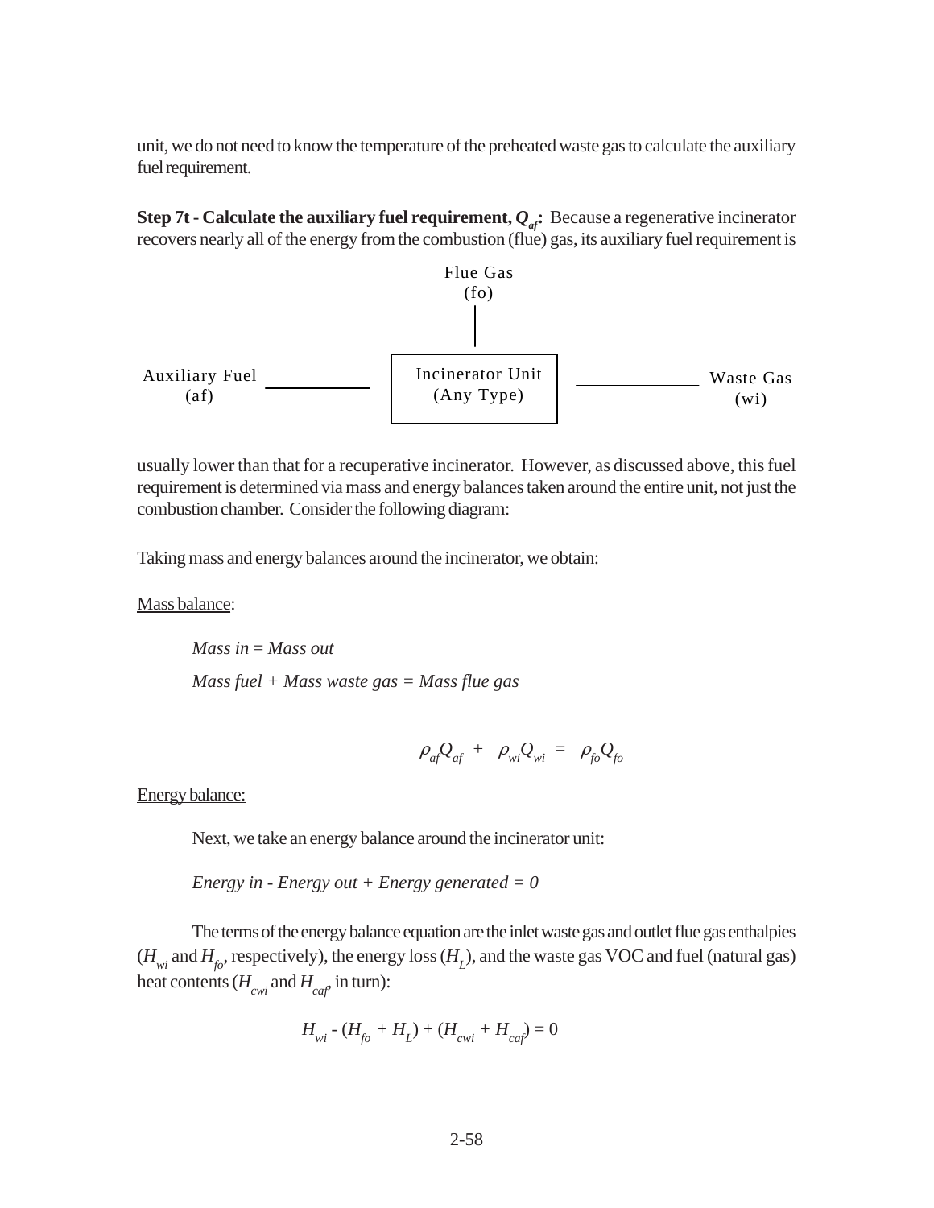unit, we do not need to know the temperature of the preheated waste gas to calculate the auxiliary fuel requirement.

**Step 7t - Calculate the auxiliary fuel requirement, $Q_{af}$:** Because a regenerative incinerator recovers nearly all of the energy from the combustion (flue) gas, its auxiliary fuel requirement is

Flue Gas (fo)

Auxiliary Fuel (af) — Incinerator Unit (Any Type) — Waste Gas (wi)

usually lower than that for a recuperative incinerator. However, as discussed above, this fuel requirement is determined via mass and energy balances taken around the entire unit, not just the combustion chamber. Consider the following diagram:

Taking mass and energy balances around the incinerator, we obtain:

Mass balance:

*Mass in = Mass out*

*Mass fuel + Mass waste gas = Mass flue gas*

$$\rho_{af} Q_{af} + \rho_{wi} Q_{wi} = \rho_{fo} Q_{fo}$$

Energy balance:

Next, we take an energy balance around the incinerator unit:

*Energy in - Energy out + Energy generated = 0*

The terms of the energy balance equation are the inlet waste gas and outlet flue gas enthalpies ($H_{wi}$ and $H_{fo}$, respectively), the energy loss ($H_L$), and the waste gas VOC and fuel (natural gas) heat contents ($H_{cwi}$ and $H_{caf}$, in turn):

$$H_{wi} - (H_{fo} + H_L) + (H_{cwi} + H_{caf}) = 0$$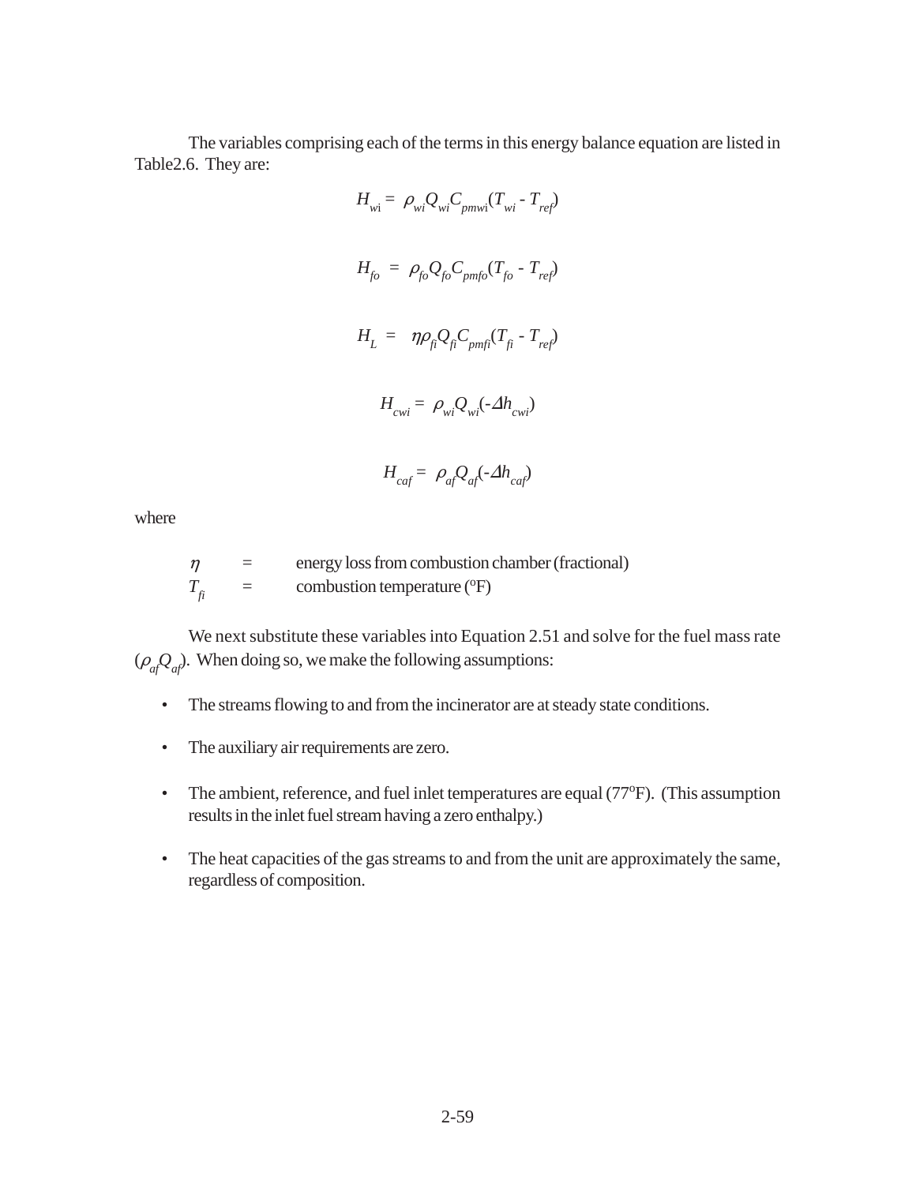The variables comprising each of the terms in this energy balance equation are listed in Table2.6. They are:

$$H_{wi} = \rho_{wi} Q_{wi} C_{pmwi} (T_{wi} - T_{ref})$$

$$H_{fo} = \rho_{fo} Q_{fo} C_{pmfo} (T_{fo} - T_{ref})$$

$$H_L = \eta \rho_{fi} Q_{fi} C_{pmfi} (T_{fi} - T_{ref})$$

$$H_{cwi} = \rho_{wi} Q_{wi} (-\Delta h_{cwi})$$

$$H_{caf} = \rho_{af} Q_{af} (-\Delta h_{caf})$$

where

| | | |
|---|---|---|
| $\eta$ | = | energy loss from combustion chamber (fractional) |
| $T_{fi}$ | = | combustion temperature (°F) |

We next substitute these variables into Equation 2.51 and solve for the fuel mass rate ($\rho_{af} Q_{af}$). When doing so, we make the following assumptions:

- The streams flowing to and from the incinerator are at steady state conditions.
- The auxiliary air requirements are zero.
- The ambient, reference, and fuel inlet temperatures are equal (77°F). (This assumption results in the inlet fuel stream having a zero enthalpy.)
- The heat capacities of the gas streams to and from the unit are approximately the same, regardless of composition.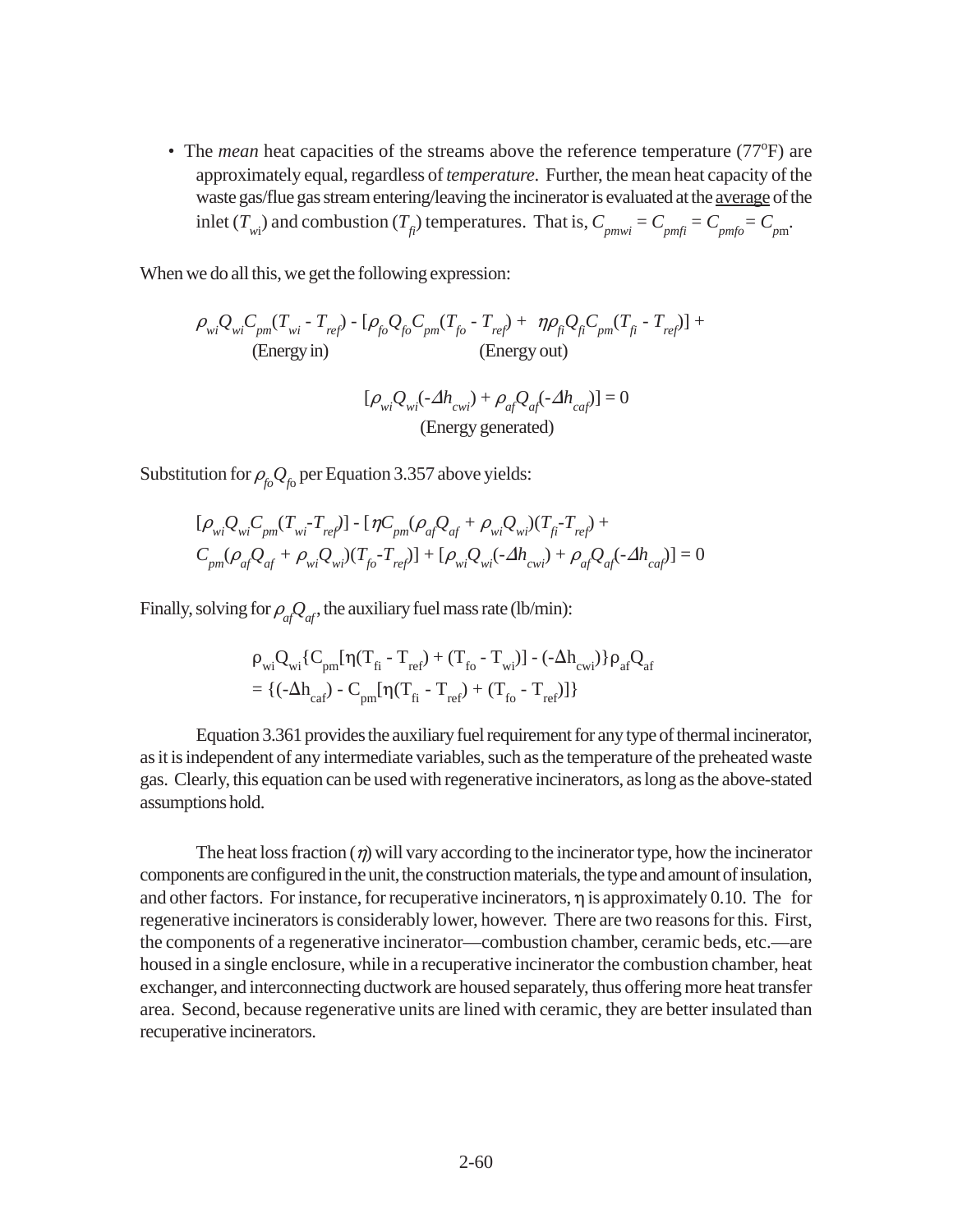- The *mean* heat capacities of the streams above the reference temperature (77°F) are approximately equal, regardless of *temperature*. Further, the mean heat capacity of the waste gas/flue gas stream entering/leaving the incinerator is evaluated at the <u>average</u> of the inlet ($T_{wi}$) and combustion ($T_{fi}$) temperatures. That is, $C_{pmwi} = C_{pmfi} = C_{pmfo} = C_{pm}$.

When we do all this, we get the following expression:

$$\underbrace{\rho_{wi}Q_{wi}C_{pm}(T_{wi} - T_{ref})}_{\text{(Energy in)}} - \underbrace{[\rho_{fo}Q_{fo}C_{pm}(T_{fo} - T_{ref}) + \eta\rho_{fi}Q_{fi}C_{pm}(T_{fi} - T_{ref})]}_{\text{(Energy out)}} +$$

$$\underbrace{[\rho_{wi}Q_{wi}(-\Delta h_{cwi}) + \rho_{af}Q_{af}(-\Delta h_{caf})]}_{\text{(Energy generated)}} = 0$$

Substitution for $\rho_{fo}Q_{fo}$ per Equation 3.357 above yields:

$$[\rho_{wi}Q_{wi}C_{pm}(T_{wi}-T_{ref})] - [\eta C_{pm}(\rho_{af}Q_{af} + \rho_{wi}Q_{wi})(T_{fi}-T_{ref}) +$$
$$C_{pm}(\rho_{af}Q_{af} + \rho_{wi}Q_{wi})(T_{fo}-T_{ref})] + [\rho_{wi}Q_{wi}(-\Delta h_{cwi}) + \rho_{af}Q_{af}(-\Delta h_{caf})] = 0$$

Finally, solving for $\rho_{af}Q_{af}$, the auxiliary fuel mass rate (lb/min):

$$\rho_{wi}Q_{wi}\{C_{pm}[\eta(T_{fi} - T_{ref}) + (T_{fo} - T_{wi})] - (-\Delta h_{cwi})\}\rho_{af}Q_{af}$$
$$= \{(-\Delta h_{caf}) - C_{pm}[\eta(T_{fi} - T_{ref}) + (T_{fo} - T_{ref})]\}$$

Equation 3.361 provides the auxiliary fuel requirement for any type of thermal incinerator, as it is independent of any intermediate variables, such as the temperature of the preheated waste gas. Clearly, this equation can be used with regenerative incinerators, as long as the above-stated assumptions hold.

The heat loss fraction ($\eta$) will vary according to the incinerator type, how the incinerator components are configured in the unit, the construction materials, the type and amount of insulation, and other factors. For instance, for recuperative incinerators, $\eta$ is approximately 0.10. The for regenerative incinerators is considerably lower, however. There are two reasons for this. First, the components of a regenerative incinerator—combustion chamber, ceramic beds, etc.—are housed in a single enclosure, while in a recuperative incinerator the combustion chamber, heat exchanger, and interconnecting ductwork are housed separately, thus offering more heat transfer area. Second, because regenerative units are lined with ceramic, they are better insulated than recuperative incinerators.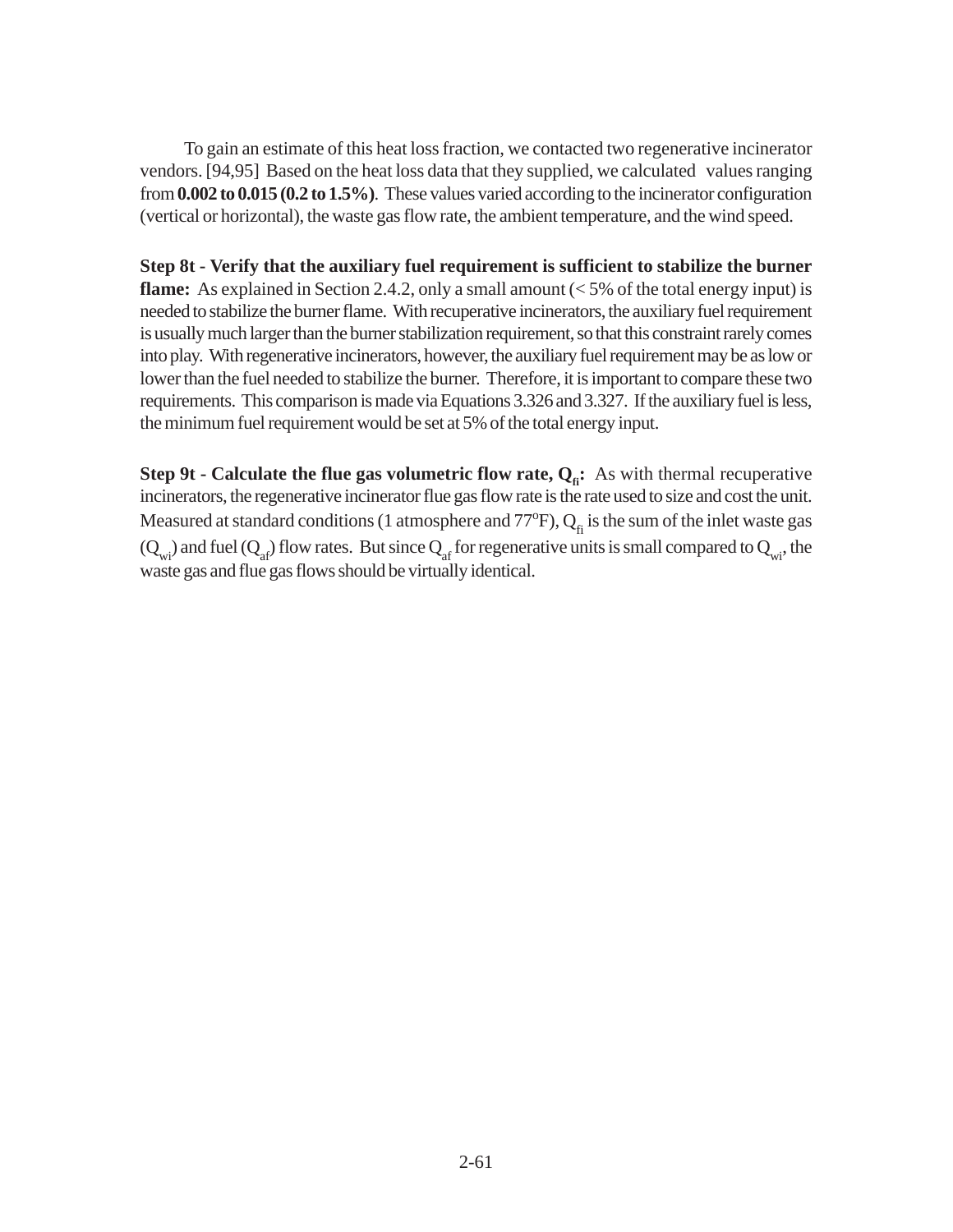To gain an estimate of this heat loss fraction, we contacted two regenerative incinerator vendors. [94,95] Based on the heat loss data that they supplied, we calculated values ranging from **0.002 to 0.015 (0.2 to 1.5%)**. These values varied according to the incinerator configuration (vertical or horizontal), the waste gas flow rate, the ambient temperature, and the wind speed.

**Step 8t - Verify that the auxiliary fuel requirement is sufficient to stabilize the burner flame:** As explained in Section 2.4.2, only a small amount (< 5% of the total energy input) is needed to stabilize the burner flame. With recuperative incinerators, the auxiliary fuel requirement is usually much larger than the burner stabilization requirement, so that this constraint rarely comes into play. With regenerative incinerators, however, the auxiliary fuel requirement may be as low or lower than the fuel needed to stabilize the burner. Therefore, it is important to compare these two requirements. This comparison is made via Equations 3.326 and 3.327. If the auxiliary fuel is less, the minimum fuel requirement would be set at 5% of the total energy input.

**Step 9t - Calculate the flue gas volumetric flow rate, $Q_{fi}$:** As with thermal recuperative incinerators, the regenerative incinerator flue gas flow rate is the rate used to size and cost the unit. Measured at standard conditions (1 atmosphere and 77$^{o}$F), $Q_{fi}$ is the sum of the inlet waste gas ($Q_{wi}$) and fuel ($Q_{af}$) flow rates. But since $Q_{af}$ for regenerative units is small compared to $Q_{wi}$, the waste gas and flue gas flows should be virtually identical.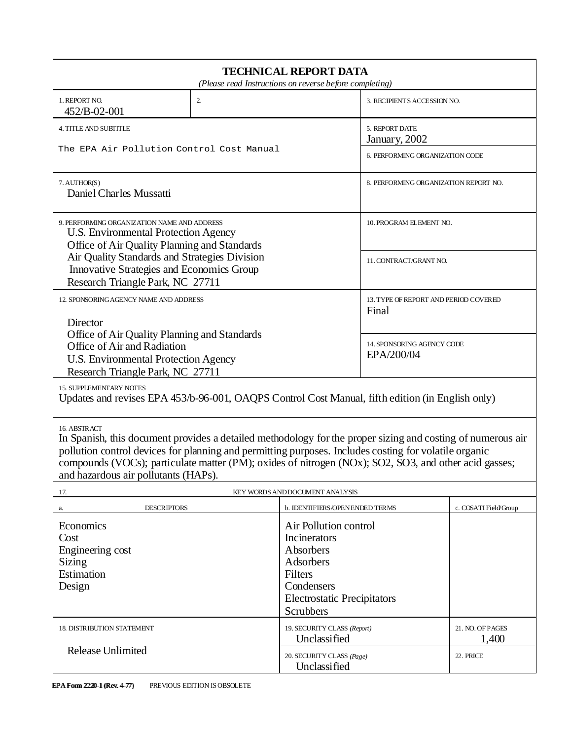# TECHNICAL REPORT DATA

*(Please read Instructions on reverse before completing)*

| | | |
|---|---|---|
| 1. REPORT NO.<br>452/B-02-001 | 2. | 3. RECIPIENT'S ACCESSION NO. |
| 4. TITLE AND SUBTITLE<br>The EPA Air Pollution Control Cost Manual | | 5. REPORT DATE<br>January, 2002 |
| | | 6. PERFORMING ORGANIZATION CODE |
| 7. AUTHOR(S)<br>Daniel Charles Mussatti | | 8. PERFORMING ORGANIZATION REPORT NO. |
| 9. PERFORMING ORGANIZATION NAME AND ADDRESS<br>U.S. Environmental Protection Agency<br>Office of Air Quality Planning and Standards<br>Air Quality Standards and Strategies Division<br>Innovative Strategies and Economics Group<br>Research Triangle Park, NC 27711 | | 10. PROGRAM ELEMENT NO. |
| | | 11. CONTRACT/GRANT NO. |
| 12. SPONSORING AGENCY NAME AND ADDRESS<br>Director<br>Office of Air Quality Planning and Standards<br>Office of Air and Radiation<br>U.S. Environmental Protection Agency<br>Research Triangle Park, NC 27711 | | 13. TYPE OF REPORT AND PERIOD COVERED<br>Final |
| | | 14. SPONSORING AGENCY CODE<br>EPA/200/04 |

15. SUPPLEMENTARY NOTES

Updates and revises EPA 453/b-96-001, OAQPS Control Cost Manual, fifth edition (in English only)

16. ABSTRACT

In Spanish, this document provides a detailed methodology for the proper sizing and costing of numerous air pollution control devices for planning and permitting purposes. Includes costing for volatile organic compounds (VOCs); particulate matter (PM); oxides of nitrogen (NOx); SO2, SO3, and other acid gasses; and hazardous air pollutants (HAPs).

17. KEY WORDS AND DOCUMENT ANALYSIS

| a. DESCRIPTORS | b. IDENTIFIERS/OPEN ENDED TERMS | c. COSATI Field/Group |
|---|---|---|
| Economics<br>Cost<br>Engineering cost<br>Sizing<br>Estimation<br>Design | Air Pollution control<br>Incinerators<br>Absorbers<br>Adsorbers<br>Filters<br>Condensers<br>Electrostatic Precipitators<br>Scrubbers | |

| | | |
|---|---|---|
| 18. DISTRIBUTION STATEMENT<br>Release Unlimited | 19. SECURITY CLASS *(Report)*<br>Unclassified | 21. NO. OF PAGES<br>1,400 |
| | 20. SECURITY CLASS *(Page)*<br>Unclassified | 22. PRICE |

**EPA Form 2220-1 (Rev. 4-77)** PREVIOUS EDITION IS OBSOLETE